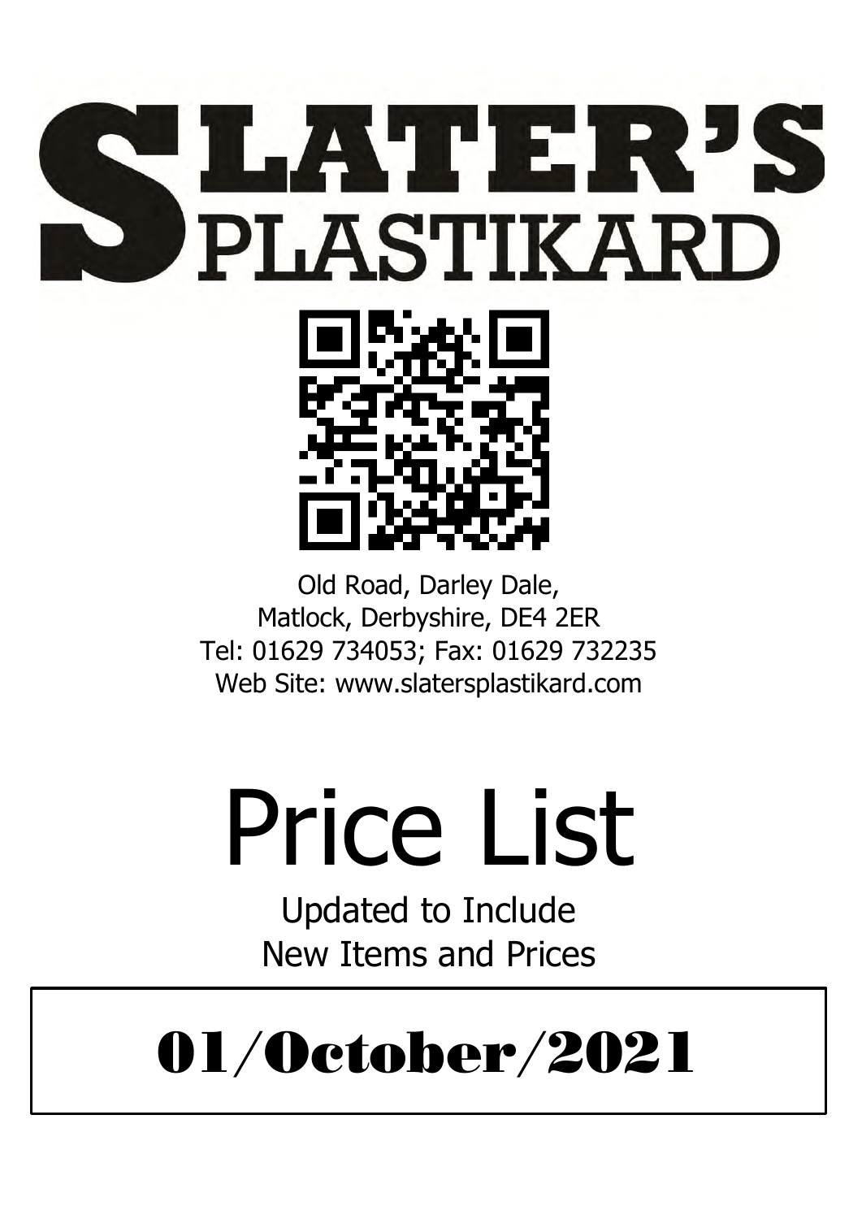# SLATER'S PLASTIKARD

Old Road, Darley Dale,
Matlock, Derbyshire, DE4 2ER
Tel: 01629 734053; Fax: 01629 732235
Web Site: www.slatersplastikard.com

# Price List

Updated to Include
New Items and Prices

## 01/October/2021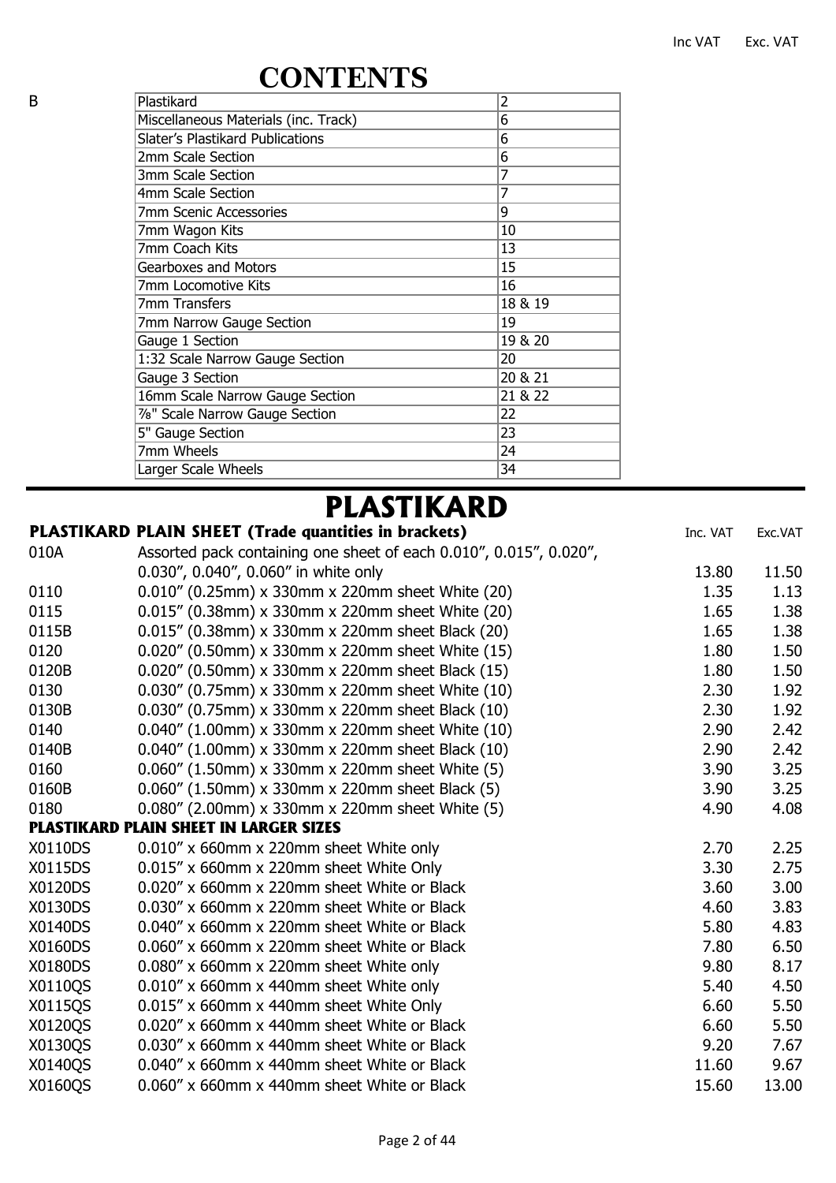Inc VAT Exc. VAT

# CONTENTS

B

| | |
|---|---|
| Plastikard | 2 |
| Miscellaneous Materials (inc. Track) | 6 |
| Slater's Plastikard Publications | 6 |
| 2mm Scale Section | 6 |
| 3mm Scale Section | 7 |
| 4mm Scale Section | 7 |
| 7mm Scenic Accessories | 9 |
| 7mm Wagon Kits | 10 |
| 7mm Coach Kits | 13 |
| Gearboxes and Motors | 15 |
| 7mm Locomotive Kits | 16 |
| 7mm Transfers | 18 & 19 |
| 7mm Narrow Gauge Section | 19 |
| Gauge 1 Section | 19 & 20 |
| 1:32 Scale Narrow Gauge Section | 20 |
| Gauge 3 Section | 20 & 21 |
| 16mm Scale Narrow Gauge Section | 21 & 22 |
| ⅞" Scale Narrow Gauge Section | 22 |
| 5" Gauge Section | 23 |
| 7mm Wheels | 24 |
| Larger Scale Wheels | 34 |

# PLASTIKARD

## PLASTIKARD PLAIN SHEET (Trade quantities in brackets)

| | | Inc. VAT | Exc.VAT |
|---|---|---|---|
| 010A | Assorted pack containing one sheet of each 0.010″, 0.015″, 0.020″, 0.030″, 0.040″, 0.060″ in white only | 13.80 | 11.50 |
| 0110 | 0.010″ (0.25mm) x 330mm x 220mm sheet White (20) | 1.35 | 1.13 |
| 0115 | 0.015″ (0.38mm) x 330mm x 220mm sheet White (20) | 1.65 | 1.38 |
| 0115B | 0.015″ (0.38mm) x 330mm x 220mm sheet Black (20) | 1.65 | 1.38 |
| 0120 | 0.020″ (0.50mm) x 330mm x 220mm sheet White (15) | 1.80 | 1.50 |
| 0120B | 0.020″ (0.50mm) x 330mm x 220mm sheet Black (15) | 1.80 | 1.50 |
| 0130 | 0.030″ (0.75mm) x 330mm x 220mm sheet White (10) | 2.30 | 1.92 |
| 0130B | 0.030″ (0.75mm) x 330mm x 220mm sheet Black (10) | 2.30 | 1.92 |
| 0140 | 0.040″ (1.00mm) x 330mm x 220mm sheet White (10) | 2.90 | 2.42 |
| 0140B | 0.040″ (1.00mm) x 330mm x 220mm sheet Black (10) | 2.90 | 2.42 |
| 0160 | 0.060″ (1.50mm) x 330mm x 220mm sheet White (5) | 3.90 | 3.25 |
| 0160B | 0.060″ (1.50mm) x 330mm x 220mm sheet Black (5) | 3.90 | 3.25 |
| 0180 | 0.080″ (2.00mm) x 330mm x 220mm sheet White (5) | 4.90 | 4.08 |
| **PLASTIKARD PLAIN SHEET IN LARGER SIZES** | | | |
| X0110DS | 0.010″ x 660mm x 220mm sheet White only | 2.70 | 2.25 |
| X0115DS | 0.015″ x 660mm x 220mm sheet White Only | 3.30 | 2.75 |
| X0120DS | 0.020″ x 660mm x 220mm sheet White or Black | 3.60 | 3.00 |
| X0130DS | 0.030″ x 660mm x 220mm sheet White or Black | 4.60 | 3.83 |
| X0140DS | 0.040″ x 660mm x 220mm sheet White or Black | 5.80 | 4.83 |
| X0160DS | 0.060″ x 660mm x 220mm sheet White or Black | 7.80 | 6.50 |
| X0180DS | 0.080″ x 660mm x 220mm sheet White only | 9.80 | 8.17 |
| X0110QS | 0.010″ x 660mm x 440mm sheet White only | 5.40 | 4.50 |
| X0115QS | 0.015″ x 660mm x 440mm sheet White Only | 6.60 | 5.50 |
| X0120QS | 0.020″ x 660mm x 440mm sheet White or Black | 6.60 | 5.50 |
| X0130QS | 0.030″ x 660mm x 440mm sheet White or Black | 9.20 | 7.67 |
| X0140QS | 0.040″ x 660mm x 440mm sheet White or Black | 11.60 | 9.67 |
| X0160QS | 0.060″ x 660mm x 440mm sheet White or Black | 15.60 | 13.00 |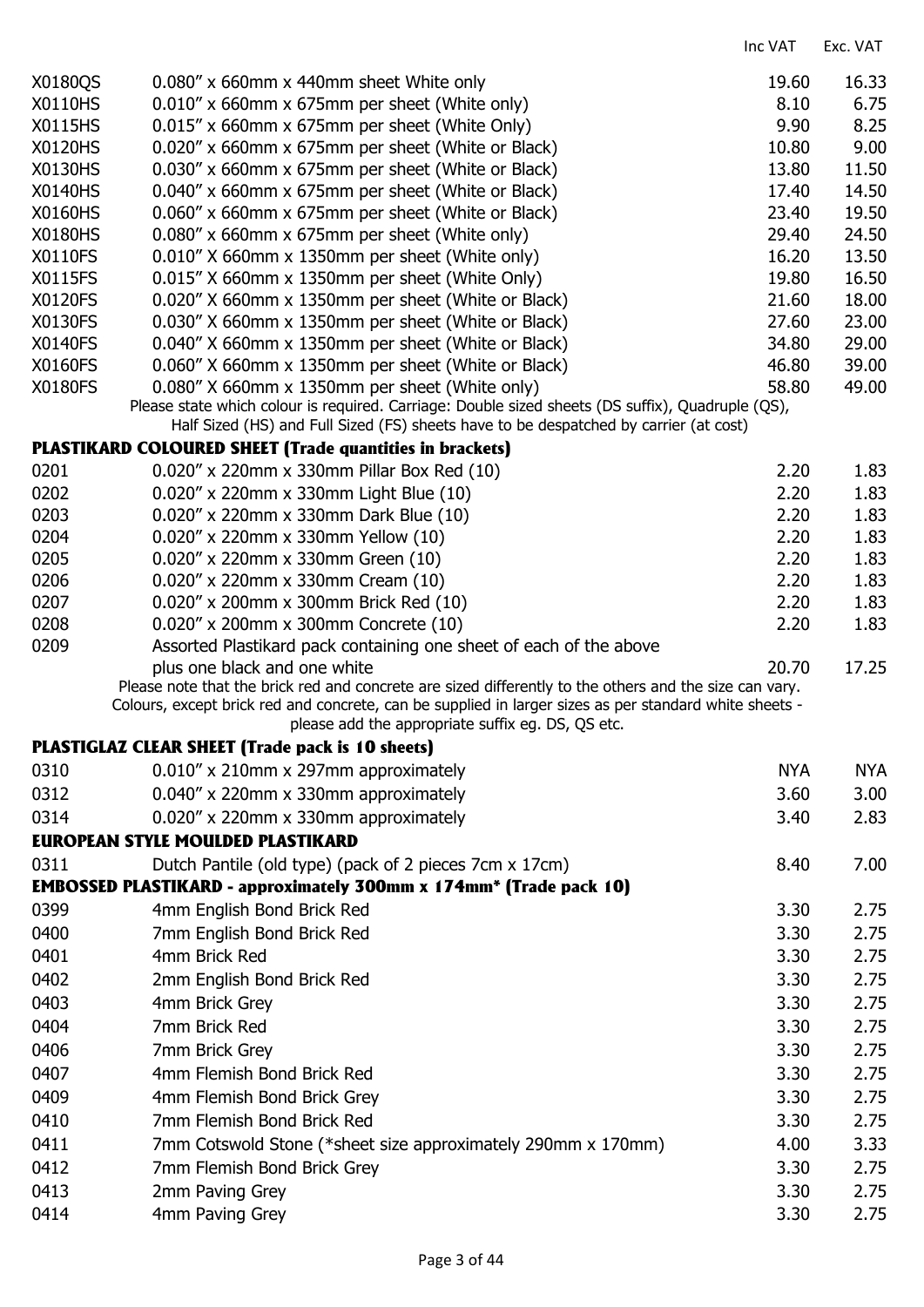| | | Inc VAT | Exc. VAT |
|---|---|---|---|
| X0180QS | 0.080″ x 660mm x 440mm sheet White only | 19.60 | 16.33 |
| X0110HS | 0.010″ x 660mm x 675mm per sheet (White only) | 8.10 | 6.75 |
| X0115HS | 0.015″ x 660mm x 675mm per sheet (White Only) | 9.90 | 8.25 |
| X0120HS | 0.020″ x 660mm x 675mm per sheet (White or Black) | 10.80 | 9.00 |
| X0130HS | 0.030″ x 660mm x 675mm per sheet (White or Black) | 13.80 | 11.50 |
| X0140HS | 0.040″ x 660mm x 675mm per sheet (White or Black) | 17.40 | 14.50 |
| X0160HS | 0.060″ x 660mm x 675mm per sheet (White or Black) | 23.40 | 19.50 |
| X0180HS | 0.080″ x 660mm x 675mm per sheet (White only) | 29.40 | 24.50 |
| X0110FS | 0.010″ X 660mm x 1350mm per sheet (White only) | 16.20 | 13.50 |
| X0115FS | 0.015″ X 660mm x 1350mm per sheet (White Only) | 19.80 | 16.50 |
| X0120FS | 0.020″ X 660mm x 1350mm per sheet (White or Black) | 21.60 | 18.00 |
| X0130FS | 0.030″ X 660mm x 1350mm per sheet (White or Black) | 27.60 | 23.00 |
| X0140FS | 0.040″ X 660mm x 1350mm per sheet (White or Black) | 34.80 | 29.00 |
| X0160FS | 0.060″ X 660mm x 1350mm per sheet (White or Black) | 46.80 | 39.00 |
| X0180FS | 0.080″ X 660mm x 1350mm per sheet (White only) | 58.80 | 49.00 |

Please state which colour is required. Carriage: Double sized sheets (DS suffix), Quadruple (QS), Half Sized (HS) and Full Sized (FS) sheets have to be despatched by carrier (at cost)

**PLASTIKARD COLOURED SHEET (Trade quantities in brackets)**

| | | Inc VAT | Exc. VAT |
|---|---|---|---|
| 0201 | 0.020″ x 220mm x 330mm Pillar Box Red (10) | 2.20 | 1.83 |
| 0202 | 0.020″ x 220mm x 330mm Light Blue (10) | 2.20 | 1.83 |
| 0203 | 0.020″ x 220mm x 330mm Dark Blue (10) | 2.20 | 1.83 |
| 0204 | 0.020″ x 220mm x 330mm Yellow (10) | 2.20 | 1.83 |
| 0205 | 0.020″ x 220mm x 330mm Green (10) | 2.20 | 1.83 |
| 0206 | 0.020″ x 220mm x 330mm Cream (10) | 2.20 | 1.83 |
| 0207 | 0.020″ x 200mm x 300mm Brick Red (10) | 2.20 | 1.83 |
| 0208 | 0.020″ x 200mm x 300mm Concrete (10) | 2.20 | 1.83 |
| 0209 | Assorted Plastikard pack containing one sheet of each of the above plus one black and one white | 20.70 | 17.25 |

Please note that the brick red and concrete are sized differently to the others and the size can vary. Colours, except brick red and concrete, can be supplied in larger sizes as per standard white sheets - please add the appropriate suffix eg. DS, QS etc.

**PLASTIGLAZ CLEAR SHEET (Trade pack is 10 sheets)**

| | | Inc VAT | Exc. VAT |
|---|---|---|---|
| 0310 | 0.010″ x 210mm x 297mm approximately | NYA | NYA |
| 0312 | 0.040″ x 220mm x 330mm approximately | 3.60 | 3.00 |
| 0314 | 0.020″ x 220mm x 330mm approximately | 3.40 | 2.83 |

**EUROPEAN STYLE MOULDED PLASTIKARD**

| | | Inc VAT | Exc. VAT |
|---|---|---|---|
| 0311 | Dutch Pantile (old type) (pack of 2 pieces 7cm x 17cm) | 8.40 | 7.00 |

**EMBOSSED PLASTIKARD - approximately 300mm x 174mm* (Trade pack 10)**

| | | Inc VAT | Exc. VAT |
|---|---|---|---|
| 0399 | 4mm English Bond Brick Red | 3.30 | 2.75 |
| 0400 | 7mm English Bond Brick Red | 3.30 | 2.75 |
| 0401 | 4mm Brick Red | 3.30 | 2.75 |
| 0402 | 2mm English Bond Brick Red | 3.30 | 2.75 |
| 0403 | 4mm Brick Grey | 3.30 | 2.75 |
| 0404 | 7mm Brick Red | 3.30 | 2.75 |
| 0406 | 7mm Brick Grey | 3.30 | 2.75 |
| 0407 | 4mm Flemish Bond Brick Red | 3.30 | 2.75 |
| 0409 | 4mm Flemish Bond Brick Grey | 3.30 | 2.75 |
| 0410 | 7mm Flemish Bond Brick Red | 3.30 | 2.75 |
| 0411 | 7mm Cotswold Stone (*sheet size approximately 290mm x 170mm) | 4.00 | 3.33 |
| 0412 | 7mm Flemish Bond Brick Grey | 3.30 | 2.75 |
| 0413 | 2mm Paving Grey | 3.30 | 2.75 |
| 0414 | 4mm Paving Grey | 3.30 | 2.75 |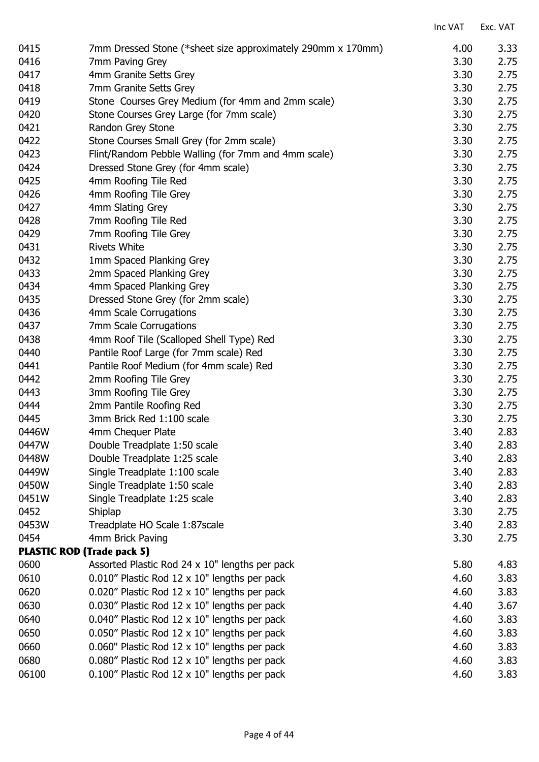| | | Inc VAT | Exc. VAT |
|---|---|---|---|
| 0415 | 7mm Dressed Stone (*sheet size approximately 290mm x 170mm) | 4.00 | 3.33 |
| 0416 | 7mm Paving Grey | 3.30 | 2.75 |
| 0417 | 4mm Granite Setts Grey | 3.30 | 2.75 |
| 0418 | 7mm Granite Setts Grey | 3.30 | 2.75 |
| 0419 | Stone Courses Grey Medium (for 4mm and 2mm scale) | 3.30 | 2.75 |
| 0420 | Stone Courses Grey Large (for 7mm scale) | 3.30 | 2.75 |
| 0421 | Randon Grey Stone | 3.30 | 2.75 |
| 0422 | Stone Courses Small Grey (for 2mm scale) | 3.30 | 2.75 |
| 0423 | Flint/Random Pebble Walling (for 7mm and 4mm scale) | 3.30 | 2.75 |
| 0424 | Dressed Stone Grey (for 4mm scale) | 3.30 | 2.75 |
| 0425 | 4mm Roofing Tile Red | 3.30 | 2.75 |
| 0426 | 4mm Roofing Tile Grey | 3.30 | 2.75 |
| 0427 | 4mm Slating Grey | 3.30 | 2.75 |
| 0428 | 7mm Roofing Tile Red | 3.30 | 2.75 |
| 0429 | 7mm Roofing Tile Grey | 3.30 | 2.75 |
| 0431 | Rivets White | 3.30 | 2.75 |
| 0432 | 1mm Spaced Planking Grey | 3.30 | 2.75 |
| 0433 | 2mm Spaced Planking Grey | 3.30 | 2.75 |
| 0434 | 4mm Spaced Planking Grey | 3.30 | 2.75 |
| 0435 | Dressed Stone Grey (for 2mm scale) | 3.30 | 2.75 |
| 0436 | 4mm Scale Corrugations | 3.30 | 2.75 |
| 0437 | 7mm Scale Corrugations | 3.30 | 2.75 |
| 0438 | 4mm Roof Tile (Scalloped Shell Type) Red | 3.30 | 2.75 |
| 0440 | Pantile Roof Large (for 7mm scale) Red | 3.30 | 2.75 |
| 0441 | Pantile Roof Medium (for 4mm scale) Red | 3.30 | 2.75 |
| 0442 | 2mm Roofing Tile Grey | 3.30 | 2.75 |
| 0443 | 3mm Roofing Tile Grey | 3.30 | 2.75 |
| 0444 | 2mm Pantile Roofing Red | 3.30 | 2.75 |
| 0445 | 3mm Brick Red 1:100 scale | 3.30 | 2.75 |
| 0446W | 4mm Chequer Plate | 3.40 | 2.83 |
| 0447W | Double Treadplate 1:50 scale | 3.40 | 2.83 |
| 0448W | Double Treadplate 1:25 scale | 3.40 | 2.83 |
| 0449W | Single Treadplate 1:100 scale | 3.40 | 2.83 |
| 0450W | Single Treadplate 1:50 scale | 3.40 | 2.83 |
| 0451W | Single Treadplate 1:25 scale | 3.40 | 2.83 |
| 0452 | Shiplap | 3.30 | 2.75 |
| 0453W | Treadplate HO Scale 1:87scale | 3.40 | 2.83 |
| 0454 | 4mm Brick Paving | 3.30 | 2.75 |
| **PLASTIC ROD (Trade pack 5)** | | | |
| 0600 | Assorted Plastic Rod 24 x 10" lengths per pack | 5.80 | 4.83 |
| 0610 | 0.010" Plastic Rod 12 x 10" lengths per pack | 4.60 | 3.83 |
| 0620 | 0.020" Plastic Rod 12 x 10" lengths per pack | 4.60 | 3.83 |
| 0630 | 0.030" Plastic Rod 12 x 10" lengths per pack | 4.40 | 3.67 |
| 0640 | 0.040" Plastic Rod 12 x 10" lengths per pack | 4.60 | 3.83 |
| 0650 | 0.050" Plastic Rod 12 x 10" lengths per pack | 4.60 | 3.83 |
| 0660 | 0.060" Plastic Rod 12 x 10" lengths per pack | 4.60 | 3.83 |
| 0680 | 0.080" Plastic Rod 12 x 10" lengths per pack | 4.60 | 3.83 |
| 06100 | 0.100" Plastic Rod 12 x 10" lengths per pack | 4.60 | 3.83 |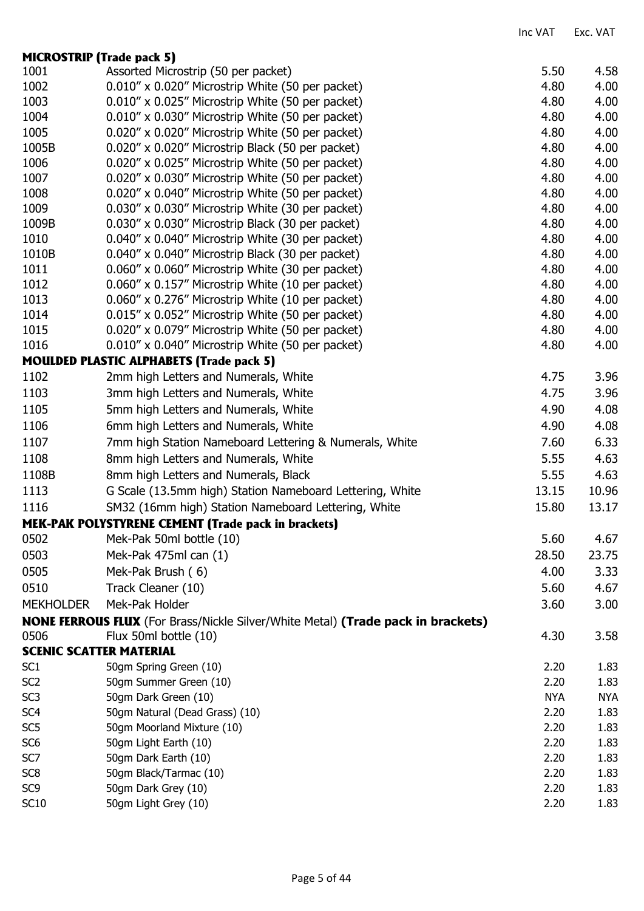| | | Inc VAT | Exc. VAT |
|---|---|---|---|
| **MICROSTRIP (Trade pack 5)** | | | |
| 1001 | Assorted Microstrip (50 per packet) | 5.50 | 4.58 |
| 1002 | 0.010" x 0.020" Microstrip White (50 per packet) | 4.80 | 4.00 |
| 1003 | 0.010" x 0.025" Microstrip White (50 per packet) | 4.80 | 4.00 |
| 1004 | 0.010" x 0.030" Microstrip White (50 per packet) | 4.80 | 4.00 |
| 1005 | 0.020" x 0.020" Microstrip White (50 per packet) | 4.80 | 4.00 |
| 1005B | 0.020" x 0.020" Microstrip Black (50 per packet) | 4.80 | 4.00 |
| 1006 | 0.020" x 0.025" Microstrip White (50 per packet) | 4.80 | 4.00 |
| 1007 | 0.020" x 0.030" Microstrip White (50 per packet) | 4.80 | 4.00 |
| 1008 | 0.020" x 0.040" Microstrip White (50 per packet) | 4.80 | 4.00 |
| 1009 | 0.030" x 0.030" Microstrip White (30 per packet) | 4.80 | 4.00 |
| 1009B | 0.030" x 0.030" Microstrip Black (30 per packet) | 4.80 | 4.00 |
| 1010 | 0.040" x 0.040" Microstrip White (30 per packet) | 4.80 | 4.00 |
| 1010B | 0.040" x 0.040" Microstrip Black (30 per packet) | 4.80 | 4.00 |
| 1011 | 0.060" x 0.060" Microstrip White (30 per packet) | 4.80 | 4.00 |
| 1012 | 0.060" x 0.157" Microstrip White (10 per packet) | 4.80 | 4.00 |
| 1013 | 0.060" x 0.276" Microstrip White (10 per packet) | 4.80 | 4.00 |
| 1014 | 0.015" x 0.052" Microstrip White (50 per packet) | 4.80 | 4.00 |
| 1015 | 0.020" x 0.079" Microstrip White (50 per packet) | 4.80 | 4.00 |
| 1016 | 0.010" x 0.040" Microstrip White (50 per packet) | 4.80 | 4.00 |
| **MOULDED PLASTIC ALPHABETS (Trade pack 5)** | | | |
| 1102 | 2mm high Letters and Numerals, White | 4.75 | 3.96 |
| 1103 | 3mm high Letters and Numerals, White | 4.75 | 3.96 |
| 1105 | 5mm high Letters and Numerals, White | 4.90 | 4.08 |
| 1106 | 6mm high Letters and Numerals, White | 4.90 | 4.08 |
| 1107 | 7mm high Station Nameboard Lettering & Numerals, White | 7.60 | 6.33 |
| 1108 | 8mm high Letters and Numerals, White | 5.55 | 4.63 |
| 1108B | 8mm high Letters and Numerals, Black | 5.55 | 4.63 |
| 1113 | G Scale (13.5mm high) Station Nameboard Lettering, White | 13.15 | 10.96 |
| 1116 | SM32 (16mm high) Station Nameboard Lettering, White | 15.80 | 13.17 |
| **MEK-PAK POLYSTYRENE CEMENT (Trade pack in brackets)** | | | |
| 0502 | Mek-Pak 50ml bottle (10) | 5.60 | 4.67 |
| 0503 | Mek-Pak 475ml can (1) | 28.50 | 23.75 |
| 0505 | Mek-Pak Brush ( 6) | 4.00 | 3.33 |
| 0510 | Track Cleaner (10) | 5.60 | 4.67 |
| MEKHOLDER | Mek-Pak Holder | 3.60 | 3.00 |
| **NONE FERROUS FLUX** (For Brass/Nickle Silver/White Metal) **(Trade pack in brackets)** | | | |
| 0506 | Flux 50ml bottle (10) | 4.30 | 3.58 |
| **SCENIC SCATTER MATERIAL** | | | |
| SC1 | 50gm Spring Green (10) | 2.20 | 1.83 |
| SC2 | 50gm Summer Green (10) | 2.20 | 1.83 |
| SC3 | 50gm Dark Green (10) | NYA | NYA |
| SC4 | 50gm Natural (Dead Grass) (10) | 2.20 | 1.83 |
| SC5 | 50gm Moorland Mixture (10) | 2.20 | 1.83 |
| SC6 | 50gm Light Earth (10) | 2.20 | 1.83 |
| SC7 | 50gm Dark Earth (10) | 2.20 | 1.83 |
| SC8 | 50gm Black/Tarmac (10) | 2.20 | 1.83 |
| SC9 | 50gm Dark Grey (10) | 2.20 | 1.83 |
| SC10 | 50gm Light Grey (10) | 2.20 | 1.83 |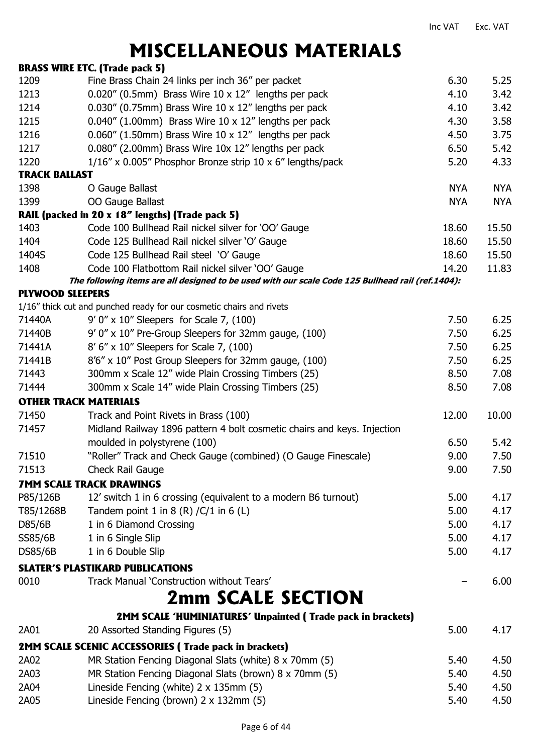# MISCELLANEOUS MATERIALS

| | | Inc VAT | Exc. VAT |
|---|---|---|---|
| **BRASS WIRE ETC. (Trade pack 5)** | | | |
| 1209 | Fine Brass Chain 24 links per inch 36″ per packet | 6.30 | 5.25 |
| 1213 | 0.020″ (0.5mm) Brass Wire 10 x 12″ lengths per pack | 4.10 | 3.42 |
| 1214 | 0.030″ (0.75mm) Brass Wire 10 x 12″ lengths per pack | 4.10 | 3.42 |
| 1215 | 0.040″ (1.00mm) Brass Wire 10 x 12″ lengths per pack | 4.30 | 3.58 |
| 1216 | 0.060″ (1.50mm) Brass Wire 10 x 12″ lengths per pack | 4.50 | 3.75 |
| 1217 | 0.080″ (2.00mm) Brass Wire 10x 12″ lengths per pack | 6.50 | 5.42 |
| 1220 | 1/16″ x 0.005″ Phosphor Bronze strip 10 x 6″ lengths/pack | 5.20 | 4.33 |
| **TRACK BALLAST** | | | |
| 1398 | O Gauge Ballast | NYA | NYA |
| 1399 | OO Gauge Ballast | NYA | NYA |
| **RAIL (packed in 20 x 18″ lengths) (Trade pack 5)** | | | |
| 1403 | Code 100 Bullhead Rail nickel silver for 'OO' Gauge | 18.60 | 15.50 |
| 1404 | Code 125 Bullhead Rail nickel silver 'O' Gauge | 18.60 | 15.50 |
| 1404S | Code 125 Bullhead Rail steel 'O' Gauge | 18.60 | 15.50 |
| 1408 | Code 100 Flatbottom Rail nickel silver 'OO' Gauge | 14.20 | 11.83 |
| | ***The following items are all designed to be used with our scale Code 125 Bullhead rail (ref.1404):*** | | |
| **PLYWOOD SLEEPERS** | | | |
| | 1/16″ thick cut and punched ready for our cosmetic chairs and rivets | | |
| 71440A | 9′ 0″ x 10″ Sleepers for Scale 7, (100) | 7.50 | 6.25 |
| 71440B | 9′ 0″ x 10″ Pre-Group Sleepers for 32mm gauge, (100) | 7.50 | 6.25 |
| 71441A | 8′ 6″ x 10″ Sleepers for Scale 7, (100) | 7.50 | 6.25 |
| 71441B | 8′6″ x 10″ Post Group Sleepers for 32mm gauge, (100) | 7.50 | 6.25 |
| 71443 | 300mm x Scale 12″ wide Plain Crossing Timbers (25) | 8.50 | 7.08 |
| 71444 | 300mm x Scale 14″ wide Plain Crossing Timbers (25) | 8.50 | 7.08 |
| **OTHER TRACK MATERIALS** | | | |
| 71450 | Track and Point Rivets in Brass (100) | 12.00 | 10.00 |
| 71457 | Midland Railway 1896 pattern 4 bolt cosmetic chairs and keys. Injection moulded in polystyrene (100) | 6.50 | 5.42 |
| 71510 | "Roller" Track and Check Gauge (combined) (O Gauge Finescale) | 9.00 | 7.50 |
| 71513 | Check Rail Gauge | 9.00 | 7.50 |
| **7MM SCALE TRACK DRAWINGS** | | | |
| P85/126B | 12′ switch 1 in 6 crossing (equivalent to a modern B6 turnout) | 5.00 | 4.17 |
| T85/1268B | Tandem point 1 in 8 (R) /C/1 in 6 (L) | 5.00 | 4.17 |
| D85/6B | 1 in 6 Diamond Crossing | 5.00 | 4.17 |
| SS85/6B | 1 in 6 Single Slip | 5.00 | 4.17 |
| DS85/6B | 1 in 6 Double Slip | 5.00 | 4.17 |
| **SLATER'S PLASTIKARD PUBLICATIONS** | | | |
| 0010 | Track Manual 'Construction without Tears' | – | 6.00 |

# 2mm SCALE SECTION

| | | Inc VAT | Exc. VAT |
|---|---|---|---|
| **2MM SCALE 'HUMINIATURES' Unpainted ( Trade pack in brackets)** | | | |
| 2A01 | 20 Assorted Standing Figures (5) | 5.00 | 4.17 |
| **2MM SCALE SCENIC ACCESSORIES ( Trade pack in brackets)** | | | |
| 2A02 | MR Station Fencing Diagonal Slats (white) 8 x 70mm (5) | 5.40 | 4.50 |
| 2A03 | MR Station Fencing Diagonal Slats (brown) 8 x 70mm (5) | 5.40 | 4.50 |
| 2A04 | Lineside Fencing (white) 2 x 135mm (5) | 5.40 | 4.50 |
| 2A05 | Lineside Fencing (brown) 2 x 132mm (5) | 5.40 | 4.50 |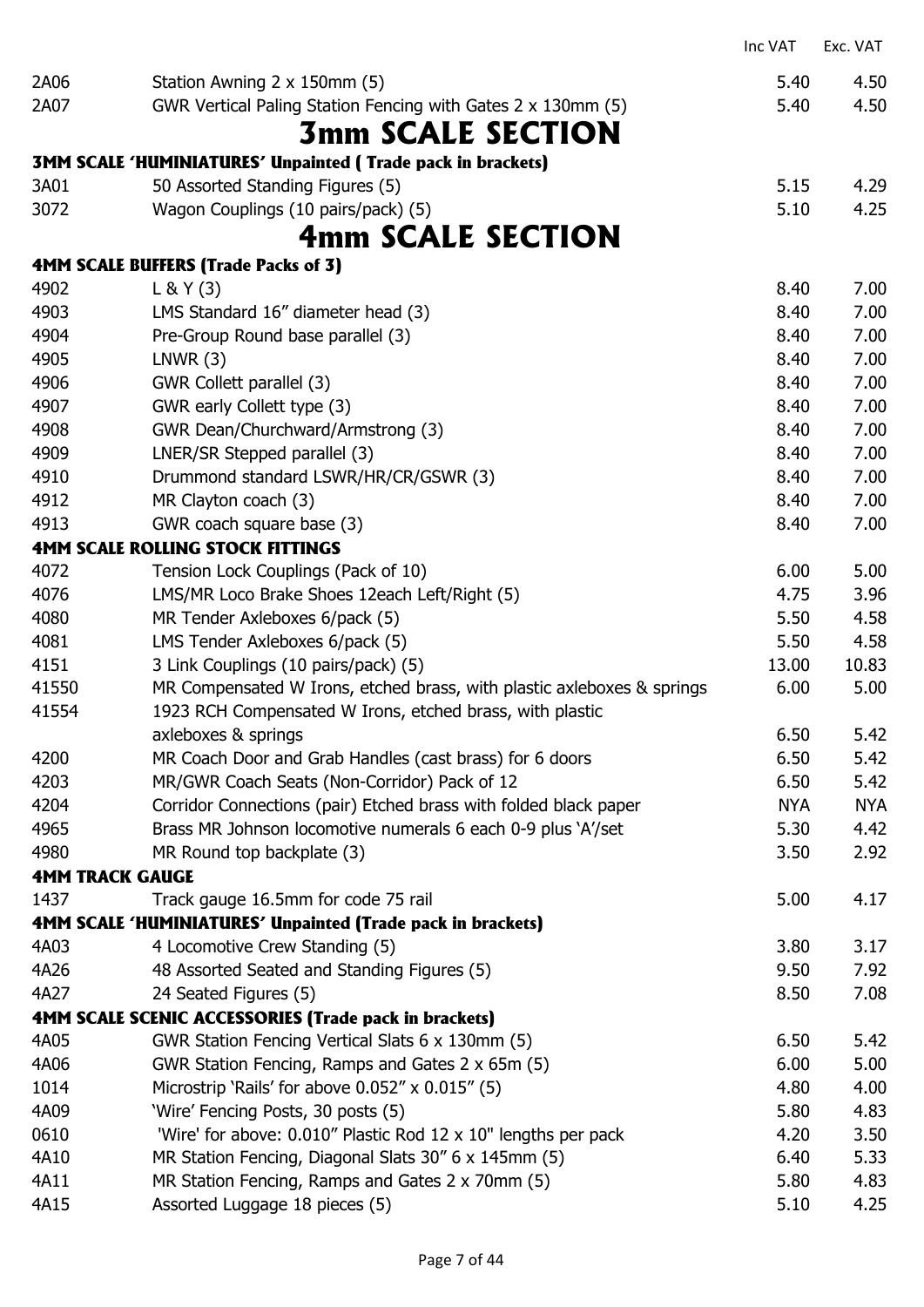| | | Inc VAT | Exc. VAT |
|---|---|---|---|
| 2A06 | Station Awning 2 x 150mm (5) | 5.40 | 4.50 |
| 2A07 | GWR Vertical Paling Station Fencing with Gates 2 x 130mm (5) | 5.40 | 4.50 |

# 3mm SCALE SECTION

**3MM SCALE 'HUMINIATURES' Unpainted ( Trade pack in brackets)**

| | | | |
|---|---|---|---|
| 3A01 | 50 Assorted Standing Figures (5) | 5.15 | 4.29 |
| 3072 | Wagon Couplings (10 pairs/pack) (5) | 5.10 | 4.25 |

# 4mm SCALE SECTION

**4MM SCALE BUFFERS (Trade Packs of 3)**

| | | | |
|---|---|---|---|
| 4902 | L & Y (3) | 8.40 | 7.00 |
| 4903 | LMS Standard 16" diameter head (3) | 8.40 | 7.00 |
| 4904 | Pre-Group Round base parallel (3) | 8.40 | 7.00 |
| 4905 | LNWR (3) | 8.40 | 7.00 |
| 4906 | GWR Collett parallel (3) | 8.40 | 7.00 |
| 4907 | GWR early Collett type (3) | 8.40 | 7.00 |
| 4908 | GWR Dean/Churchward/Armstrong (3) | 8.40 | 7.00 |
| 4909 | LNER/SR Stepped parallel (3) | 8.40 | 7.00 |
| 4910 | Drummond standard LSWR/HR/CR/GSWR (3) | 8.40 | 7.00 |
| 4912 | MR Clayton coach (3) | 8.40 | 7.00 |
| 4913 | GWR coach square base (3) | 8.40 | 7.00 |

**4MM SCALE ROLLING STOCK FITTINGS**

| | | | |
|---|---|---|---|
| 4072 | Tension Lock Couplings (Pack of 10) | 6.00 | 5.00 |
| 4076 | LMS/MR Loco Brake Shoes 12each Left/Right (5) | 4.75 | 3.96 |
| 4080 | MR Tender Axleboxes 6/pack (5) | 5.50 | 4.58 |
| 4081 | LMS Tender Axleboxes 6/pack (5) | 5.50 | 4.58 |
| 4151 | 3 Link Couplings (10 pairs/pack) (5) | 13.00 | 10.83 |
| 41550 | MR Compensated W Irons, etched brass, with plastic axleboxes & springs | 6.00 | 5.00 |
| 41554 | 1923 RCH Compensated W Irons, etched brass, with plastic axleboxes & springs | 6.50 | 5.42 |
| 4200 | MR Coach Door and Grab Handles (cast brass) for 6 doors | 6.50 | 5.42 |
| 4203 | MR/GWR Coach Seats (Non-Corridor) Pack of 12 | 6.50 | 5.42 |
| 4204 | Corridor Connections (pair) Etched brass with folded black paper | NYA | NYA |
| 4965 | Brass MR Johnson locomotive numerals 6 each 0-9 plus 'A'/set | 5.30 | 4.42 |
| 4980 | MR Round top backplate (3) | 3.50 | 2.92 |

**4MM TRACK GAUGE**

| | | | |
|---|---|---|---|
| 1437 | Track gauge 16.5mm for code 75 rail | 5.00 | 4.17 |

**4MM SCALE 'HUMINIATURES' Unpainted (Trade pack in brackets)**

| | | | |
|---|---|---|---|
| 4A03 | 4 Locomotive Crew Standing (5) | 3.80 | 3.17 |
| 4A26 | 48 Assorted Seated and Standing Figures (5) | 9.50 | 7.92 |
| 4A27 | 24 Seated Figures (5) | 8.50 | 7.08 |

**4MM SCALE SCENIC ACCESSORIES (Trade pack in brackets)**

| | | | |
|---|---|---|---|
| 4A05 | GWR Station Fencing Vertical Slats 6 x 130mm (5) | 6.50 | 5.42 |
| 4A06 | GWR Station Fencing, Ramps and Gates 2 x 65m (5) | 6.00 | 5.00 |
| 1014 | Microstrip 'Rails' for above 0.052" x 0.015" (5) | 4.80 | 4.00 |
| 4A09 | 'Wire' Fencing Posts, 30 posts (5) | 5.80 | 4.83 |
| 0610 | 'Wire' for above: 0.010" Plastic Rod 12 x 10" lengths per pack | 4.20 | 3.50 |
| 4A10 | MR Station Fencing, Diagonal Slats 30" 6 x 145mm (5) | 6.40 | 5.33 |
| 4A11 | MR Station Fencing, Ramps and Gates 2 x 70mm (5) | 5.80 | 4.83 |
| 4A15 | Assorted Luggage 18 pieces (5) | 5.10 | 4.25 |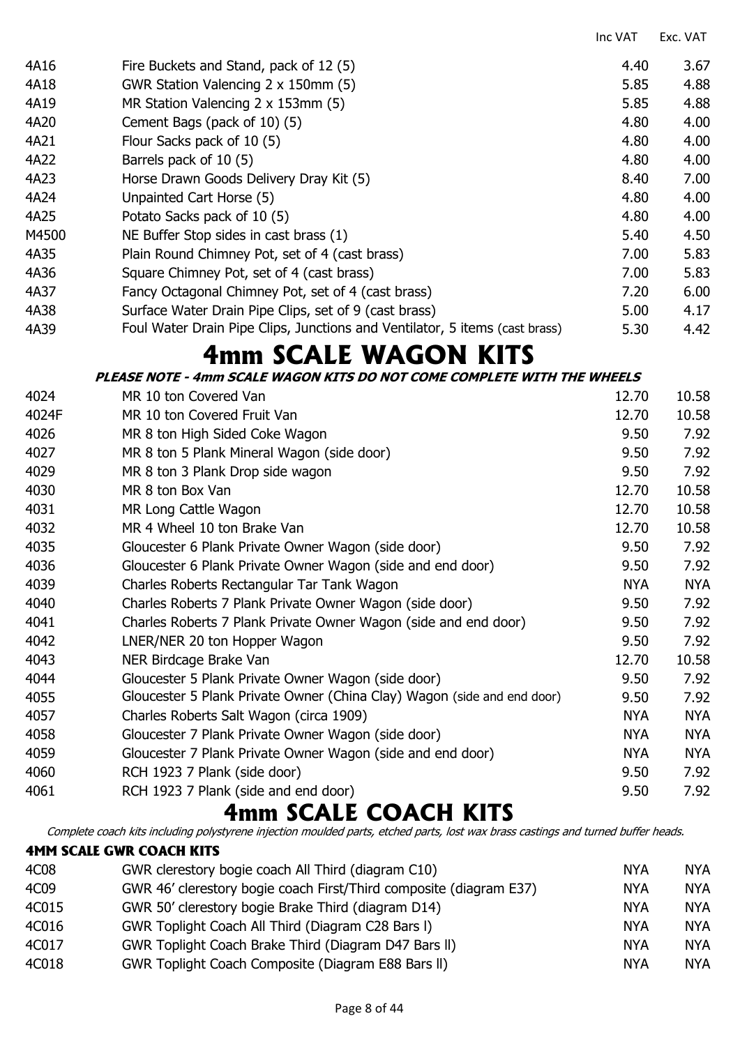| | | Inc VAT | Exc. VAT |
|---|---|---|---|
| 4A16 | Fire Buckets and Stand, pack of 12 (5) | 4.40 | 3.67 |
| 4A18 | GWR Station Valencing 2 x 150mm (5) | 5.85 | 4.88 |
| 4A19 | MR Station Valencing 2 x 153mm (5) | 5.85 | 4.88 |
| 4A20 | Cement Bags (pack of 10) (5) | 4.80 | 4.00 |
| 4A21 | Flour Sacks pack of 10 (5) | 4.80 | 4.00 |
| 4A22 | Barrels pack of 10 (5) | 4.80 | 4.00 |
| 4A23 | Horse Drawn Goods Delivery Dray Kit (5) | 8.40 | 7.00 |
| 4A24 | Unpainted Cart Horse (5) | 4.80 | 4.00 |
| 4A25 | Potato Sacks pack of 10 (5) | 4.80 | 4.00 |
| M4500 | NE Buffer Stop sides in cast brass (1) | 5.40 | 4.50 |
| 4A35 | Plain Round Chimney Pot, set of 4 (cast brass) | 7.00 | 5.83 |
| 4A36 | Square Chimney Pot, set of 4 (cast brass) | 7.00 | 5.83 |
| 4A37 | Fancy Octagonal Chimney Pot, set of 4 (cast brass) | 7.20 | 6.00 |
| 4A38 | Surface Water Drain Pipe Clips, set of 9 (cast brass) | 5.00 | 4.17 |
| 4A39 | Foul Water Drain Pipe Clips, Junctions and Ventilator, 5 items (cast brass) | 5.30 | 4.42 |

# 4mm SCALE WAGON KITS

***PLEASE NOTE - 4mm SCALE WAGON KITS DO NOT COME COMPLETE WITH THE WHEELS***

| | | | |
|---|---|---|---|
| 4024 | MR 10 ton Covered Van | 12.70 | 10.58 |
| 4024F | MR 10 ton Covered Fruit Van | 12.70 | 10.58 |
| 4026 | MR 8 ton High Sided Coke Wagon | 9.50 | 7.92 |
| 4027 | MR 8 ton 5 Plank Mineral Wagon (side door) | 9.50 | 7.92 |
| 4029 | MR 8 ton 3 Plank Drop side wagon | 9.50 | 7.92 |
| 4030 | MR 8 ton Box Van | 12.70 | 10.58 |
| 4031 | MR Long Cattle Wagon | 12.70 | 10.58 |
| 4032 | MR 4 Wheel 10 ton Brake Van | 12.70 | 10.58 |
| 4035 | Gloucester 6 Plank Private Owner Wagon (side door) | 9.50 | 7.92 |
| 4036 | Gloucester 6 Plank Private Owner Wagon (side and end door) | 9.50 | 7.92 |
| 4039 | Charles Roberts Rectangular Tar Tank Wagon | NYA | NYA |
| 4040 | Charles Roberts 7 Plank Private Owner Wagon (side door) | 9.50 | 7.92 |
| 4041 | Charles Roberts 7 Plank Private Owner Wagon (side and end door) | 9.50 | 7.92 |
| 4042 | LNER/NER 20 ton Hopper Wagon | 9.50 | 7.92 |
| 4043 | NER Birdcage Brake Van | 12.70 | 10.58 |
| 4044 | Gloucester 5 Plank Private Owner Wagon (side door) | 9.50 | 7.92 |
| 4055 | Gloucester 5 Plank Private Owner (China Clay) Wagon (side and end door) | 9.50 | 7.92 |
| 4057 | Charles Roberts Salt Wagon (circa 1909) | NYA | NYA |
| 4058 | Gloucester 7 Plank Private Owner Wagon (side door) | NYA | NYA |
| 4059 | Gloucester 7 Plank Private Owner Wagon (side and end door) | NYA | NYA |
| 4060 | RCH 1923 7 Plank (side door) | 9.50 | 7.92 |
| 4061 | RCH 1923 7 Plank (side and end door) | 9.50 | 7.92 |

# 4mm SCALE COACH KITS

*Complete coach kits including polystyrene injection moulded parts, etched parts, lost wax brass castings and turned buffer heads.*

### 4MM SCALE GWR COACH KITS

| | | | |
|---|---|---|---|
| 4C08 | GWR clerestory bogie coach All Third (diagram C10) | NYA | NYA |
| 4C09 | GWR 46' clerestory bogie coach First/Third composite (diagram E37) | NYA | NYA |
| 4C015 | GWR 50' clerestory bogie Brake Third (diagram D14) | NYA | NYA |
| 4C016 | GWR Toplight Coach All Third (Diagram C28 Bars l) | NYA | NYA |
| 4C017 | GWR Toplight Coach Brake Third (Diagram D47 Bars ll) | NYA | NYA |
| 4C018 | GWR Toplight Coach Composite (Diagram E88 Bars ll) | NYA | NYA |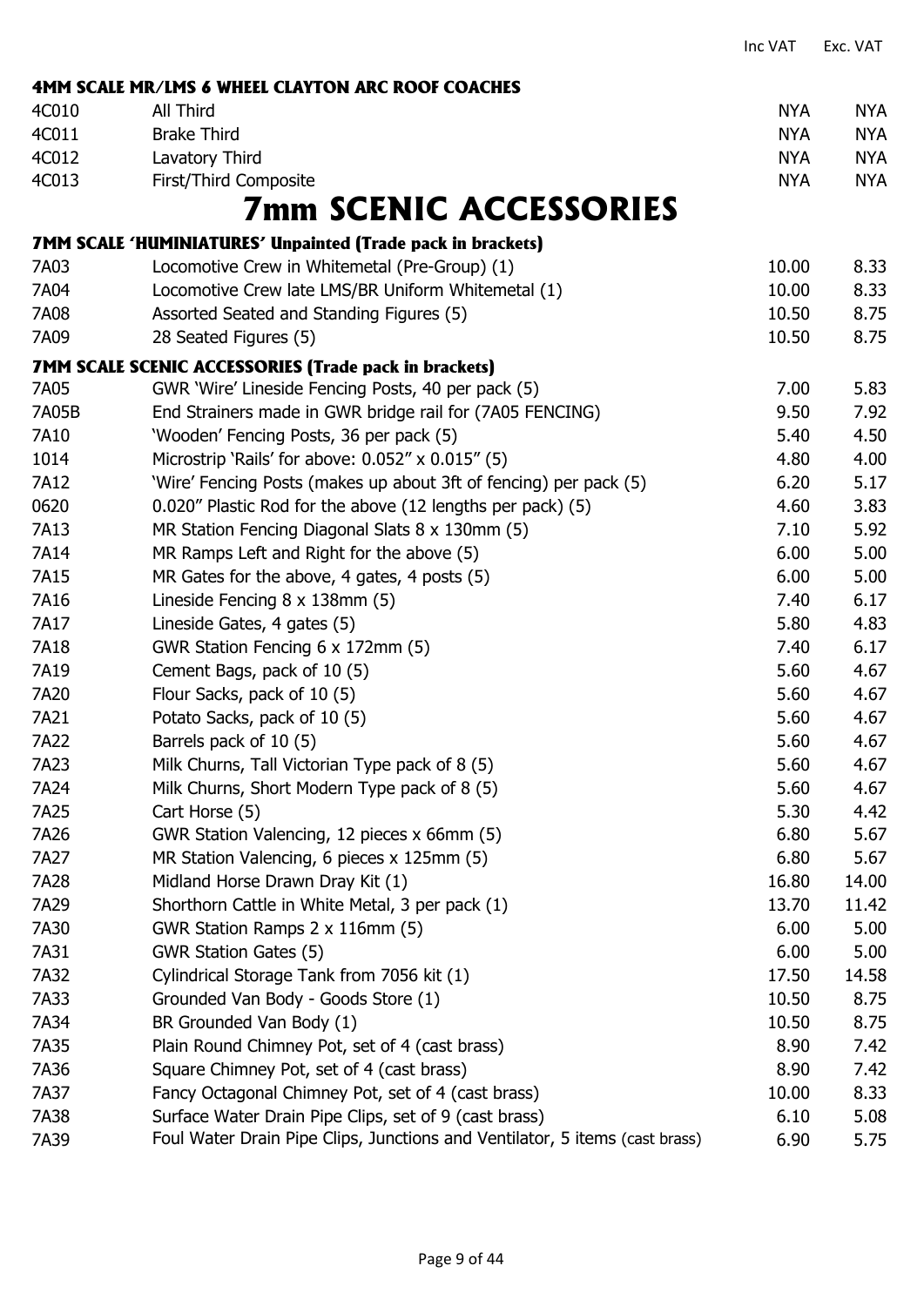| | | Inc VAT | Exc. VAT |
|---|---|---|---|

### 4MM SCALE MR/LMS 6 WHEEL CLAYTON ARC ROOF COACHES

| | | | |
|---|---|---|---|
| 4C010 | All Third | NYA | NYA |
| 4C011 | Brake Third | NYA | NYA |
| 4C012 | Lavatory Third | NYA | NYA |
| 4C013 | First/Third Composite | NYA | NYA |

# 7mm SCENIC ACCESSORIES

### 7MM SCALE 'HUMINIATURES' Unpainted (Trade pack in brackets)

| | | | |
|---|---|---|---|
| 7A03 | Locomotive Crew in Whitemetal (Pre-Group) (1) | 10.00 | 8.33 |
| 7A04 | Locomotive Crew late LMS/BR Uniform Whitemetal (1) | 10.00 | 8.33 |
| 7A08 | Assorted Seated and Standing Figures (5) | 10.50 | 8.75 |
| 7A09 | 28 Seated Figures (5) | 10.50 | 8.75 |

### 7MM SCALE SCENIC ACCESSORIES (Trade pack in brackets)

| | | | |
|---|---|---|---|
| 7A05 | GWR 'Wire' Lineside Fencing Posts, 40 per pack (5) | 7.00 | 5.83 |
| 7A05B | End Strainers made in GWR bridge rail for (7A05 FENCING) | 9.50 | 7.92 |
| 7A10 | 'Wooden' Fencing Posts, 36 per pack (5) | 5.40 | 4.50 |
| 1014 | Microstrip 'Rails' for above: 0.052" x 0.015" (5) | 4.80 | 4.00 |
| 7A12 | 'Wire' Fencing Posts (makes up about 3ft of fencing) per pack (5) | 6.20 | 5.17 |
| 0620 | 0.020" Plastic Rod for the above (12 lengths per pack) (5) | 4.60 | 3.83 |
| 7A13 | MR Station Fencing Diagonal Slats 8 x 130mm (5) | 7.10 | 5.92 |
| 7A14 | MR Ramps Left and Right for the above (5) | 6.00 | 5.00 |
| 7A15 | MR Gates for the above, 4 gates, 4 posts (5) | 6.00 | 5.00 |
| 7A16 | Lineside Fencing 8 x 138mm (5) | 7.40 | 6.17 |
| 7A17 | Lineside Gates, 4 gates (5) | 5.80 | 4.83 |
| 7A18 | GWR Station Fencing 6 x 172mm (5) | 7.40 | 6.17 |
| 7A19 | Cement Bags, pack of 10 (5) | 5.60 | 4.67 |
| 7A20 | Flour Sacks, pack of 10 (5) | 5.60 | 4.67 |
| 7A21 | Potato Sacks, pack of 10 (5) | 5.60 | 4.67 |
| 7A22 | Barrels pack of 10 (5) | 5.60 | 4.67 |
| 7A23 | Milk Churns, Tall Victorian Type pack of 8 (5) | 5.60 | 4.67 |
| 7A24 | Milk Churns, Short Modern Type pack of 8 (5) | 5.60 | 4.67 |
| 7A25 | Cart Horse (5) | 5.30 | 4.42 |
| 7A26 | GWR Station Valencing, 12 pieces x 66mm (5) | 6.80 | 5.67 |
| 7A27 | MR Station Valencing, 6 pieces x 125mm (5) | 6.80 | 5.67 |
| 7A28 | Midland Horse Drawn Dray Kit (1) | 16.80 | 14.00 |
| 7A29 | Shorthorn Cattle in White Metal, 3 per pack (1) | 13.70 | 11.42 |
| 7A30 | GWR Station Ramps 2 x 116mm (5) | 6.00 | 5.00 |
| 7A31 | GWR Station Gates (5) | 6.00 | 5.00 |
| 7A32 | Cylindrical Storage Tank from 7056 kit (1) | 17.50 | 14.58 |
| 7A33 | Grounded Van Body - Goods Store (1) | 10.50 | 8.75 |
| 7A34 | BR Grounded Van Body (1) | 10.50 | 8.75 |
| 7A35 | Plain Round Chimney Pot, set of 4 (cast brass) | 8.90 | 7.42 |
| 7A36 | Square Chimney Pot, set of 4 (cast brass) | 8.90 | 7.42 |
| 7A37 | Fancy Octagonal Chimney Pot, set of 4 (cast brass) | 10.00 | 8.33 |
| 7A38 | Surface Water Drain Pipe Clips, set of 9 (cast brass) | 6.10 | 5.08 |
| 7A39 | Foul Water Drain Pipe Clips, Junctions and Ventilator, 5 items (cast brass) | 6.90 | 5.75 |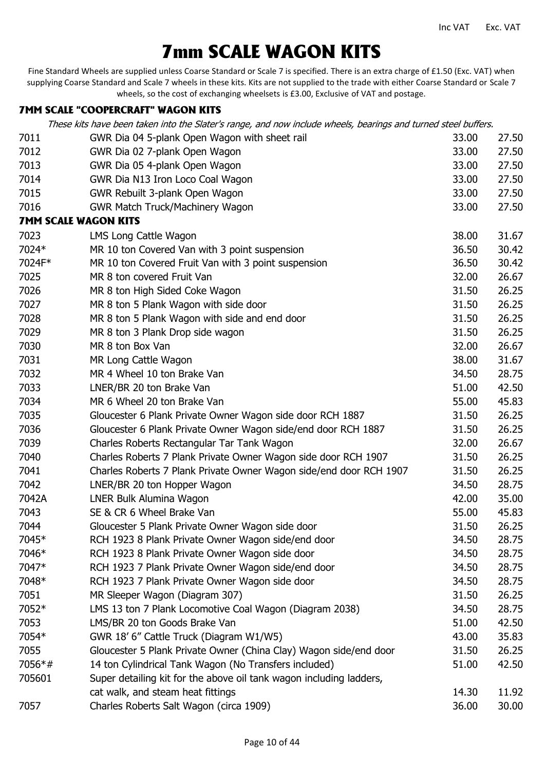# 7mm SCALE WAGON KITS

Fine Standard Wheels are supplied unless Coarse Standard or Scale 7 is specified. There is an extra charge of £1.50 (Exc. VAT) when supplying Coarse Standard and Scale 7 wheels in these kits. Kits are not supplied to the trade with either Coarse Standard or Scale 7 wheels, so the cost of exchanging wheelsets is £3.00, Exclusive of VAT and postage.

| | | Inc VAT | Exc. VAT |
|---|---|---|---|
| **7MM SCALE "COOPERCRAFT" WAGON KITS** | | | |
| | *These kits have been taken into the Slater's range, and now include wheels, bearings and turned steel buffers.* | | |
| 7011 | GWR Dia 04 5-plank Open Wagon with sheet rail | 33.00 | 27.50 |
| 7012 | GWR Dia 02 7-plank Open Wagon | 33.00 | 27.50 |
| 7013 | GWR Dia 05 4-plank Open Wagon | 33.00 | 27.50 |
| 7014 | GWR Dia N13 Iron Loco Coal Wagon | 33.00 | 27.50 |
| 7015 | GWR Rebuilt 3-plank Open Wagon | 33.00 | 27.50 |
| 7016 | GWR Match Truck/Machinery Wagon | 33.00 | 27.50 |
| **7MM SCALE WAGON KITS** | | | |
| 7023 | LMS Long Cattle Wagon | 38.00 | 31.67 |
| 7024* | MR 10 ton Covered Van with 3 point suspension | 36.50 | 30.42 |
| 7024F* | MR 10 ton Covered Fruit Van with 3 point suspension | 36.50 | 30.42 |
| 7025 | MR 8 ton covered Fruit Van | 32.00 | 26.67 |
| 7026 | MR 8 ton High Sided Coke Wagon | 31.50 | 26.25 |
| 7027 | MR 8 ton 5 Plank Wagon with side door | 31.50 | 26.25 |
| 7028 | MR 8 ton 5 Plank Wagon with side and end door | 31.50 | 26.25 |
| 7029 | MR 8 ton 3 Plank Drop side wagon | 31.50 | 26.25 |
| 7030 | MR 8 ton Box Van | 32.00 | 26.67 |
| 7031 | MR Long Cattle Wagon | 38.00 | 31.67 |
| 7032 | MR 4 Wheel 10 ton Brake Van | 34.50 | 28.75 |
| 7033 | LNER/BR 20 ton Brake Van | 51.00 | 42.50 |
| 7034 | MR 6 Wheel 20 ton Brake Van | 55.00 | 45.83 |
| 7035 | Gloucester 6 Plank Private Owner Wagon side door RCH 1887 | 31.50 | 26.25 |
| 7036 | Gloucester 6 Plank Private Owner Wagon side/end door RCH 1887 | 31.50 | 26.25 |
| 7039 | Charles Roberts Rectangular Tar Tank Wagon | 32.00 | 26.67 |
| 7040 | Charles Roberts 7 Plank Private Owner Wagon side door RCH 1907 | 31.50 | 26.25 |
| 7041 | Charles Roberts 7 Plank Private Owner Wagon side/end door RCH 1907 | 31.50 | 26.25 |
| 7042 | LNER/BR 20 ton Hopper Wagon | 34.50 | 28.75 |
| 7042A | LNER Bulk Alumina Wagon | 42.00 | 35.00 |
| 7043 | SE & CR 6 Wheel Brake Van | 55.00 | 45.83 |
| 7044 | Gloucester 5 Plank Private Owner Wagon side door | 31.50 | 26.25 |
| 7045* | RCH 1923 8 Plank Private Owner Wagon side/end door | 34.50 | 28.75 |
| 7046* | RCH 1923 8 Plank Private Owner Wagon side door | 34.50 | 28.75 |
| 7047* | RCH 1923 7 Plank Private Owner Wagon side/end door | 34.50 | 28.75 |
| 7048* | RCH 1923 7 Plank Private Owner Wagon side door | 34.50 | 28.75 |
| 7051 | MR Sleeper Wagon (Diagram 307) | 31.50 | 26.25 |
| 7052* | LMS 13 ton 7 Plank Locomotive Coal Wagon (Diagram 2038) | 34.50 | 28.75 |
| 7053 | LMS/BR 20 ton Goods Brake Van | 51.00 | 42.50 |
| 7054* | GWR 18′ 6″ Cattle Truck (Diagram W1/W5) | 43.00 | 35.83 |
| 7055 | Gloucester 5 Plank Private Owner (China Clay) Wagon side/end door | 31.50 | 26.25 |
| 7056*# | 14 ton Cylindrical Tank Wagon (No Transfers included) | 51.00 | 42.50 |
| 705601 | Super detailing kit for the above oil tank wagon including ladders, cat walk, and steam heat fittings | 14.30 | 11.92 |
| 7057 | Charles Roberts Salt Wagon (circa 1909) | 36.00 | 30.00 |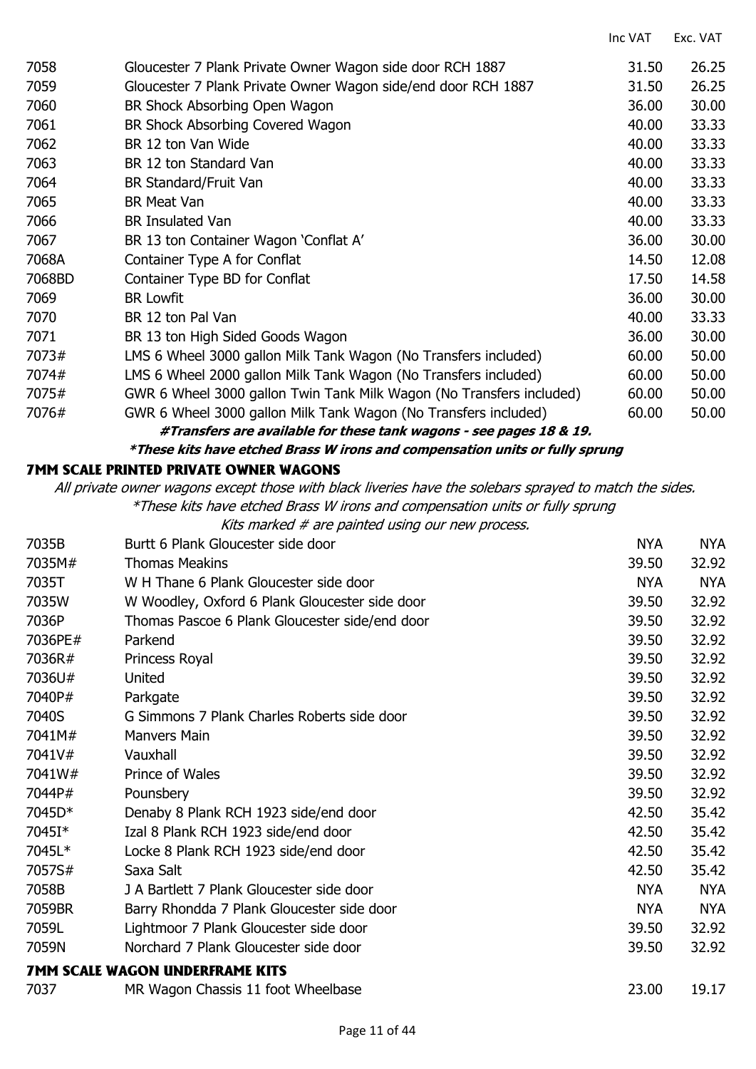| | | Inc VAT | Exc. VAT |
|---|---|---|---|
| 7058 | Gloucester 7 Plank Private Owner Wagon side door RCH 1887 | 31.50 | 26.25 |
| 7059 | Gloucester 7 Plank Private Owner Wagon side/end door RCH 1887 | 31.50 | 26.25 |
| 7060 | BR Shock Absorbing Open Wagon | 36.00 | 30.00 |
| 7061 | BR Shock Absorbing Covered Wagon | 40.00 | 33.33 |
| 7062 | BR 12 ton Van Wide | 40.00 | 33.33 |
| 7063 | BR 12 ton Standard Van | 40.00 | 33.33 |
| 7064 | BR Standard/Fruit Van | 40.00 | 33.33 |
| 7065 | BR Meat Van | 40.00 | 33.33 |
| 7066 | BR Insulated Van | 40.00 | 33.33 |
| 7067 | BR 13 ton Container Wagon 'Conflat A' | 36.00 | 30.00 |
| 7068A | Container Type A for Conflat | 14.50 | 12.08 |
| 7068BD | Container Type BD for Conflat | 17.50 | 14.58 |
| 7069 | BR Lowfit | 36.00 | 30.00 |
| 7070 | BR 12 ton Pal Van | 40.00 | 33.33 |
| 7071 | BR 13 ton High Sided Goods Wagon | 36.00 | 30.00 |
| 7073# | LMS 6 Wheel 3000 gallon Milk Tank Wagon (No Transfers included) | 60.00 | 50.00 |
| 7074# | LMS 6 Wheel 2000 gallon Milk Tank Wagon (No Transfers included) | 60.00 | 50.00 |
| 7075# | GWR 6 Wheel 3000 gallon Twin Tank Milk Wagon (No Transfers included) | 60.00 | 50.00 |
| 7076# | GWR 6 Wheel 3000 gallon Milk Tank Wagon (No Transfers included) | 60.00 | 50.00 |

***#Transfers are available for these tank wagons - see pages 18 & 19.***

***\*These kits have etched Brass W irons and compensation units or fully sprung***

## 7MM SCALE PRINTED PRIVATE OWNER WAGONS

*All private owner wagons except those with black liveries have the solebars sprayed to match the sides.*

*\*These kits have etched Brass W irons and compensation units or fully sprung*

*Kits marked # are painted using our new process.*

| | | | |
|---|---|---|---|
| 7035B | Burtt 6 Plank Gloucester side door | NYA | NYA |
| 7035M# | Thomas Meakins | 39.50 | 32.92 |
| 7035T | W H Thane 6 Plank Gloucester side door | NYA | NYA |
| 7035W | W Woodley, Oxford 6 Plank Gloucester side door | 39.50 | 32.92 |
| 7036P | Thomas Pascoe 6 Plank Gloucester side/end door | 39.50 | 32.92 |
| 7036PE# | Parkend | 39.50 | 32.92 |
| 7036R# | Princess Royal | 39.50 | 32.92 |
| 7036U# | United | 39.50 | 32.92 |
| 7040P# | Parkgate | 39.50 | 32.92 |
| 7040S | G Simmons 7 Plank Charles Roberts side door | 39.50 | 32.92 |
| 7041M# | Manvers Main | 39.50 | 32.92 |
| 7041V# | Vauxhall | 39.50 | 32.92 |
| 7041W# | Prince of Wales | 39.50 | 32.92 |
| 7044P# | Pounsbery | 39.50 | 32.92 |
| 7045D* | Denaby 8 Plank RCH 1923 side/end door | 42.50 | 35.42 |
| 7045I* | Izal 8 Plank RCH 1923 side/end door | 42.50 | 35.42 |
| 7045L* | Locke 8 Plank RCH 1923 side/end door | 42.50 | 35.42 |
| 7057S# | Saxa Salt | 42.50 | 35.42 |
| 7058B | J A Bartlett 7 Plank Gloucester side door | NYA | NYA |
| 7059BR | Barry Rhondda 7 Plank Gloucester side door | NYA | NYA |
| 7059L | Lightmoor 7 Plank Gloucester side door | 39.50 | 32.92 |
| 7059N | Norchard 7 Plank Gloucester side door | 39.50 | 32.92 |

## 7MM SCALE WAGON UNDERFRAME KITS

| | | | |
|---|---|---|---|
| 7037 | MR Wagon Chassis 11 foot Wheelbase | 23.00 | 19.17 |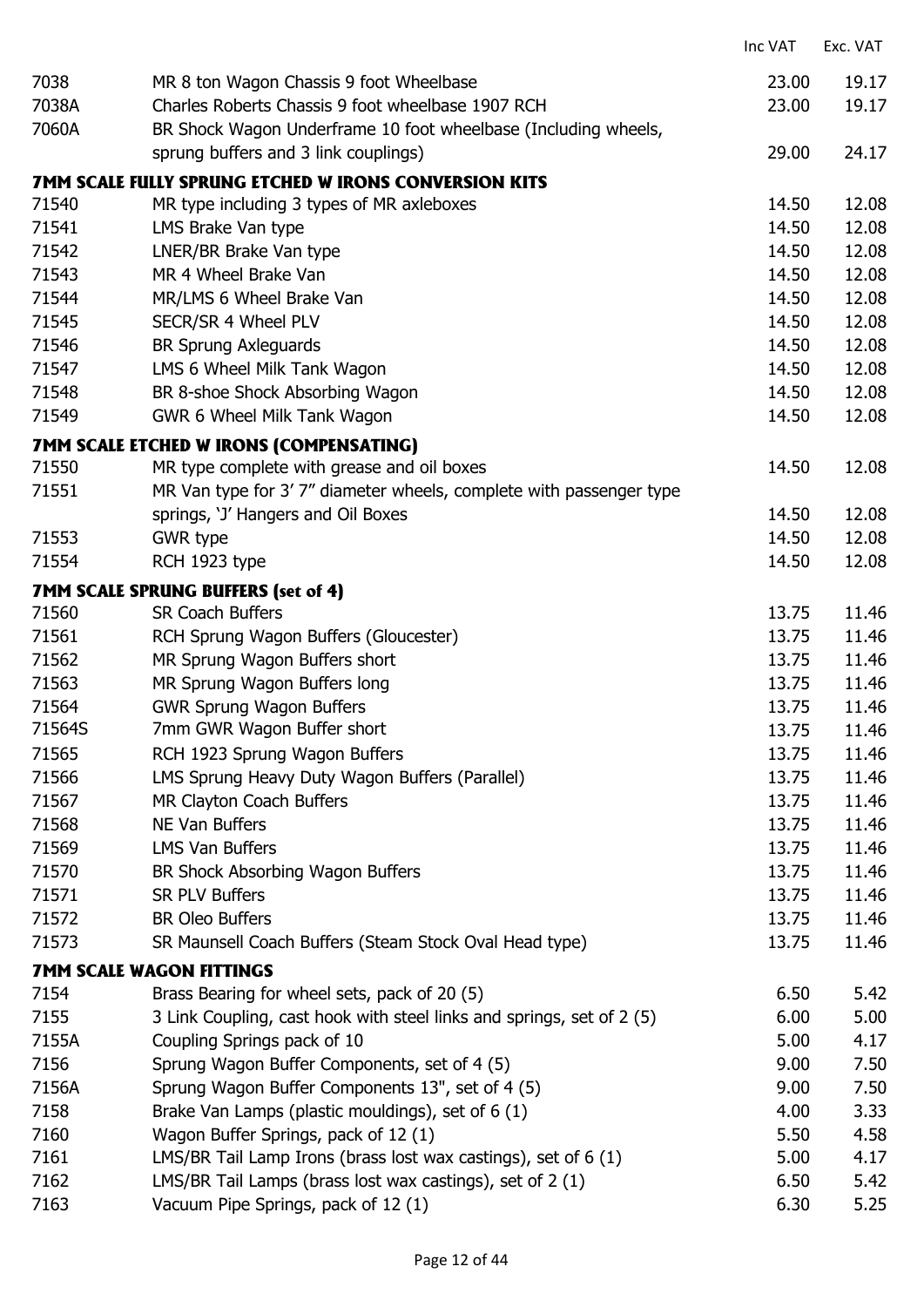| | | Inc VAT | Exc. VAT |
|---|---|---|---|
| 7038 | MR 8 ton Wagon Chassis 9 foot Wheelbase | 23.00 | 19.17 |
| 7038A | Charles Roberts Chassis 9 foot wheelbase 1907 RCH | 23.00 | 19.17 |
| 7060A | BR Shock Wagon Underframe 10 foot wheelbase (Including wheels, sprung buffers and 3 link couplings) | 29.00 | 24.17 |

## 7MM SCALE FULLY SPRUNG ETCHED W IRONS CONVERSION KITS

| | | | |
|---|---|---|---|
| 71540 | MR type including 3 types of MR axleboxes | 14.50 | 12.08 |
| 71541 | LMS Brake Van type | 14.50 | 12.08 |
| 71542 | LNER/BR Brake Van type | 14.50 | 12.08 |
| 71543 | MR 4 Wheel Brake Van | 14.50 | 12.08 |
| 71544 | MR/LMS 6 Wheel Brake Van | 14.50 | 12.08 |
| 71545 | SECR/SR 4 Wheel PLV | 14.50 | 12.08 |
| 71546 | BR Sprung Axleguards | 14.50 | 12.08 |
| 71547 | LMS 6 Wheel Milk Tank Wagon | 14.50 | 12.08 |
| 71548 | BR 8-shoe Shock Absorbing Wagon | 14.50 | 12.08 |
| 71549 | GWR 6 Wheel Milk Tank Wagon | 14.50 | 12.08 |

## 7MM SCALE ETCHED W IRONS (COMPENSATING)

| | | | |
|---|---|---|---|
| 71550 | MR type complete with grease and oil boxes | 14.50 | 12.08 |
| 71551 | MR Van type for 3' 7" diameter wheels, complete with passenger type springs, 'J' Hangers and Oil Boxes | 14.50 | 12.08 |
| 71553 | GWR type | 14.50 | 12.08 |
| 71554 | RCH 1923 type | 14.50 | 12.08 |

## 7MM SCALE SPRUNG BUFFERS (set of 4)

| | | | |
|---|---|---|---|
| 71560 | SR Coach Buffers | 13.75 | 11.46 |
| 71561 | RCH Sprung Wagon Buffers (Gloucester) | 13.75 | 11.46 |
| 71562 | MR Sprung Wagon Buffers short | 13.75 | 11.46 |
| 71563 | MR Sprung Wagon Buffers long | 13.75 | 11.46 |
| 71564 | GWR Sprung Wagon Buffers | 13.75 | 11.46 |
| 71564S | 7mm GWR Wagon Buffer short | 13.75 | 11.46 |
| 71565 | RCH 1923 Sprung Wagon Buffers | 13.75 | 11.46 |
| 71566 | LMS Sprung Heavy Duty Wagon Buffers (Parallel) | 13.75 | 11.46 |
| 71567 | MR Clayton Coach Buffers | 13.75 | 11.46 |
| 71568 | NE Van Buffers | 13.75 | 11.46 |
| 71569 | LMS Van Buffers | 13.75 | 11.46 |
| 71570 | BR Shock Absorbing Wagon Buffers | 13.75 | 11.46 |
| 71571 | SR PLV Buffers | 13.75 | 11.46 |
| 71572 | BR Oleo Buffers | 13.75 | 11.46 |
| 71573 | SR Maunsell Coach Buffers (Steam Stock Oval Head type) | 13.75 | 11.46 |

## 7MM SCALE WAGON FITTINGS

| | | | |
|---|---|---|---|
| 7154 | Brass Bearing for wheel sets, pack of 20 (5) | 6.50 | 5.42 |
| 7155 | 3 Link Coupling, cast hook with steel links and springs, set of 2 (5) | 6.00 | 5.00 |
| 7155A | Coupling Springs pack of 10 | 5.00 | 4.17 |
| 7156 | Sprung Wagon Buffer Components, set of 4 (5) | 9.00 | 7.50 |
| 7156A | Sprung Wagon Buffer Components 13", set of 4 (5) | 9.00 | 7.50 |
| 7158 | Brake Van Lamps (plastic mouldings), set of 6 (1) | 4.00 | 3.33 |
| 7160 | Wagon Buffer Springs, pack of 12 (1) | 5.50 | 4.58 |
| 7161 | LMS/BR Tail Lamp Irons (brass lost wax castings), set of 6 (1) | 5.00 | 4.17 |
| 7162 | LMS/BR Tail Lamps (brass lost wax castings), set of 2 (1) | 6.50 | 5.42 |
| 7163 | Vacuum Pipe Springs, pack of 12 (1) | 6.30 | 5.25 |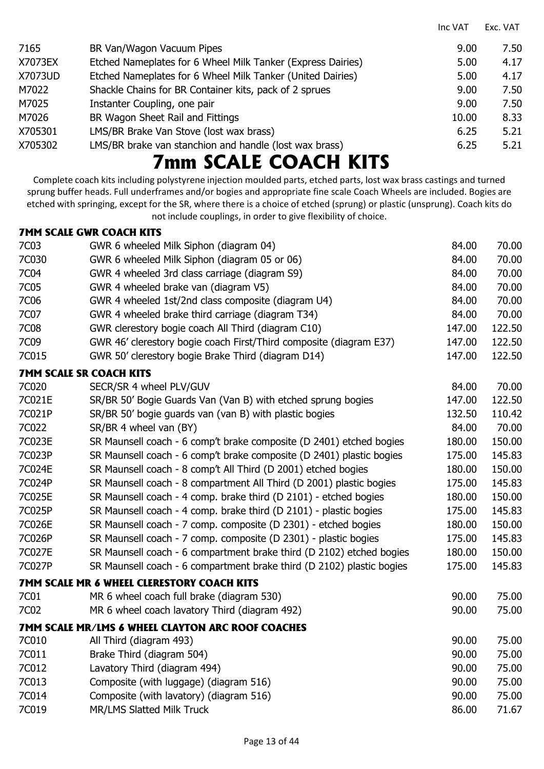| | | Inc VAT | Exc. VAT |
|---|---|---|---|
| 7165 | BR Van/Wagon Vacuum Pipes | 9.00 | 7.50 |
| X7073EX | Etched Nameplates for 6 Wheel Milk Tanker (Express Dairies) | 5.00 | 4.17 |
| X7073UD | Etched Nameplates for 6 Wheel Milk Tanker (United Dairies) | 5.00 | 4.17 |
| M7022 | Shackle Chains for BR Container kits, pack of 2 sprues | 9.00 | 7.50 |
| M7025 | Instanter Coupling, one pair | 9.00 | 7.50 |
| M7026 | BR Wagon Sheet Rail and Fittings | 10.00 | 8.33 |
| X705301 | LMS/BR Brake Van Stove (lost wax brass) | 6.25 | 5.21 |
| X705302 | LMS/BR brake van stanchion and handle (lost wax brass) | 6.25 | 5.21 |

# 7mm SCALE COACH KITS

Complete coach kits including polystyrene injection moulded parts, etched parts, lost wax brass castings and turned sprung buffer heads. Full underframes and/or bogies and appropriate fine scale Coach Wheels are included. Bogies are etched with springing, except for the SR, where there is a choice of etched (sprung) or plastic (unsprung). Coach kits do not include couplings, in order to give flexibility of choice.

### 7MM SCALE GWR COACH KITS

| | | | |
|---|---|---|---|
| 7C03 | GWR 6 wheeled Milk Siphon (diagram 04) | 84.00 | 70.00 |
| 7C030 | GWR 6 wheeled Milk Siphon (diagram 05 or 06) | 84.00 | 70.00 |
| 7C04 | GWR 4 wheeled 3rd class carriage (diagram S9) | 84.00 | 70.00 |
| 7C05 | GWR 4 wheeled brake van (diagram V5) | 84.00 | 70.00 |
| 7C06 | GWR 4 wheeled 1st/2nd class composite (diagram U4) | 84.00 | 70.00 |
| 7C07 | GWR 4 wheeled brake third carriage (diagram T34) | 84.00 | 70.00 |
| 7C08 | GWR clerestory bogie coach All Third (diagram C10) | 147.00 | 122.50 |
| 7C09 | GWR 46' clerestory bogie coach First/Third composite (diagram E37) | 147.00 | 122.50 |
| 7C015 | GWR 50' clerestory bogie Brake Third (diagram D14) | 147.00 | 122.50 |

### 7MM SCALE SR COACH KITS

| | | | |
|---|---|---|---|
| 7C020 | SECR/SR 4 wheel PLV/GUV | 84.00 | 70.00 |
| 7C021E | SR/BR 50' Bogie Guards Van (Van B) with etched sprung bogies | 147.00 | 122.50 |
| 7C021P | SR/BR 50' bogie guards van (van B) with plastic bogies | 132.50 | 110.42 |
| 7C022 | SR/BR 4 wheel van (BY) | 84.00 | 70.00 |
| 7C023E | SR Maunsell coach - 6 comp't brake composite (D 2401) etched bogies | 180.00 | 150.00 |
| 7C023P | SR Maunsell coach - 6 comp't brake composite (D 2401) plastic bogies | 175.00 | 145.83 |
| 7C024E | SR Maunsell coach - 8 comp't All Third (D 2001) etched bogies | 180.00 | 150.00 |
| 7C024P | SR Maunsell coach - 8 compartment All Third (D 2001) plastic bogies | 175.00 | 145.83 |
| 7C025E | SR Maunsell coach - 4 comp. brake third (D 2101) - etched bogies | 180.00 | 150.00 |
| 7C025P | SR Maunsell coach - 4 comp. brake third (D 2101) - plastic bogies | 175.00 | 145.83 |
| 7C026E | SR Maunsell coach - 7 comp. composite (D 2301) - etched bogies | 180.00 | 150.00 |
| 7C026P | SR Maunsell coach - 7 comp. composite (D 2301) - plastic bogies | 175.00 | 145.83 |
| 7C027E | SR Maunsell coach - 6 compartment brake third (D 2102) etched bogies | 180.00 | 150.00 |
| 7C027P | SR Maunsell coach - 6 compartment brake third (D 2102) plastic bogies | 175.00 | 145.83 |

### 7MM SCALE MR 6 WHEEL CLERESTORY COACH KITS

| | | | |
|---|---|---|---|
| 7C01 | MR 6 wheel coach full brake (diagram 530) | 90.00 | 75.00 |
| 7C02 | MR 6 wheel coach lavatory Third (diagram 492) | 90.00 | 75.00 |

### 7MM SCALE MR/LMS 6 WHEEL CLAYTON ARC ROOF COACHES

| | | | |
|---|---|---|---|
| 7C010 | All Third (diagram 493) | 90.00 | 75.00 |
| 7C011 | Brake Third (diagram 504) | 90.00 | 75.00 |
| 7C012 | Lavatory Third (diagram 494) | 90.00 | 75.00 |
| 7C013 | Composite (with luggage) (diagram 516) | 90.00 | 75.00 |
| 7C014 | Composite (with lavatory) (diagram 516) | 90.00 | 75.00 |
| 7C019 | MR/LMS Slatted Milk Truck | 86.00 | 71.67 |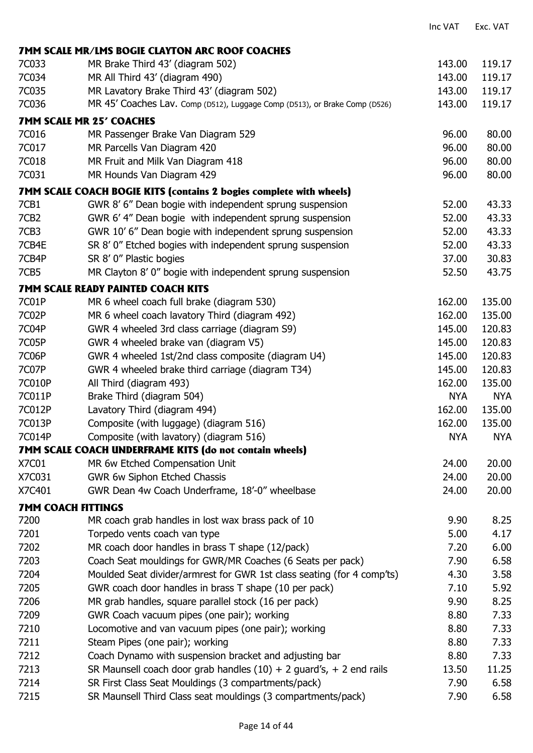| | | Inc VAT | Exc. VAT |
|---|---|---|---|
| **7MM SCALE MR/LMS BOGIE CLAYTON ARC ROOF COACHES** | | | |
| 7C033 | MR Brake Third 43' (diagram 502) | 143.00 | 119.17 |
| 7C034 | MR All Third 43' (diagram 490) | 143.00 | 119.17 |
| 7C035 | MR Lavatory Brake Third 43' (diagram 502) | 143.00 | 119.17 |
| 7C036 | MR 45' Coaches Lav. Comp (D512), Luggage Comp (D513), or Brake Comp (D526) | 143.00 | 119.17 |
| **7MM SCALE MR 25' COACHES** | | | |
| 7C016 | MR Passenger Brake Van Diagram 529 | 96.00 | 80.00 |
| 7C017 | MR Parcells Van Diagram 420 | 96.00 | 80.00 |
| 7C018 | MR Fruit and Milk Van Diagram 418 | 96.00 | 80.00 |
| 7C031 | MR Hounds Van Diagram 429 | 96.00 | 80.00 |
| **7MM SCALE COACH BOGIE KITS (contains 2 bogies complete with wheels)** | | | |
| 7CB1 | GWR 8' 6" Dean bogie with independent sprung suspension | 52.00 | 43.33 |
| 7CB2 | GWR 6' 4" Dean bogie with independent sprung suspension | 52.00 | 43.33 |
| 7CB3 | GWR 10' 6" Dean bogie with independent sprung suspension | 52.00 | 43.33 |
| 7CB4E | SR 8' 0" Etched bogies with independent sprung suspension | 52.00 | 43.33 |
| 7CB4P | SR 8' 0" Plastic bogies | 37.00 | 30.83 |
| 7CB5 | MR Clayton 8' 0" bogie with independent sprung suspension | 52.50 | 43.75 |
| **7MM SCALE READY PAINTED COACH KITS** | | | |
| 7C01P | MR 6 wheel coach full brake (diagram 530) | 162.00 | 135.00 |
| 7C02P | MR 6 wheel coach lavatory Third (diagram 492) | 162.00 | 135.00 |
| 7C04P | GWR 4 wheeled 3rd class carriage (diagram S9) | 145.00 | 120.83 |
| 7C05P | GWR 4 wheeled brake van (diagram V5) | 145.00 | 120.83 |
| 7C06P | GWR 4 wheeled 1st/2nd class composite (diagram U4) | 145.00 | 120.83 |
| 7C07P | GWR 4 wheeled brake third carriage (diagram T34) | 145.00 | 120.83 |
| 7C010P | All Third (diagram 493) | 162.00 | 135.00 |
| 7C011P | Brake Third (diagram 504) | NYA | NYA |
| 7C012P | Lavatory Third (diagram 494) | 162.00 | 135.00 |
| 7C013P | Composite (with luggage) (diagram 516) | 162.00 | 135.00 |
| 7C014P | Composite (with lavatory) (diagram 516) | NYA | NYA |
| **7MM SCALE COACH UNDERFRAME KITS (do not contain wheels)** | | | |
| X7C01 | MR 6w Etched Compensation Unit | 24.00 | 20.00 |
| X7C031 | GWR 6w Siphon Etched Chassis | 24.00 | 20.00 |
| X7C401 | GWR Dean 4w Coach Underframe, 18'-0" wheelbase | 24.00 | 20.00 |
| **7MM COACH FITTINGS** | | | |
| 7200 | MR coach grab handles in lost wax brass pack of 10 | 9.90 | 8.25 |
| 7201 | Torpedo vents coach van type | 5.00 | 4.17 |
| 7202 | MR coach door handles in brass T shape (12/pack) | 7.20 | 6.00 |
| 7203 | Coach Seat mouldings for GWR/MR Coaches (6 Seats per pack) | 7.90 | 6.58 |
| 7204 | Moulded Seat divider/armrest for GWR 1st class seating (for 4 comp'ts) | 4.30 | 3.58 |
| 7205 | GWR coach door handles in brass T shape (10 per pack) | 7.10 | 5.92 |
| 7206 | MR grab handles, square parallel stock (16 per pack) | 9.90 | 8.25 |
| 7209 | GWR Coach vacuum pipes (one pair); working | 8.80 | 7.33 |
| 7210 | Locomotive and van vacuum pipes (one pair); working | 8.80 | 7.33 |
| 7211 | Steam Pipes (one pair); working | 8.80 | 7.33 |
| 7212 | Coach Dynamo with suspension bracket and adjusting bar | 8.80 | 7.33 |
| 7213 | SR Maunsell coach door grab handles (10) + 2 guard's, + 2 end rails | 13.50 | 11.25 |
| 7214 | SR First Class Seat Mouldings (3 compartments/pack) | 7.90 | 6.58 |
| 7215 | SR Maunsell Third Class seat mouldings (3 compartments/pack) | 7.90 | 6.58 |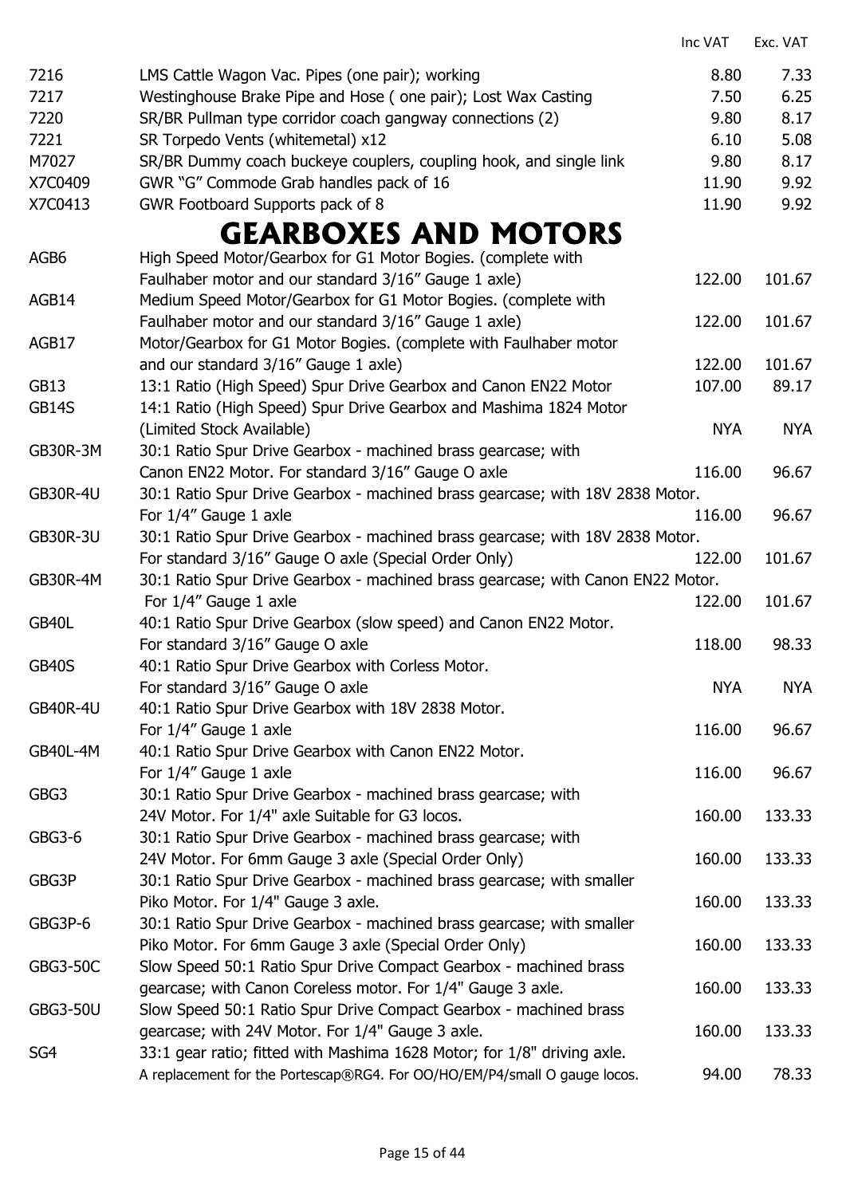| | | Inc VAT | Exc. VAT |
|---|---|---|---|
| 7216 | LMS Cattle Wagon Vac. Pipes (one pair); working | 8.80 | 7.33 |
| 7217 | Westinghouse Brake Pipe and Hose ( one pair); Lost Wax Casting | 7.50 | 6.25 |
| 7220 | SR/BR Pullman type corridor coach gangway connections (2) | 9.80 | 8.17 |
| 7221 | SR Torpedo Vents (whitemetal) x12 | 6.10 | 5.08 |
| M7027 | SR/BR Dummy coach buckeye couplers, coupling hook, and single link | 9.80 | 8.17 |
| X7C0409 | GWR "G" Commode Grab handles pack of 16 | 11.90 | 9.92 |
| X7C0413 | GWR Footboard Supports pack of 8 | 11.90 | 9.92 |

# GEARBOXES AND MOTORS

| | | | |
|---|---|---|---|
| AGB6 | High Speed Motor/Gearbox for G1 Motor Bogies. (complete with Faulhaber motor and our standard 3/16" Gauge 1 axle) | 122.00 | 101.67 |
| AGB14 | Medium Speed Motor/Gearbox for G1 Motor Bogies. (complete with Faulhaber motor and our standard 3/16" Gauge 1 axle) | 122.00 | 101.67 |
| AGB17 | Motor/Gearbox for G1 Motor Bogies. (complete with Faulhaber motor and our standard 3/16" Gauge 1 axle) | 122.00 | 101.67 |
| GB13 | 13:1 Ratio (High Speed) Spur Drive Gearbox and Canon EN22 Motor | 107.00 | 89.17 |
| GB14S | 14:1 Ratio (High Speed) Spur Drive Gearbox and Mashima 1824 Motor (Limited Stock Available) | NYA | NYA |
| GB30R-3M | 30:1 Ratio Spur Drive Gearbox - machined brass gearcase; with Canon EN22 Motor. For standard 3/16" Gauge O axle | 116.00 | 96.67 |
| GB30R-4U | 30:1 Ratio Spur Drive Gearbox - machined brass gearcase; with 18V 2838 Motor. For 1/4" Gauge 1 axle | 116.00 | 96.67 |
| GB30R-3U | 30:1 Ratio Spur Drive Gearbox - machined brass gearcase; with 18V 2838 Motor. For standard 3/16" Gauge O axle (Special Order Only) | 122.00 | 101.67 |
| GB30R-4M | 30:1 Ratio Spur Drive Gearbox - machined brass gearcase; with Canon EN22 Motor. For 1/4" Gauge 1 axle | 122.00 | 101.67 |
| GB40L | 40:1 Ratio Spur Drive Gearbox (slow speed) and Canon EN22 Motor. For standard 3/16" Gauge O axle | 118.00 | 98.33 |
| GB40S | 40:1 Ratio Spur Drive Gearbox with Corless Motor. For standard 3/16" Gauge O axle | NYA | NYA |
| GB40R-4U | 40:1 Ratio Spur Drive Gearbox with 18V 2838 Motor. For 1/4" Gauge 1 axle | 116.00 | 96.67 |
| GB40L-4M | 40:1 Ratio Spur Drive Gearbox with Canon EN22 Motor. For 1/4" Gauge 1 axle | 116.00 | 96.67 |
| GBG3 | 30:1 Ratio Spur Drive Gearbox - machined brass gearcase; with 24V Motor. For 1/4" axle Suitable for G3 locos. | 160.00 | 133.33 |
| GBG3-6 | 30:1 Ratio Spur Drive Gearbox - machined brass gearcase; with 24V Motor. For 6mm Gauge 3 axle (Special Order Only) | 160.00 | 133.33 |
| GBG3P | 30:1 Ratio Spur Drive Gearbox - machined brass gearcase; with smaller Piko Motor. For 1/4" Gauge 3 axle. | 160.00 | 133.33 |
| GBG3P-6 | 30:1 Ratio Spur Drive Gearbox - machined brass gearcase; with smaller Piko Motor. For 6mm Gauge 3 axle (Special Order Only) | 160.00 | 133.33 |
| GBG3-50C | Slow Speed 50:1 Ratio Spur Drive Compact Gearbox - machined brass gearcase; with Canon Coreless motor. For 1/4" Gauge 3 axle. | 160.00 | 133.33 |
| GBG3-50U | Slow Speed 50:1 Ratio Spur Drive Compact Gearbox - machined brass gearcase; with 24V Motor. For 1/4" Gauge 3 axle. | 160.00 | 133.33 |
| SG4 | 33:1 gear ratio; fitted with Mashima 1628 Motor; for 1/8" driving axle. A replacement for the Portescap®RG4. For OO/HO/EM/P4/small O gauge locos. | 94.00 | 78.33 |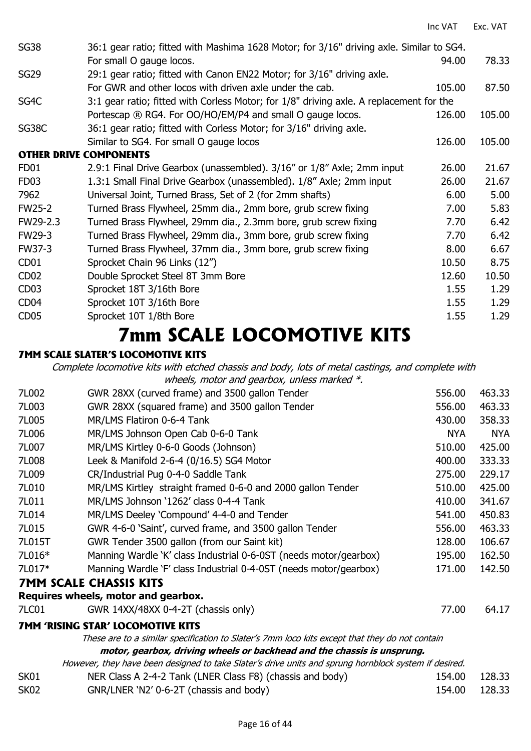| | | Inc VAT | Exc. VAT |
|---|---|---|---|
| SG38 | 36:1 gear ratio; fitted with Mashima 1628 Motor; for 3/16" driving axle. Similar to SG4. For small O gauge locos. | 94.00 | 78.33 |
| SG29 | 29:1 gear ratio; fitted with Canon EN22 Motor; for 3/16" driving axle. For GWR and other locos with driven axle under the cab. | 105.00 | 87.50 |
| SG4C | 3:1 gear ratio; fitted with Corless Motor; for 1/8" driving axle. A replacement for the Portescap ® RG4. For OO/HO/EM/P4 and small O gauge locos. | 126.00 | 105.00 |
| SG38C | 36:1 gear ratio; fitted with Corless Motor; for 3/16" driving axle. Similar to SG4. For small O gauge locos | 126.00 | 105.00 |

### OTHER DRIVE COMPONENTS

| | | | |
|---|---|---|---|
| FD01 | 2.9:1 Final Drive Gearbox (unassembled). 3/16" or 1/8" Axle; 2mm input | 26.00 | 21.67 |
| FD03 | 1.3:1 Small Final Drive Gearbox (unassembled). 1/8" Axle; 2mm input | 26.00 | 21.67 |
| 7962 | Universal Joint, Turned Brass, Set of 2 (for 2mm shafts) | 6.00 | 5.00 |
| FW25-2 | Turned Brass Flywheel, 25mm dia., 2mm bore, grub screw fixing | 7.00 | 5.83 |
| FW29-2.3 | Turned Brass Flywheel, 29mm dia., 2.3mm bore, grub screw fixing | 7.70 | 6.42 |
| FW29-3 | Turned Brass Flywheel, 29mm dia., 3mm bore, grub screw fixing | 7.70 | 6.42 |
| FW37-3 | Turned Brass Flywheel, 37mm dia., 3mm bore, grub screw fixing | 8.00 | 6.67 |
| CD01 | Sprocket Chain 96 Links (12") | 10.50 | 8.75 |
| CD02 | Double Sprocket Steel 8T 3mm Bore | 12.60 | 10.50 |
| CD03 | Sprocket 18T 3/16th Bore | 1.55 | 1.29 |
| CD04 | Sprocket 10T 3/16th Bore | 1.55 | 1.29 |
| CD05 | Sprocket 10T 1/8th Bore | 1.55 | 1.29 |

# 7mm SCALE LOCOMOTIVE KITS

### 7MM SCALE SLATER'S LOCOMOTIVE KITS

*Complete locomotive kits with etched chassis and body, lots of metal castings, and complete with wheels, motor and gearbox, unless marked \*.*

| | | | |
|---|---|---|---|
| 7L002 | GWR 28XX (curved frame) and 3500 gallon Tender | 556.00 | 463.33 |
| 7L003 | GWR 28XX (squared frame) and 3500 gallon Tender | 556.00 | 463.33 |
| 7L005 | MR/LMS Flatiron 0-6-4 Tank | 430.00 | 358.33 |
| 7L006 | MR/LMS Johnson Open Cab 0-6-0 Tank | NYA | NYA |
| 7L007 | MR/LMS Kirtley 0-6-0 Goods (Johnson) | 510.00 | 425.00 |
| 7L008 | Leek & Manifold 2-6-4 (0/16.5) SG4 Motor | 400.00 | 333.33 |
| 7L009 | CR/Industrial Pug 0-4-0 Saddle Tank | 275.00 | 229.17 |
| 7L010 | MR/LMS Kirtley straight framed 0-6-0 and 2000 gallon Tender | 510.00 | 425.00 |
| 7L011 | MR/LMS Johnson '1262' class 0-4-4 Tank | 410.00 | 341.67 |
| 7L014 | MR/LMS Deeley 'Compound' 4-4-0 and Tender | 541.00 | 450.83 |
| 7L015 | GWR 4-6-0 'Saint', curved frame, and 3500 gallon Tender | 556.00 | 463.33 |
| 7L015T | GWR Tender 3500 gallon (from our Saint kit) | 128.00 | 106.67 |
| 7L016* | Manning Wardle 'K' class Industrial 0-6-0ST (needs motor/gearbox) | 195.00 | 162.50 |
| 7L017* | Manning Wardle 'F' class Industrial 0-4-0ST (needs motor/gearbox) | 171.00 | 142.50 |

### 7MM SCALE CHASSIS KITS

**Requires wheels, motor and gearbox.**

| | | | |
|---|---|---|---|
| 7LC01 | GWR 14XX/48XX 0-4-2T (chassis only) | 77.00 | 64.17 |

### 7MM 'RISING STAR' LOCOMOTIVE KITS

*These are to a similar specification to Slater's 7mm loco kits except that they do not contain* ***motor, gearbox, driving wheels or backhead and the chassis is unsprung.*** *However, they have been designed to take Slater's drive units and sprung hornblock system if desired.*

| | | | |
|---|---|---|---|
| SK01 | NER Class A 2-4-2 Tank (LNER Class F8) (chassis and body) | 154.00 | 128.33 |
| SK02 | GNR/LNER 'N2' 0-6-2T (chassis and body) | 154.00 | 128.33 |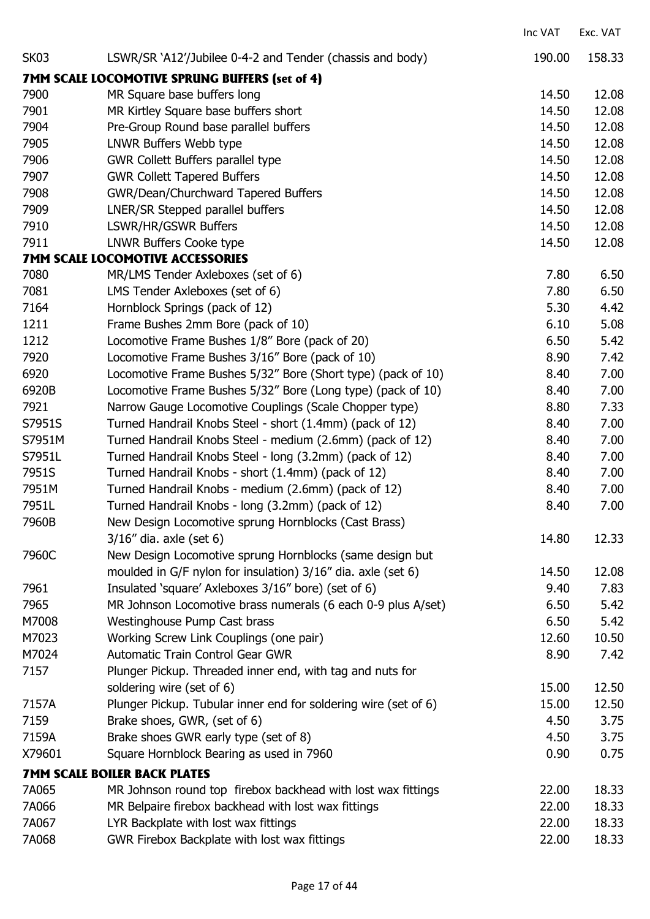| | | Inc VAT | Exc. VAT |
|---|---|---|---|
| SK03 | LSWR/SR 'A12'/Jubilee 0-4-2 and Tender (chassis and body) | 190.00 | 158.33 |
| **7MM SCALE LOCOMOTIVE SPRUNG BUFFERS (set of 4)** | | | |
| 7900 | MR Square base buffers long | 14.50 | 12.08 |
| 7901 | MR Kirtley Square base buffers short | 14.50 | 12.08 |
| 7904 | Pre-Group Round base parallel buffers | 14.50 | 12.08 |
| 7905 | LNWR Buffers Webb type | 14.50 | 12.08 |
| 7906 | GWR Collett Buffers parallel type | 14.50 | 12.08 |
| 7907 | GWR Collett Tapered Buffers | 14.50 | 12.08 |
| 7908 | GWR/Dean/Churchward Tapered Buffers | 14.50 | 12.08 |
| 7909 | LNER/SR Stepped parallel buffers | 14.50 | 12.08 |
| 7910 | LSWR/HR/GSWR Buffers | 14.50 | 12.08 |
| 7911 | LNWR Buffers Cooke type | 14.50 | 12.08 |
| **7MM SCALE LOCOMOTIVE ACCESSORIES** | | | |
| 7080 | MR/LMS Tender Axleboxes (set of 6) | 7.80 | 6.50 |
| 7081 | LMS Tender Axleboxes (set of 6) | 7.80 | 6.50 |
| 7164 | Hornblock Springs (pack of 12) | 5.30 | 4.42 |
| 1211 | Frame Bushes 2mm Bore (pack of 10) | 6.10 | 5.08 |
| 1212 | Locomotive Frame Bushes 1/8" Bore (pack of 20) | 6.50 | 5.42 |
| 7920 | Locomotive Frame Bushes 3/16" Bore (pack of 10) | 8.90 | 7.42 |
| 6920 | Locomotive Frame Bushes 5/32" Bore (Short type) (pack of 10) | 8.40 | 7.00 |
| 6920B | Locomotive Frame Bushes 5/32" Bore (Long type) (pack of 10) | 8.40 | 7.00 |
| 7921 | Narrow Gauge Locomotive Couplings (Scale Chopper type) | 8.80 | 7.33 |
| S7951S | Turned Handrail Knobs Steel - short (1.4mm) (pack of 12) | 8.40 | 7.00 |
| S7951M | Turned Handrail Knobs Steel - medium (2.6mm) (pack of 12) | 8.40 | 7.00 |
| S7951L | Turned Handrail Knobs Steel - long (3.2mm) (pack of 12) | 8.40 | 7.00 |
| 7951S | Turned Handrail Knobs - short (1.4mm) (pack of 12) | 8.40 | 7.00 |
| 7951M | Turned Handrail Knobs - medium (2.6mm) (pack of 12) | 8.40 | 7.00 |
| 7951L | Turned Handrail Knobs - long (3.2mm) (pack of 12) | 8.40 | 7.00 |
| 7960B | New Design Locomotive sprung Hornblocks (Cast Brass) 3/16" dia. axle (set 6) | 14.80 | 12.33 |
| 7960C | New Design Locomotive sprung Hornblocks (same design but moulded in G/F nylon for insulation) 3/16" dia. axle (set 6) | 14.50 | 12.08 |
| 7961 | Insulated 'square' Axleboxes 3/16" bore) (set of 6) | 9.40 | 7.83 |
| 7965 | MR Johnson Locomotive brass numerals (6 each 0-9 plus A/set) | 6.50 | 5.42 |
| M7008 | Westinghouse Pump Cast brass | 6.50 | 5.42 |
| M7023 | Working Screw Link Couplings (one pair) | 12.60 | 10.50 |
| M7024 | Automatic Train Control Gear GWR | 8.90 | 7.42 |
| 7157 | Plunger Pickup. Threaded inner end, with tag and nuts for soldering wire (set of 6) | 15.00 | 12.50 |
| 7157A | Plunger Pickup. Tubular inner end for soldering wire (set of 6) | 15.00 | 12.50 |
| 7159 | Brake shoes, GWR, (set of 6) | 4.50 | 3.75 |
| 7159A | Brake shoes GWR early type (set of 8) | 4.50 | 3.75 |
| X79601 | Square Hornblock Bearing as used in 7960 | 0.90 | 0.75 |
| **7MM SCALE BOILER BACK PLATES** | | | |
| 7A065 | MR Johnson round top firebox backhead with lost wax fittings | 22.00 | 18.33 |
| 7A066 | MR Belpaire firebox backhead with lost wax fittings | 22.00 | 18.33 |
| 7A067 | LYR Backplate with lost wax fittings | 22.00 | 18.33 |
| 7A068 | GWR Firebox Backplate with lost wax fittings | 22.00 | 18.33 |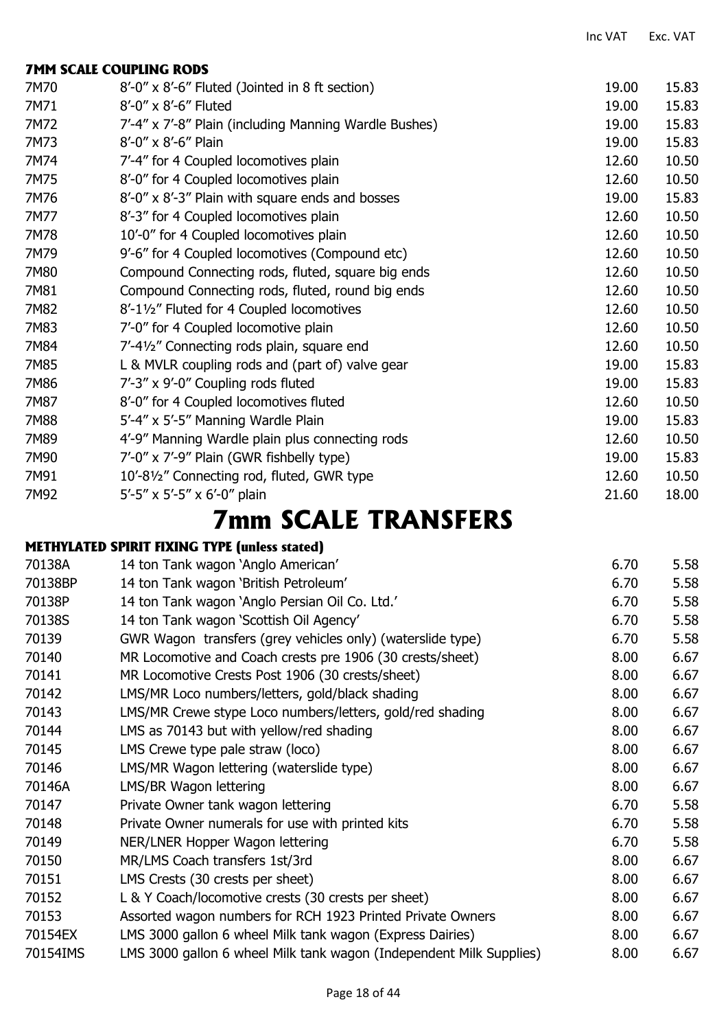| | | Inc VAT | Exc. VAT |
|---|---|---|---|

### 7MM SCALE COUPLING RODS

| | | | |
|---|---|---|---|
| 7M70 | 8'-0" x 8'-6" Fluted (Jointed in 8 ft section) | 19.00 | 15.83 |
| 7M71 | 8'-0" x 8'-6" Fluted | 19.00 | 15.83 |
| 7M72 | 7'-4" x 7'-8" Plain (including Manning Wardle Bushes) | 19.00 | 15.83 |
| 7M73 | 8'-0" x 8'-6" Plain | 19.00 | 15.83 |
| 7M74 | 7'-4" for 4 Coupled locomotives plain | 12.60 | 10.50 |
| 7M75 | 8'-0" for 4 Coupled locomotives plain | 12.60 | 10.50 |
| 7M76 | 8'-0" x 8'-3" Plain with square ends and bosses | 19.00 | 15.83 |
| 7M77 | 8'-3" for 4 Coupled locomotives plain | 12.60 | 10.50 |
| 7M78 | 10'-0" for 4 Coupled locomotives plain | 12.60 | 10.50 |
| 7M79 | 9'-6" for 4 Coupled locomotives (Compound etc) | 12.60 | 10.50 |
| 7M80 | Compound Connecting rods, fluted, square big ends | 12.60 | 10.50 |
| 7M81 | Compound Connecting rods, fluted, round big ends | 12.60 | 10.50 |
| 7M82 | 8'-1½" Fluted for 4 Coupled locomotives | 12.60 | 10.50 |
| 7M83 | 7'-0" for 4 Coupled locomotive plain | 12.60 | 10.50 |
| 7M84 | 7'-4½" Connecting rods plain, square end | 12.60 | 10.50 |
| 7M85 | L & MVLR coupling rods and (part of) valve gear | 19.00 | 15.83 |
| 7M86 | 7'-3" x 9'-0" Coupling rods fluted | 19.00 | 15.83 |
| 7M87 | 8'-0" for 4 Coupled locomotives fluted | 12.60 | 10.50 |
| 7M88 | 5'-4" x 5'-5" Manning Wardle Plain | 19.00 | 15.83 |
| 7M89 | 4'-9" Manning Wardle plain plus connecting rods | 12.60 | 10.50 |
| 7M90 | 7'-0" x 7'-9" Plain (GWR fishbelly type) | 19.00 | 15.83 |
| 7M91 | 10'-8½" Connecting rod, fluted, GWR type | 12.60 | 10.50 |
| 7M92 | 5'-5" x 5'-5" x 6'-0" plain | 21.60 | 18.00 |

# 7mm SCALE TRANSFERS

### METHYLATED SPIRIT FIXING TYPE (unless stated)

| | | | |
|---|---|---|---|
| 70138A | 14 ton Tank wagon 'Anglo American' | 6.70 | 5.58 |
| 70138BP | 14 ton Tank wagon 'British Petroleum' | 6.70 | 5.58 |
| 70138P | 14 ton Tank wagon 'Anglo Persian Oil Co. Ltd.' | 6.70 | 5.58 |
| 70138S | 14 ton Tank wagon 'Scottish Oil Agency' | 6.70 | 5.58 |
| 70139 | GWR Wagon transfers (grey vehicles only) (waterslide type) | 6.70 | 5.58 |
| 70140 | MR Locomotive and Coach crests pre 1906 (30 crests/sheet) | 8.00 | 6.67 |
| 70141 | MR Locomotive Crests Post 1906 (30 crests/sheet) | 8.00 | 6.67 |
| 70142 | LMS/MR Loco numbers/letters, gold/black shading | 8.00 | 6.67 |
| 70143 | LMS/MR Crewe stype Loco numbers/letters, gold/red shading | 8.00 | 6.67 |
| 70144 | LMS as 70143 but with yellow/red shading | 8.00 | 6.67 |
| 70145 | LMS Crewe type pale straw (loco) | 8.00 | 6.67 |
| 70146 | LMS/MR Wagon lettering (waterslide type) | 8.00 | 6.67 |
| 70146A | LMS/BR Wagon lettering | 8.00 | 6.67 |
| 70147 | Private Owner tank wagon lettering | 6.70 | 5.58 |
| 70148 | Private Owner numerals for use with printed kits | 6.70 | 5.58 |
| 70149 | NER/LNER Hopper Wagon lettering | 6.70 | 5.58 |
| 70150 | MR/LMS Coach transfers 1st/3rd | 8.00 | 6.67 |
| 70151 | LMS Crests (30 crests per sheet) | 8.00 | 6.67 |
| 70152 | L & Y Coach/locomotive crests (30 crests per sheet) | 8.00 | 6.67 |
| 70153 | Assorted wagon numbers for RCH 1923 Printed Private Owners | 8.00 | 6.67 |
| 70154EX | LMS 3000 gallon 6 wheel Milk tank wagon (Express Dairies) | 8.00 | 6.67 |
| 70154IMS | LMS 3000 gallon 6 wheel Milk tank wagon (Independent Milk Supplies) | 8.00 | 6.67 |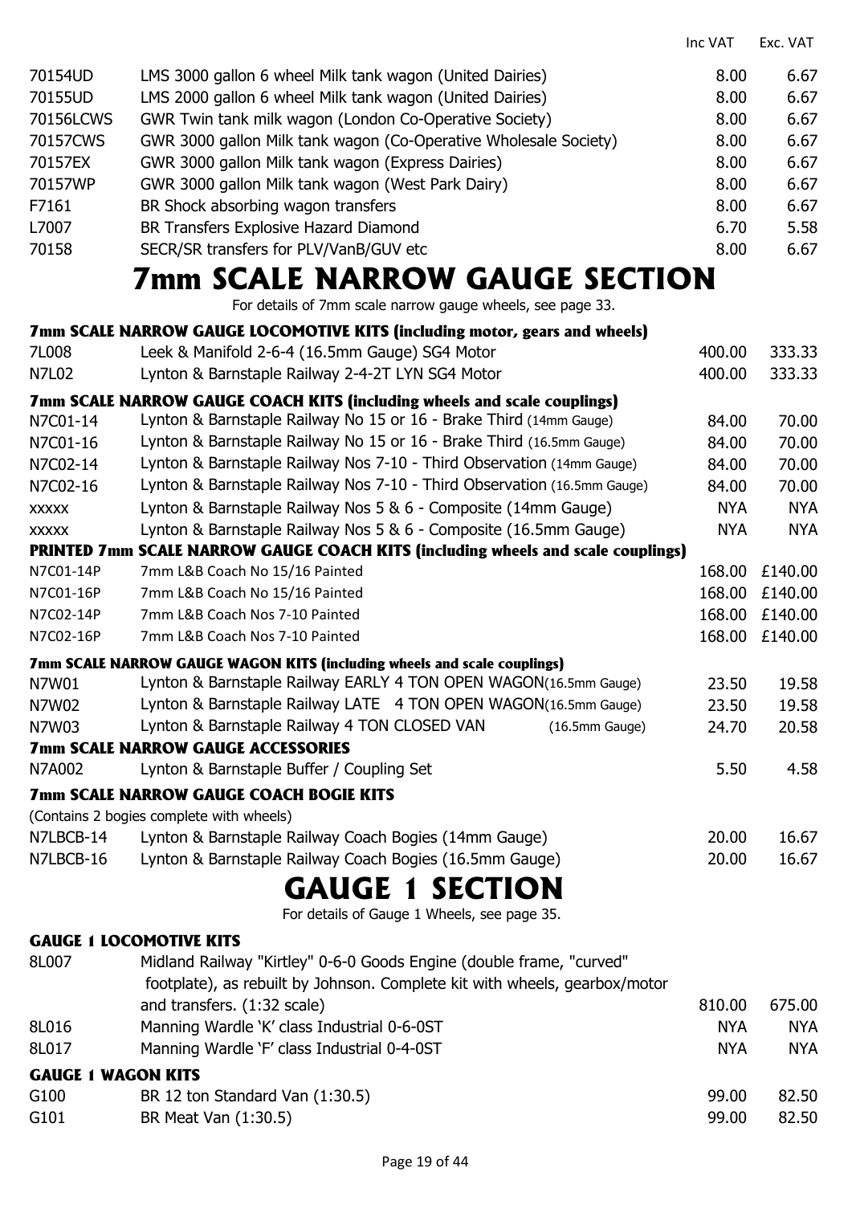| | | Inc VAT | Exc. VAT |
|---|---|---|---|
| 70154UD | LMS 3000 gallon 6 wheel Milk tank wagon (United Dairies) | 8.00 | 6.67 |
| 70155UD | LMS 2000 gallon 6 wheel Milk tank wagon (United Dairies) | 8.00 | 6.67 |
| 70156LCWS | GWR Twin tank milk wagon (London Co-Operative Society) | 8.00 | 6.67 |
| 70157CWS | GWR 3000 gallon Milk tank wagon (Co-Operative Wholesale Society) | 8.00 | 6.67 |
| 70157EX | GWR 3000 gallon Milk tank wagon (Express Dairies) | 8.00 | 6.67 |
| 70157WP | GWR 3000 gallon Milk tank wagon (West Park Dairy) | 8.00 | 6.67 |
| F7161 | BR Shock absorbing wagon transfers | 8.00 | 6.67 |
| L7007 | BR Transfers Explosive Hazard Diamond | 6.70 | 5.58 |
| 70158 | SECR/SR transfers for PLV/VanB/GUV etc | 8.00 | 6.67 |

# 7mm SCALE NARROW GAUGE SECTION

For details of 7mm scale narrow gauge wheels, see page 33.

### 7mm SCALE NARROW GAUGE LOCOMOTIVE KITS (including motor, gears and wheels)

| | | | |
|---|---|---|---|
| 7L008 | Leek & Manifold 2-6-4 (16.5mm Gauge) SG4 Motor | 400.00 | 333.33 |
| N7L02 | Lynton & Barnstaple Railway 2-4-2T LYN SG4 Motor | 400.00 | 333.33 |

### 7mm SCALE NARROW GAUGE COACH KITS (including wheels and scale couplings)

| | | | |
|---|---|---|---|
| N7C01-14 | Lynton & Barnstaple Railway No 15 or 16 - Brake Third (14mm Gauge) | 84.00 | 70.00 |
| N7C01-16 | Lynton & Barnstaple Railway No 15 or 16 - Brake Third (16.5mm Gauge) | 84.00 | 70.00 |
| N7C02-14 | Lynton & Barnstaple Railway Nos 7-10 - Third Observation (14mm Gauge) | 84.00 | 70.00 |
| N7C02-16 | Lynton & Barnstaple Railway Nos 7-10 - Third Observation (16.5mm Gauge) | 84.00 | 70.00 |
| XXXXX | Lynton & Barnstaple Railway Nos 5 & 6 - Composite (14mm Gauge) | NYA | NYA |
| XXXXX | Lynton & Barnstaple Railway Nos 5 & 6 - Composite (16.5mm Gauge) | NYA | NYA |

### PRINTED 7mm SCALE NARROW GAUGE COACH KITS (including wheels and scale couplings)

| | | | |
|---|---|---|---|
| N7C01-14P | 7mm L&B Coach No 15/16 Painted | 168.00 | £140.00 |
| N7C01-16P | 7mm L&B Coach No 15/16 Painted | 168.00 | £140.00 |
| N7C02-14P | 7mm L&B Coach Nos 7-10 Painted | 168.00 | £140.00 |
| N7C02-16P | 7mm L&B Coach Nos 7-10 Painted | 168.00 | £140.00 |

### 7mm SCALE NARROW GAUGE WAGON KITS (including wheels and scale couplings)

| | | | |
|---|---|---|---|
| N7W01 | Lynton & Barnstaple Railway EARLY 4 TON OPEN WAGON(16.5mm Gauge) | 23.50 | 19.58 |
| N7W02 | Lynton & Barnstaple Railway LATE 4 TON OPEN WAGON(16.5mm Gauge) | 23.50 | 19.58 |
| N7W03 | Lynton & Barnstaple Railway 4 TON CLOSED VAN (16.5mm Gauge) | 24.70 | 20.58 |

### 7mm SCALE NARROW GAUGE ACCESSORIES

| | | | |
|---|---|---|---|
| N7A002 | Lynton & Barnstaple Buffer / Coupling Set | 5.50 | 4.58 |

### 7mm SCALE NARROW GAUGE COACH BOGIE KITS

(Contains 2 bogies complete with wheels)

| | | | |
|---|---|---|---|
| N7LBCB-14 | Lynton & Barnstaple Railway Coach Bogies (14mm Gauge) | 20.00 | 16.67 |
| N7LBCB-16 | Lynton & Barnstaple Railway Coach Bogies (16.5mm Gauge) | 20.00 | 16.67 |

# GAUGE 1 SECTION

For details of Gauge 1 Wheels, see page 35.

### GAUGE 1 LOCOMOTIVE KITS

| | | | |
|---|---|---|---|
| 8L007 | Midland Railway "Kirtley" 0-6-0 Goods Engine (double frame, "curved" footplate), as rebuilt by Johnson. Complete kit with wheels, gearbox/motor and transfers. (1:32 scale) | 810.00 | 675.00 |
| 8L016 | Manning Wardle 'K' class Industrial 0-6-0ST | NYA | NYA |
| 8L017 | Manning Wardle 'F' class Industrial 0-4-0ST | NYA | NYA |

### GAUGE 1 WAGON KITS

| | | | |
|---|---|---|---|
| G100 | BR 12 ton Standard Van (1:30.5) | 99.00 | 82.50 |
| G101 | BR Meat Van (1:30.5) | 99.00 | 82.50 |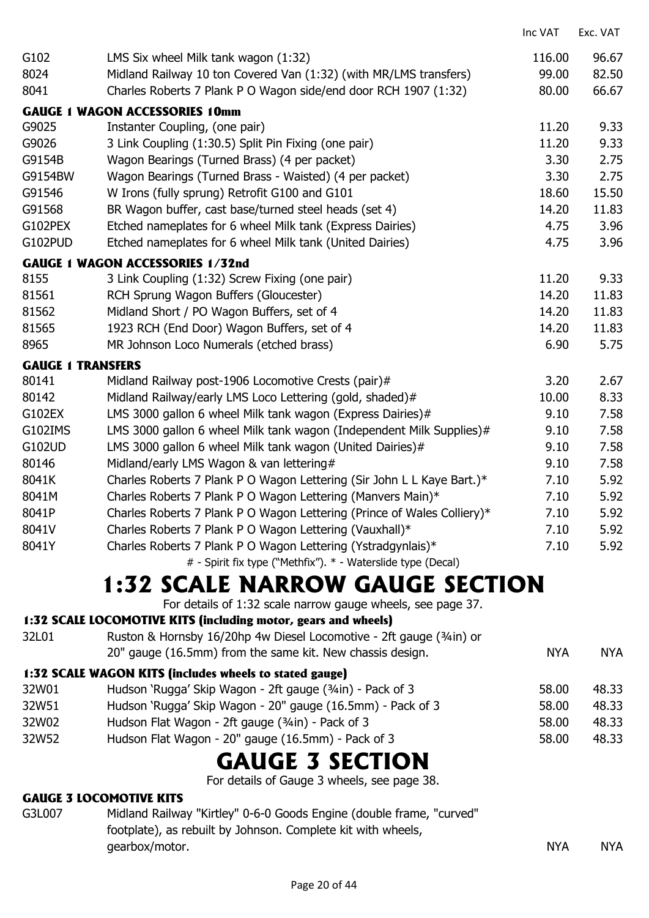| | | Inc VAT | Exc. VAT |
|---|---|---|---|
| G102 | LMS Six wheel Milk tank wagon (1:32) | 116.00 | 96.67 |
| 8024 | Midland Railway 10 ton Covered Van (1:32) (with MR/LMS transfers) | 99.00 | 82.50 |
| 8041 | Charles Roberts 7 Plank P O Wagon side/end door RCH 1907 (1:32) | 80.00 | 66.67 |

### GAUGE 1 WAGON ACCESSORIES 10mm

| | | | |
|---|---|---|---|
| G9025 | Instanter Coupling, (one pair) | 11.20 | 9.33 |
| G9026 | 3 Link Coupling (1:30.5) Split Pin Fixing (one pair) | 11.20 | 9.33 |
| G9154B | Wagon Bearings (Turned Brass) (4 per packet) | 3.30 | 2.75 |
| G9154BW | Wagon Bearings (Turned Brass - Waisted) (4 per packet) | 3.30 | 2.75 |
| G91546 | W Irons (fully sprung) Retrofit G100 and G101 | 18.60 | 15.50 |
| G91568 | BR Wagon buffer, cast base/turned steel heads (set 4) | 14.20 | 11.83 |
| G102PEX | Etched nameplates for 6 wheel Milk tank (Express Dairies) | 4.75 | 3.96 |
| G102PUD | Etched nameplates for 6 wheel Milk tank (United Dairies) | 4.75 | 3.96 |

### GAUGE 1 WAGON ACCESSORIES 1/32nd

| | | | |
|---|---|---|---|
| 8155 | 3 Link Coupling (1:32) Screw Fixing (one pair) | 11.20 | 9.33 |
| 81561 | RCH Sprung Wagon Buffers (Gloucester) | 14.20 | 11.83 |
| 81562 | Midland Short / PO Wagon Buffers, set of 4 | 14.20 | 11.83 |
| 81565 | 1923 RCH (End Door) Wagon Buffers, set of 4 | 14.20 | 11.83 |
| 8965 | MR Johnson Loco Numerals (etched brass) | 6.90 | 5.75 |

### GAUGE 1 TRANSFERS

| | | | |
|---|---|---|---|
| 80141 | Midland Railway post-1906 Locomotive Crests (pair)# | 3.20 | 2.67 |
| 80142 | Midland Railway/early LMS Loco Lettering (gold, shaded)# | 10.00 | 8.33 |
| G102EX | LMS 3000 gallon 6 wheel Milk tank wagon (Express Dairies)# | 9.10 | 7.58 |
| G102IMS | LMS 3000 gallon 6 wheel Milk tank wagon (Independent Milk Supplies)# | 9.10 | 7.58 |
| G102UD | LMS 3000 gallon 6 wheel Milk tank wagon (United Dairies)# | 9.10 | 7.58 |
| 80146 | Midland/early LMS Wagon & van lettering# | 9.10 | 7.58 |
| 8041K | Charles Roberts 7 Plank P O Wagon Lettering (Sir John L L Kaye Bart.)* | 7.10 | 5.92 |
| 8041M | Charles Roberts 7 Plank P O Wagon Lettering (Manvers Main)* | 7.10 | 5.92 |
| 8041P | Charles Roberts 7 Plank P O Wagon Lettering (Prince of Wales Colliery)* | 7.10 | 5.92 |
| 8041V | Charles Roberts 7 Plank P O Wagon Lettering (Vauxhall)* | 7.10 | 5.92 |
| 8041Y | Charles Roberts 7 Plank P O Wagon Lettering (Ystradgynlais)* | 7.10 | 5.92 |

# - Spirit fix type ("Methfix"). * - Waterslide type (Decal)

# 1:32 SCALE NARROW GAUGE SECTION

For details of 1:32 scale narrow gauge wheels, see page 37.

### 1:32 SCALE LOCOMOTIVE KITS (including motor, gears and wheels)

| | | | |
|---|---|---|---|
| 32L01 | Ruston & Hornsby 16/20hp 4w Diesel Locomotive - 2ft gauge (¾in) or 20" gauge (16.5mm) from the same kit. New chassis design. | NYA | NYA |

### 1:32 SCALE WAGON KITS (includes wheels to stated gauge)

| | | | |
|---|---|---|---|
| 32W01 | Hudson 'Rugga' Skip Wagon - 2ft gauge (¾in) - Pack of 3 | 58.00 | 48.33 |
| 32W51 | Hudson 'Rugga' Skip Wagon - 20" gauge (16.5mm) - Pack of 3 | 58.00 | 48.33 |
| 32W02 | Hudson Flat Wagon - 2ft gauge (¾in) - Pack of 3 | 58.00 | 48.33 |
| 32W52 | Hudson Flat Wagon - 20" gauge (16.5mm) - Pack of 3 | 58.00 | 48.33 |

# GAUGE 3 SECTION

For details of Gauge 3 wheels, see page 38.

### GAUGE 3 LOCOMOTIVE KITS

| | | | |
|---|---|---|---|
| G3L007 | Midland Railway "Kirtley" 0-6-0 Goods Engine (double frame, "curved" footplate), as rebuilt by Johnson. Complete kit with wheels, gearbox/motor. | NYA | NYA |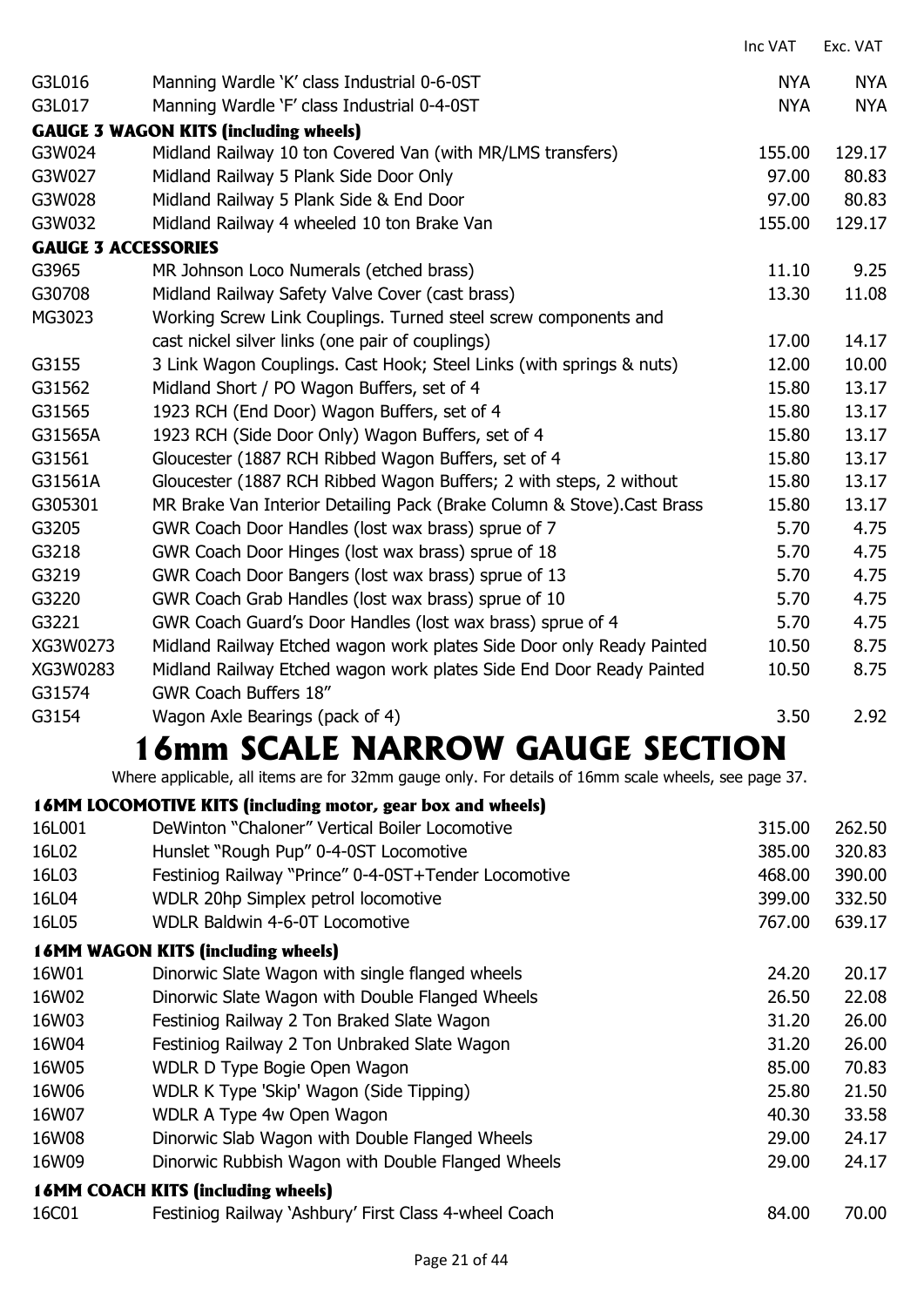| | | Inc VAT | Exc. VAT |
|---|---|---|---|
| G3L016 | Manning Wardle 'K' class Industrial 0-6-0ST | NYA | NYA |
| G3L017 | Manning Wardle 'F' class Industrial 0-4-0ST | NYA | NYA |
| **GAUGE 3 WAGON KITS (including wheels)** | | | |
| G3W024 | Midland Railway 10 ton Covered Van (with MR/LMS transfers) | 155.00 | 129.17 |
| G3W027 | Midland Railway 5 Plank Side Door Only | 97.00 | 80.83 |
| G3W028 | Midland Railway 5 Plank Side & End Door | 97.00 | 80.83 |
| G3W032 | Midland Railway 4 wheeled 10 ton Brake Van | 155.00 | 129.17 |
| **GAUGE 3 ACCESSORIES** | | | |
| G3965 | MR Johnson Loco Numerals (etched brass) | 11.10 | 9.25 |
| G30708 | Midland Railway Safety Valve Cover (cast brass) | 13.30 | 11.08 |
| MG3023 | Working Screw Link Couplings. Turned steel screw components and cast nickel silver links (one pair of couplings) | 17.00 | 14.17 |
| G3155 | 3 Link Wagon Couplings. Cast Hook; Steel Links (with springs & nuts) | 12.00 | 10.00 |
| G31562 | Midland Short / PO Wagon Buffers, set of 4 | 15.80 | 13.17 |
| G31565 | 1923 RCH (End Door) Wagon Buffers, set of 4 | 15.80 | 13.17 |
| G31565A | 1923 RCH (Side Door Only) Wagon Buffers, set of 4 | 15.80 | 13.17 |
| G31561 | Gloucester (1887 RCH Ribbed Wagon Buffers, set of 4 | 15.80 | 13.17 |
| G31561A | Gloucester (1887 RCH Ribbed Wagon Buffers; 2 with steps, 2 without | 15.80 | 13.17 |
| G305301 | MR Brake Van Interior Detailing Pack (Brake Column & Stove).Cast Brass | 15.80 | 13.17 |
| G3205 | GWR Coach Door Handles (lost wax brass) sprue of 7 | 5.70 | 4.75 |
| G3218 | GWR Coach Door Hinges (lost wax brass) sprue of 18 | 5.70 | 4.75 |
| G3219 | GWR Coach Door Bangers (lost wax brass) sprue of 13 | 5.70 | 4.75 |
| G3220 | GWR Coach Grab Handles (lost wax brass) sprue of 10 | 5.70 | 4.75 |
| G3221 | GWR Coach Guard's Door Handles (lost wax brass) sprue of 4 | 5.70 | 4.75 |
| XG3W0273 | Midland Railway Etched wagon work plates Side Door only Ready Painted | 10.50 | 8.75 |
| XG3W0283 | Midland Railway Etched wagon work plates Side End Door Ready Painted | 10.50 | 8.75 |
| G31574 | GWR Coach Buffers 18" | | |
| G3154 | Wagon Axle Bearings (pack of 4) | 3.50 | 2.92 |

# 16mm SCALE NARROW GAUGE SECTION

Where applicable, all items are for 32mm gauge only. For details of 16mm scale wheels, see page 37.

| | | Inc VAT | Exc. VAT |
|---|---|---|---|
| **16MM LOCOMOTIVE KITS (including motor, gear box and wheels)** | | | |
| 16L001 | DeWinton "Chaloner" Vertical Boiler Locomotive | 315.00 | 262.50 |
| 16L02 | Hunslet "Rough Pup" 0-4-0ST Locomotive | 385.00 | 320.83 |
| 16L03 | Festiniog Railway "Prince" 0-4-0ST+Tender Locomotive | 468.00 | 390.00 |
| 16L04 | WDLR 20hp Simplex petrol locomotive | 399.00 | 332.50 |
| 16L05 | WDLR Baldwin 4-6-0T Locomotive | 767.00 | 639.17 |
| **16MM WAGON KITS (including wheels)** | | | |
| 16W01 | Dinorwic Slate Wagon with single flanged wheels | 24.20 | 20.17 |
| 16W02 | Dinorwic Slate Wagon with Double Flanged Wheels | 26.50 | 22.08 |
| 16W03 | Festiniog Railway 2 Ton Braked Slate Wagon | 31.20 | 26.00 |
| 16W04 | Festiniog Railway 2 Ton Unbraked Slate Wagon | 31.20 | 26.00 |
| 16W05 | WDLR D Type Bogie Open Wagon | 85.00 | 70.83 |
| 16W06 | WDLR K Type 'Skip' Wagon (Side Tipping) | 25.80 | 21.50 |
| 16W07 | WDLR A Type 4w Open Wagon | 40.30 | 33.58 |
| 16W08 | Dinorwic Slab Wagon with Double Flanged Wheels | 29.00 | 24.17 |
| 16W09 | Dinorwic Rubbish Wagon with Double Flanged Wheels | 29.00 | 24.17 |
| **16MM COACH KITS (including wheels)** | | | |
| 16C01 | Festiniog Railway 'Ashbury' First Class 4-wheel Coach | 84.00 | 70.00 |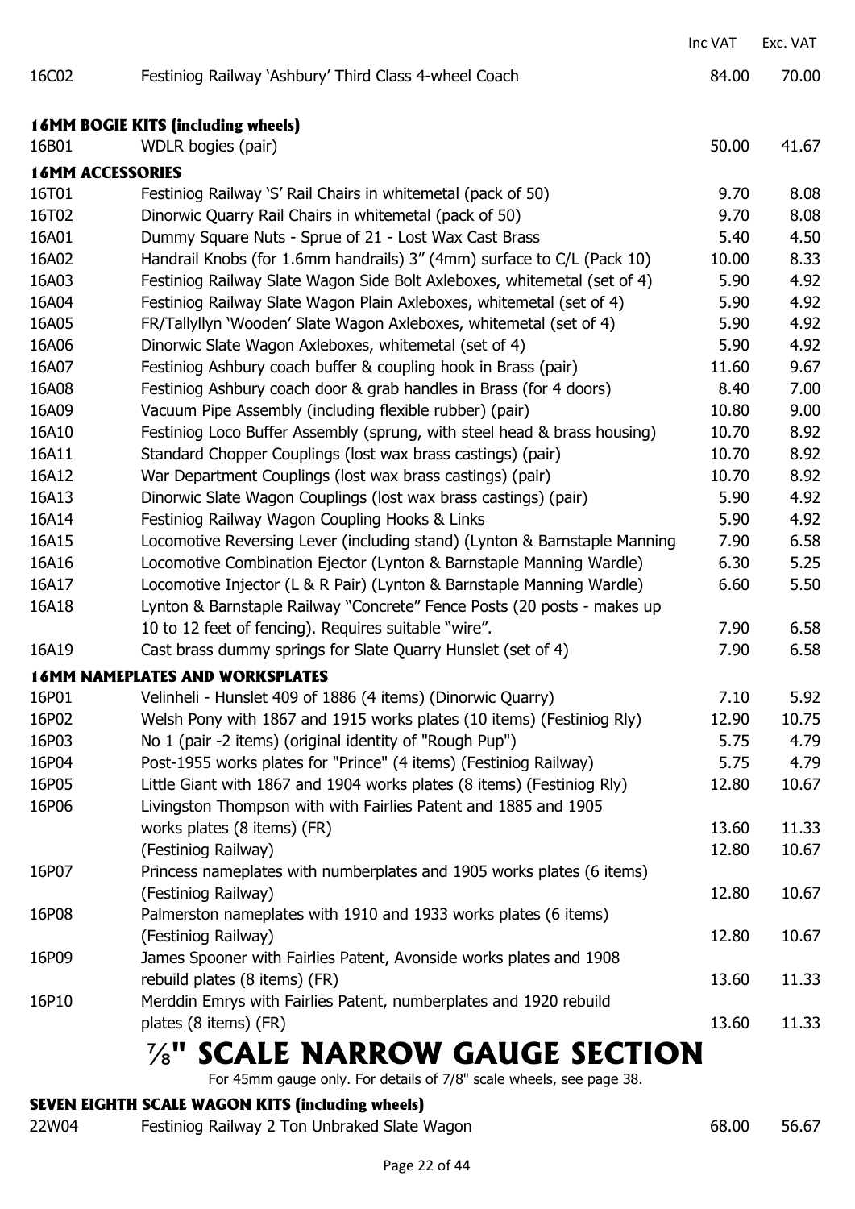| | | Inc VAT | Exc. VAT |
|---|---|---|---|
| 16C02 | Festiniog Railway 'Ashbury' Third Class 4-wheel Coach | 84.00 | 70.00 |

**16MM BOGIE KITS (including wheels)**

| | | | |
|---|---|---|---|
| 16B01 | WDLR bogies (pair) | 50.00 | 41.67 |

**16MM ACCESSORIES**

| | | | |
|---|---|---|---|
| 16T01 | Festiniog Railway 'S' Rail Chairs in whitemetal (pack of 50) | 9.70 | 8.08 |
| 16T02 | Dinorwic Quarry Rail Chairs in whitemetal (pack of 50) | 9.70 | 8.08 |
| 16A01 | Dummy Square Nuts - Sprue of 21 - Lost Wax Cast Brass | 5.40 | 4.50 |
| 16A02 | Handrail Knobs (for 1.6mm handrails) 3" (4mm) surface to C/L (Pack 10) | 10.00 | 8.33 |
| 16A03 | Festiniog Railway Slate Wagon Side Bolt Axleboxes, whitemetal (set of 4) | 5.90 | 4.92 |
| 16A04 | Festiniog Railway Slate Wagon Plain Axleboxes, whitemetal (set of 4) | 5.90 | 4.92 |
| 16A05 | FR/Tallyllyn 'Wooden' Slate Wagon Axleboxes, whitemetal (set of 4) | 5.90 | 4.92 |
| 16A06 | Dinorwic Slate Wagon Axleboxes, whitemetal (set of 4) | 5.90 | 4.92 |
| 16A07 | Festiniog Ashbury coach buffer & coupling hook in Brass (pair) | 11.60 | 9.67 |
| 16A08 | Festiniog Ashbury coach door & grab handles in Brass (for 4 doors) | 8.40 | 7.00 |
| 16A09 | Vacuum Pipe Assembly (including flexible rubber) (pair) | 10.80 | 9.00 |
| 16A10 | Festiniog Loco Buffer Assembly (sprung, with steel head & brass housing) | 10.70 | 8.92 |
| 16A11 | Standard Chopper Couplings (lost wax brass castings) (pair) | 10.70 | 8.92 |
| 16A12 | War Department Couplings (lost wax brass castings) (pair) | 10.70 | 8.92 |
| 16A13 | Dinorwic Slate Wagon Couplings (lost wax brass castings) (pair) | 5.90 | 4.92 |
| 16A14 | Festiniog Railway Wagon Coupling Hooks & Links | 5.90 | 4.92 |
| 16A15 | Locomotive Reversing Lever (including stand) (Lynton & Barnstaple Manning | 7.90 | 6.58 |
| 16A16 | Locomotive Combination Ejector (Lynton & Barnstaple Manning Wardle) | 6.30 | 5.25 |
| 16A17 | Locomotive Injector (L & R Pair) (Lynton & Barnstaple Manning Wardle) | 6.60 | 5.50 |
| 16A18 | Lynton & Barnstaple Railway "Concrete" Fence Posts (20 posts - makes up 10 to 12 feet of fencing). Requires suitable "wire". | 7.90 | 6.58 |
| 16A19 | Cast brass dummy springs for Slate Quarry Hunslet (set of 4) | 7.90 | 6.58 |

**16MM NAMEPLATES AND WORKSPLATES**

| | | | |
|---|---|---|---|
| 16P01 | Velinheli - Hunslet 409 of 1886 (4 items) (Dinorwic Quarry) | 7.10 | 5.92 |
| 16P02 | Welsh Pony with 1867 and 1915 works plates (10 items) (Festiniog Rly) | 12.90 | 10.75 |
| 16P03 | No 1 (pair -2 items) (original identity of "Rough Pup") | 5.75 | 4.79 |
| 16P04 | Post-1955 works plates for "Prince" (4 items) (Festiniog Railway) | 5.75 | 4.79 |
| 16P05 | Little Giant with 1867 and 1904 works plates (8 items) (Festiniog Rly) | 12.80 | 10.67 |
| 16P06 | Livingston Thompson with with Fairlies Patent and 1885 and 1905 works plates (8 items) (FR) | 13.60 | 11.33 |
| | (Festiniog Railway) | 12.80 | 10.67 |
| 16P07 | Princess nameplates with numberplates and 1905 works plates (6 items) (Festiniog Railway) | 12.80 | 10.67 |
| 16P08 | Palmerston nameplates with 1910 and 1933 works plates (6 items) (Festiniog Railway) | 12.80 | 10.67 |
| 16P09 | James Spooner with Fairlies Patent, Avonside works plates and 1908 rebuild plates (8 items) (FR) | 13.60 | 11.33 |
| 16P10 | Merddin Emrys with Fairlies Patent, numberplates and 1920 rebuild plates (8 items) (FR) | 13.60 | 11.33 |

# ⅞" SCALE NARROW GAUGE SECTION

For 45mm gauge only. For details of 7/8" scale wheels, see page 38.

**SEVEN EIGHTH SCALE WAGON KITS (including wheels)**

| | | | |
|---|---|---|---|
| 22W04 | Festiniog Railway 2 Ton Unbraked Slate Wagon | 68.00 | 56.67 |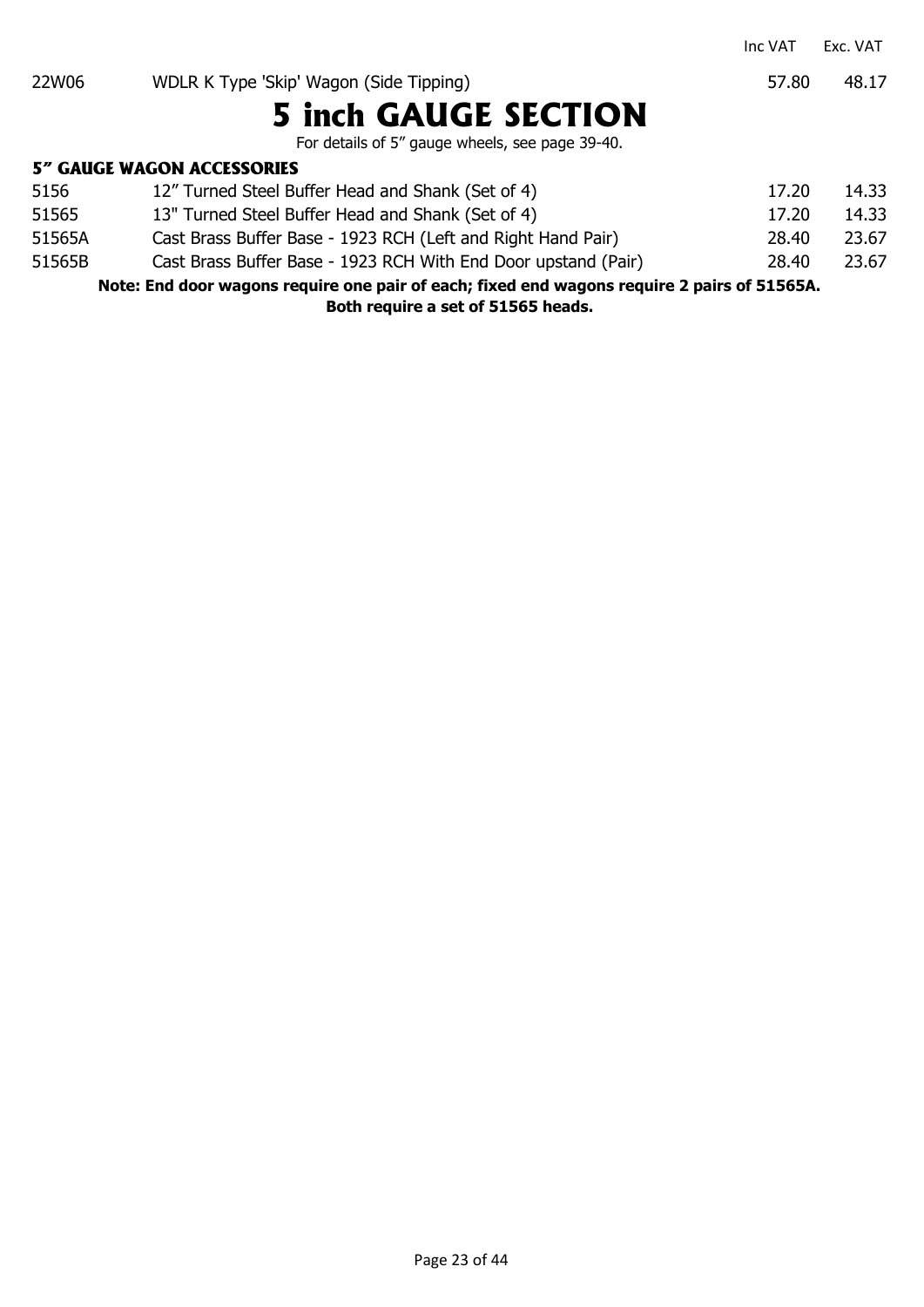| | | Inc VAT | Exc. VAT |
|---|---|---|---|
| 22W06 | WDLR K Type 'Skip' Wagon (Side Tipping) | 57.80 | 48.17 |

# 5 inch GAUGE SECTION

For details of 5" gauge wheels, see page 39-40.

### 5" GAUGE WAGON ACCESSORIES

| | | Inc VAT | Exc. VAT |
|---|---|---|---|
| 5156 | 12" Turned Steel Buffer Head and Shank (Set of 4) | 17.20 | 14.33 |
| 51565 | 13" Turned Steel Buffer Head and Shank (Set of 4) | 17.20 | 14.33 |
| 51565A | Cast Brass Buffer Base - 1923 RCH (Left and Right Hand Pair) | 28.40 | 23.67 |
| 51565B | Cast Brass Buffer Base - 1923 RCH With End Door upstand (Pair) | 28.40 | 23.67 |

**Note: End door wagons require one pair of each; fixed end wagons require 2 pairs of 51565A. Both require a set of 51565 heads.**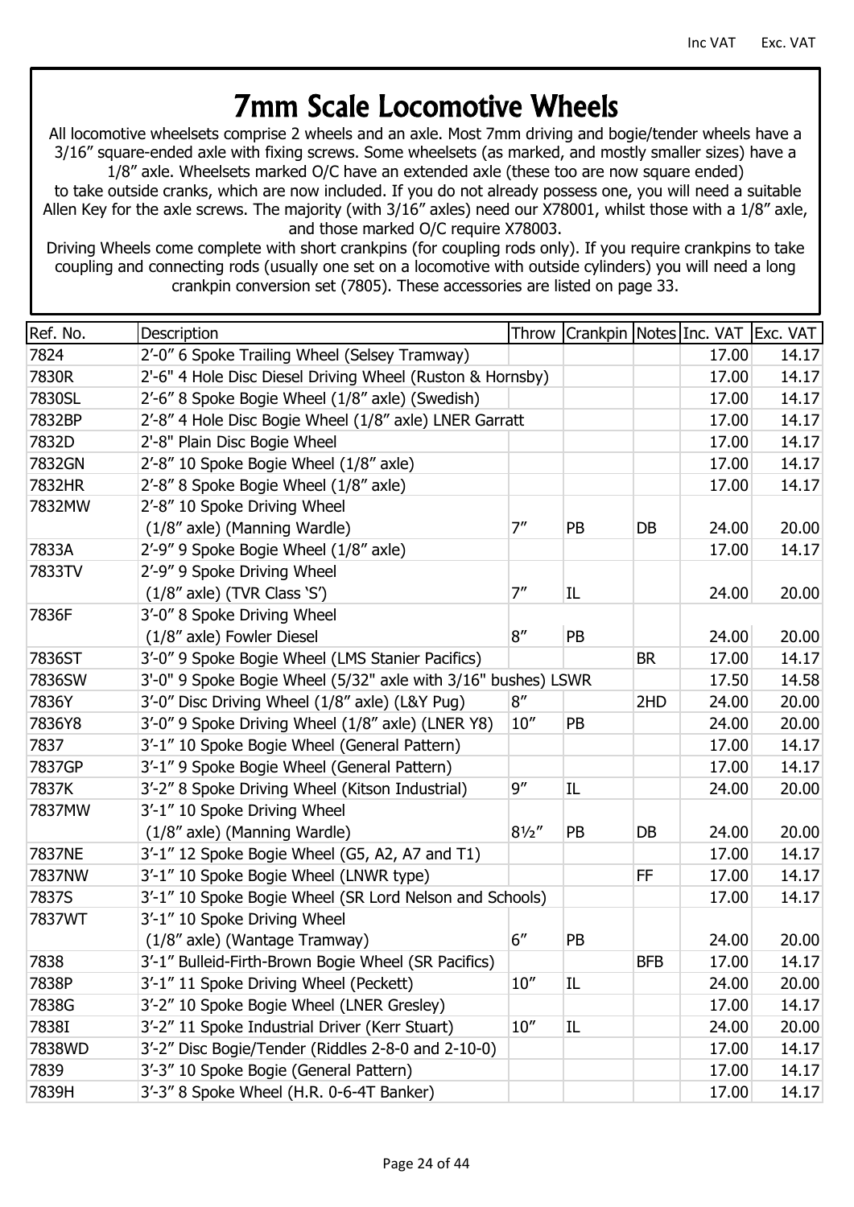Inc VAT Exc. VAT

# 7mm Scale Locomotive Wheels

All locomotive wheelsets comprise 2 wheels and an axle. Most 7mm driving and bogie/tender wheels have a 3/16″ square-ended axle with fixing screws. Some wheelsets (as marked, and mostly smaller sizes) have a 1/8″ axle. Wheelsets marked O/C have an extended axle (these too are now square ended) to take outside cranks, which are now included. If you do not already possess one, you will need a suitable Allen Key for the axle screws. The majority (with 3/16″ axles) need our X78001, whilst those with a 1/8″ axle, and those marked O/C require X78003.

Driving Wheels come complete with short crankpins (for coupling rods only). If you require crankpins to take coupling and connecting rods (usually one set on a locomotive with outside cylinders) you will need a long crankpin conversion set (7805). These accessories are listed on page 33.

| Ref. No. | Description | Throw | Crankpin | Notes | Inc. VAT | Exc. VAT |
|---|---|---|---|---|---|---|
| 7824 | 2′-0″ 6 Spoke Trailing Wheel (Selsey Tramway) | | | | 17.00 | 14.17 |
| 7830R | 2'-6" 4 Hole Disc Diesel Driving Wheel (Ruston & Hornsby) | | | | 17.00 | 14.17 |
| 7830SL | 2′-6″ 8 Spoke Bogie Wheel (1/8″ axle) (Swedish) | | | | 17.00 | 14.17 |
| 7832BP | 2′-8″ 4 Hole Disc Bogie Wheel (1/8″ axle) LNER Garratt | | | | 17.00 | 14.17 |
| 7832D | 2'-8" Plain Disc Bogie Wheel | | | | 17.00 | 14.17 |
| 7832GN | 2′-8″ 10 Spoke Bogie Wheel (1/8″ axle) | | | | 17.00 | 14.17 |
| 7832HR | 2′-8″ 8 Spoke Bogie Wheel (1/8″ axle) | | | | 17.00 | 14.17 |
| 7832MW | 2′-8″ 10 Spoke Driving Wheel (1/8″ axle) (Manning Wardle) | 7″ | PB | DB | 24.00 | 20.00 |
| 7833A | 2′-9″ 9 Spoke Bogie Wheel (1/8″ axle) | | | | 17.00 | 14.17 |
| 7833TV | 2′-9″ 9 Spoke Driving Wheel (1/8″ axle) (TVR Class 'S') | 7″ | IL | | 24.00 | 20.00 |
| 7836F | 3′-0″ 8 Spoke Driving Wheel (1/8″ axle) Fowler Diesel | 8″ | PB | | 24.00 | 20.00 |
| 7836ST | 3′-0″ 9 Spoke Bogie Wheel (LMS Stanier Pacifics) | | | BR | 17.00 | 14.17 |
| 7836SW | 3'-0" 9 Spoke Bogie Wheel (5/32" axle with 3/16" bushes) LSWR | | | | 17.50 | 14.58 |
| 7836Y | 3′-0″ Disc Driving Wheel (1/8″ axle) (L&Y Pug) | 8″ | | 2HD | 24.00 | 20.00 |
| 7836Y8 | 3′-0″ 9 Spoke Driving Wheel (1/8″ axle) (LNER Y8) | 10″ | PB | | 24.00 | 20.00 |
| 7837 | 3′-1″ 10 Spoke Bogie Wheel (General Pattern) | | | | 17.00 | 14.17 |
| 7837GP | 3′-1″ 9 Spoke Bogie Wheel (General Pattern) | | | | 17.00 | 14.17 |
| 7837K | 3′-2″ 8 Spoke Driving Wheel (Kitson Industrial) | 9″ | IL | | 24.00 | 20.00 |
| 7837MW | 3′-1″ 10 Spoke Driving Wheel (1/8″ axle) (Manning Wardle) | 8½″ | PB | DB | 24.00 | 20.00 |
| 7837NE | 3′-1″ 12 Spoke Bogie Wheel (G5, A2, A7 and T1) | | | | 17.00 | 14.17 |
| 7837NW | 3′-1″ 10 Spoke Bogie Wheel (LNWR type) | | | FF | 17.00 | 14.17 |
| 7837S | 3′-1″ 10 Spoke Bogie Wheel (SR Lord Nelson and Schools) | | | | 17.00 | 14.17 |
| 7837WT | 3′-1″ 10 Spoke Driving Wheel (1/8″ axle) (Wantage Tramway) | 6″ | PB | | 24.00 | 20.00 |
| 7838 | 3′-1″ Bulleid-Firth-Brown Bogie Wheel (SR Pacifics) | | | BFB | 17.00 | 14.17 |
| 7838P | 3′-1″ 11 Spoke Driving Wheel (Peckett) | 10″ | IL | | 24.00 | 20.00 |
| 7838G | 3′-2″ 10 Spoke Bogie Wheel (LNER Gresley) | | | | 17.00 | 14.17 |
| 7838I | 3′-2″ 11 Spoke Industrial Driver (Kerr Stuart) | 10″ | IL | | 24.00 | 20.00 |
| 7838WD | 3′-2″ Disc Bogie/Tender (Riddles 2-8-0 and 2-10-0) | | | | 17.00 | 14.17 |
| 7839 | 3′-3″ 10 Spoke Bogie (General Pattern) | | | | 17.00 | 14.17 |
| 7839H | 3′-3″ 8 Spoke Wheel (H.R. 0-6-4T Banker) | | | | 17.00 | 14.17 |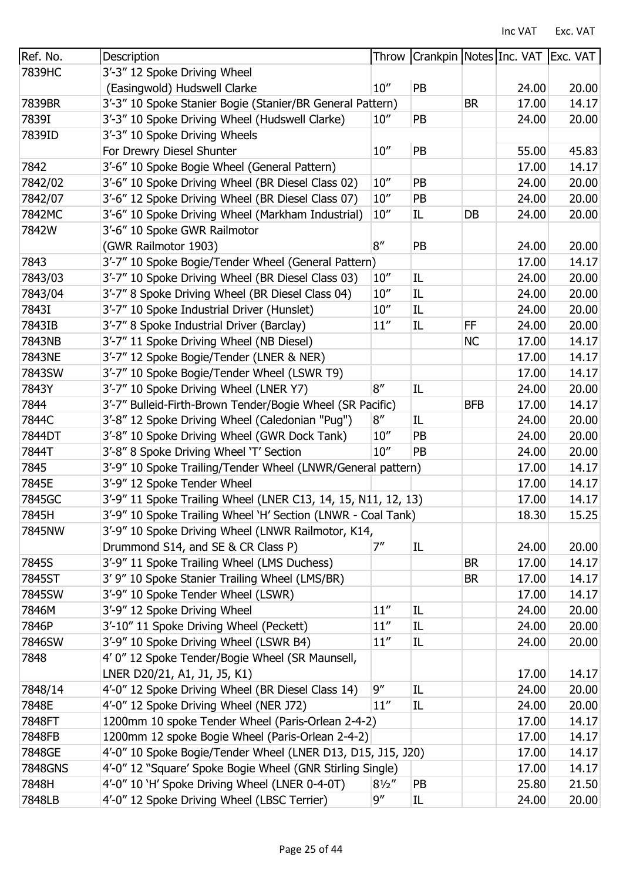| Ref. No. | Description | Throw | Crankpin | Notes | Inc. VAT | Exc. VAT |
|---|---|---|---|---|---|---|
| 7839HC | 3'-3" 12 Spoke Driving Wheel (Easingwold) Hudswell Clarke | 10" | PB | | 24.00 | 20.00 |
| 7839BR | 3'-3" 10 Spoke Stanier Bogie (Stanier/BR General Pattern) | | | BR | 17.00 | 14.17 |
| 7839I | 3'-3" 10 Spoke Driving Wheel (Hudswell Clarke) | 10" | PB | | 24.00 | 20.00 |
| 7839ID | 3'-3" 10 Spoke Driving Wheels For Drewry Diesel Shunter | 10" | PB | | 55.00 | 45.83 |
| 7842 | 3'-6" 10 Spoke Bogie Wheel (General Pattern) | | | | 17.00 | 14.17 |
| 7842/02 | 3'-6" 10 Spoke Driving Wheel (BR Diesel Class 02) | 10" | PB | | 24.00 | 20.00 |
| 7842/07 | 3'-6" 12 Spoke Driving Wheel (BR Diesel Class 07) | 10" | PB | | 24.00 | 20.00 |
| 7842MC | 3'-6" 10 Spoke Driving Wheel (Markham Industrial) | 10" | IL | DB | 24.00 | 20.00 |
| 7842W | 3'-6" 10 Spoke GWR Railmotor (GWR Railmotor 1903) | 8" | PB | | 24.00 | 20.00 |
| 7843 | 3'-7" 10 Spoke Bogie/Tender Wheel (General Pattern) | | | | 17.00 | 14.17 |
| 7843/03 | 3'-7" 10 Spoke Driving Wheel (BR Diesel Class 03) | 10" | IL | | 24.00 | 20.00 |
| 7843/04 | 3'-7" 8 Spoke Driving Wheel (BR Diesel Class 04) | 10" | IL | | 24.00 | 20.00 |
| 7843I | 3'-7" 10 Spoke Industrial Driver (Hunslet) | 10" | IL | | 24.00 | 20.00 |
| 7843IB | 3'-7" 8 Spoke Industrial Driver (Barclay) | 11" | IL | FF | 24.00 | 20.00 |
| 7843NB | 3'-7" 11 Spoke Driving Wheel (NB Diesel) | | | NC | 17.00 | 14.17 |
| 7843NE | 3'-7" 12 Spoke Bogie/Tender (LNER & NER) | | | | 17.00 | 14.17 |
| 7843SW | 3'-7" 10 Spoke Bogie/Tender Wheel (LSWR T9) | | | | 17.00 | 14.17 |
| 7843Y | 3'-7" 10 Spoke Driving Wheel (LNER Y7) | 8" | IL | | 24.00 | 20.00 |
| 7844 | 3'-7" Bulleid-Firth-Brown Tender/Bogie Wheel (SR Pacific) | | | BFB | 17.00 | 14.17 |
| 7844C | 3'-8" 12 Spoke Driving Wheel (Caledonian "Pug") | 8" | IL | | 24.00 | 20.00 |
| 7844DT | 3'-8" 10 Spoke Driving Wheel (GWR Dock Tank) | 10" | PB | | 24.00 | 20.00 |
| 7844T | 3'-8" 8 Spoke Driving Wheel 'T' Section | 10" | PB | | 24.00 | 20.00 |
| 7845 | 3'-9" 10 Spoke Trailing/Tender Wheel (LNWR/General pattern) | | | | 17.00 | 14.17 |
| 7845E | 3'-9" 12 Spoke Tender Wheel | | | | 17.00 | 14.17 |
| 7845GC | 3'-9" 11 Spoke Trailing Wheel (LNER C13, 14, 15, N11, 12, 13) | | | | 17.00 | 14.17 |
| 7845H | 3'-9" 10 Spoke Trailing Wheel 'H' Section (LNWR - Coal Tank) | | | | 18.30 | 15.25 |
| 7845NW | 3'-9" 10 Spoke Driving Wheel (LNWR Railmotor, K14, Drummond S14, and SE & CR Class P) | 7" | IL | | 24.00 | 20.00 |
| 7845S | 3'-9" 11 Spoke Trailing Wheel (LMS Duchess) | | | BR | 17.00 | 14.17 |
| 7845ST | 3' 9" 10 Spoke Stanier Trailing Wheel (LMS/BR) | | | BR | 17.00 | 14.17 |
| 7845SW | 3'-9" 10 Spoke Tender Wheel (LSWR) | | | | 17.00 | 14.17 |
| 7846M | 3'-9" 12 Spoke Driving Wheel | 11" | IL | | 24.00 | 20.00 |
| 7846P | 3'-10" 11 Spoke Driving Wheel (Peckett) | 11" | IL | | 24.00 | 20.00 |
| 7846SW | 3'-9" 10 Spoke Driving Wheel (LSWR B4) | 11" | IL | | 24.00 | 20.00 |
| 7848 | 4' 0" 12 Spoke Tender/Bogie Wheel (SR Maunsell, LNER D20/21, A1, J1, J5, K1) | | | | 17.00 | 14.17 |
| 7848/14 | 4'-0" 12 Spoke Driving Wheel (BR Diesel Class 14) | 9" | IL | | 24.00 | 20.00 |
| 7848E | 4'-0" 12 Spoke Driving Wheel (NER J72) | 11" | IL | | 24.00 | 20.00 |
| 7848FT | 1200mm 10 spoke Tender Wheel (Paris-Orlean 2-4-2) | | | | 17.00 | 14.17 |
| 7848FB | 1200mm 12 spoke Bogie Wheel (Paris-Orlean 2-4-2) | | | | 17.00 | 14.17 |
| 7848GE | 4'-0" 10 Spoke Bogie/Tender Wheel (LNER D13, D15, J15, J20) | | | | 17.00 | 14.17 |
| 7848GNS | 4'-0" 12 "Square' Spoke Bogie Wheel (GNR Stirling Single) | | | | 17.00 | 14.17 |
| 7848H | 4'-0" 10 'H' Spoke Driving Wheel (LNER 0-4-0T) | 8½" | PB | | 25.80 | 21.50 |
| 7848LB | 4'-0" 12 Spoke Driving Wheel (LBSC Terrier) | 9" | IL | | 24.00 | 20.00 |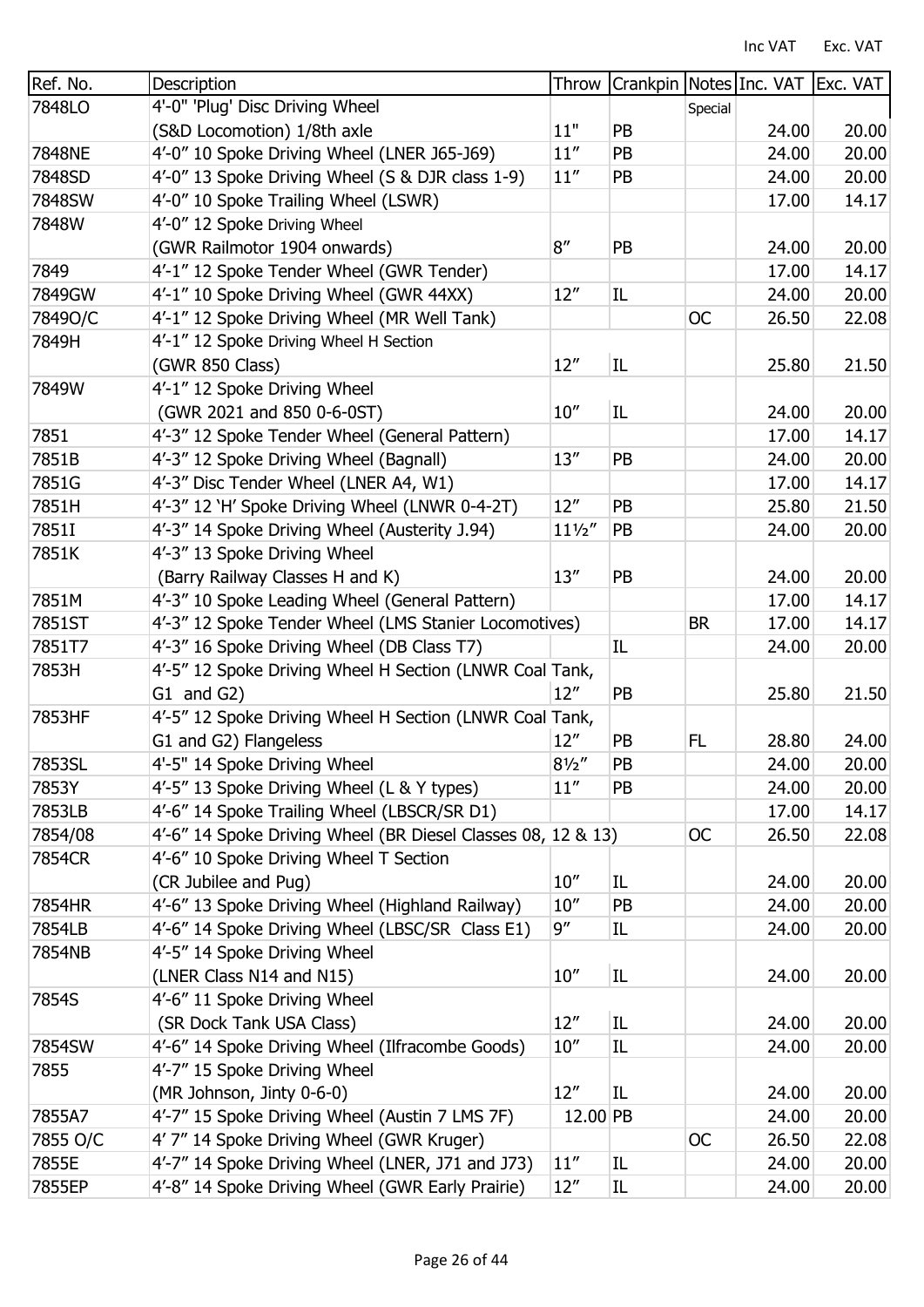| Ref. No. | Description | Throw | Crankpin | Notes | Inc. VAT | Exc. VAT |
|---|---|---|---|---|---|---|
| 7848LO | 4'-0" 'Plug' Disc Driving Wheel (S&D Locomotion) 1/8th axle | 11" | PB | Special | 24.00 | 20.00 |
| 7848NE | 4'-0" 10 Spoke Driving Wheel (LNER J65-J69) | 11″ | PB | | 24.00 | 20.00 |
| 7848SD | 4'-0" 13 Spoke Driving Wheel (S & DJR class 1-9) | 11″ | PB | | 24.00 | 20.00 |
| 7848SW | 4'-0" 10 Spoke Trailing Wheel (LSWR) | | | | 17.00 | 14.17 |
| 7848W | 4'-0" 12 Spoke Driving Wheel (GWR Railmotor 1904 onwards) | 8″ | PB | | 24.00 | 20.00 |
| 7849 | 4'-1" 12 Spoke Tender Wheel (GWR Tender) | | | | 17.00 | 14.17 |
| 7849GW | 4'-1" 10 Spoke Driving Wheel (GWR 44XX) | 12″ | IL | | 24.00 | 20.00 |
| 7849O/C | 4'-1" 12 Spoke Driving Wheel (MR Well Tank) | | | OC | 26.50 | 22.08 |
| 7849H | 4'-1" 12 Spoke Driving Wheel H Section (GWR 850 Class) | 12″ | IL | | 25.80 | 21.50 |
| 7849W | 4'-1" 12 Spoke Driving Wheel (GWR 2021 and 850 0-6-0ST) | 10″ | IL | | 24.00 | 20.00 |
| 7851 | 4'-3" 12 Spoke Tender Wheel (General Pattern) | | | | 17.00 | 14.17 |
| 7851B | 4'-3" 12 Spoke Driving Wheel (Bagnall) | 13″ | PB | | 24.00 | 20.00 |
| 7851G | 4'-3" Disc Tender Wheel (LNER A4, W1) | | | | 17.00 | 14.17 |
| 7851H | 4'-3" 12 'H' Spoke Driving Wheel (LNWR 0-4-2T) | 12″ | PB | | 25.80 | 21.50 |
| 7851I | 4'-3" 14 Spoke Driving Wheel (Austerity J.94) | 11½″ | PB | | 24.00 | 20.00 |
| 7851K | 4'-3" 13 Spoke Driving Wheel (Barry Railway Classes H and K) | 13″ | PB | | 24.00 | 20.00 |
| 7851M | 4'-3" 10 Spoke Leading Wheel (General Pattern) | | | | 17.00 | 14.17 |
| 7851ST | 4'-3" 12 Spoke Tender Wheel (LMS Stanier Locomotives) | | | BR | 17.00 | 14.17 |
| 7851T7 | 4'-3" 16 Spoke Driving Wheel (DB Class T7) | | IL | | 24.00 | 20.00 |
| 7853H | 4'-5" 12 Spoke Driving Wheel H Section (LNWR Coal Tank, G1 and G2) | 12″ | PB | | 25.80 | 21.50 |
| 7853HF | 4'-5" 12 Spoke Driving Wheel H Section (LNWR Coal Tank, G1 and G2) Flangeless | 12″ | PB | FL | 28.80 | 24.00 |
| 7853SL | 4'-5" 14 Spoke Driving Wheel | 8½″ | PB | | 24.00 | 20.00 |
| 7853Y | 4'-5" 13 Spoke Driving Wheel (L & Y types) | 11″ | PB | | 24.00 | 20.00 |
| 7853LB | 4'-6" 14 Spoke Trailing Wheel (LBSCR/SR D1) | | | | 17.00 | 14.17 |
| 7854/08 | 4'-6" 14 Spoke Driving Wheel (BR Diesel Classes 08, 12 & 13) | | | OC | 26.50 | 22.08 |
| 7854CR | 4'-6" 10 Spoke Driving Wheel T Section (CR Jubilee and Pug) | 10″ | IL | | 24.00 | 20.00 |
| 7854HR | 4'-6" 13 Spoke Driving Wheel (Highland Railway) | 10″ | PB | | 24.00 | 20.00 |
| 7854LB | 4'-6" 14 Spoke Driving Wheel (LBSC/SR Class E1) | 9″ | IL | | 24.00 | 20.00 |
| 7854NB | 4'-5" 14 Spoke Driving Wheel (LNER Class N14 and N15) | 10″ | IL | | 24.00 | 20.00 |
| 7854S | 4'-6" 11 Spoke Driving Wheel (SR Dock Tank USA Class) | 12″ | IL | | 24.00 | 20.00 |
| 7854SW | 4'-6" 14 Spoke Driving Wheel (Ilfracombe Goods) | 10″ | IL | | 24.00 | 20.00 |
| 7855 | 4'-7" 15 Spoke Driving Wheel (MR Johnson, Jinty 0-6-0) | 12″ | IL | | 24.00 | 20.00 |
| 7855A7 | 4'-7" 15 Spoke Driving Wheel (Austin 7 LMS 7F) | 12.00 | PB | | 24.00 | 20.00 |
| 7855 O/C | 4' 7" 14 Spoke Driving Wheel (GWR Kruger) | | | OC | 26.50 | 22.08 |
| 7855E | 4'-7" 14 Spoke Driving Wheel (LNER, J71 and J73) | 11″ | IL | | 24.00 | 20.00 |
| 7855EP | 4'-8" 14 Spoke Driving Wheel (GWR Early Prairie) | 12″ | IL | | 24.00 | 20.00 |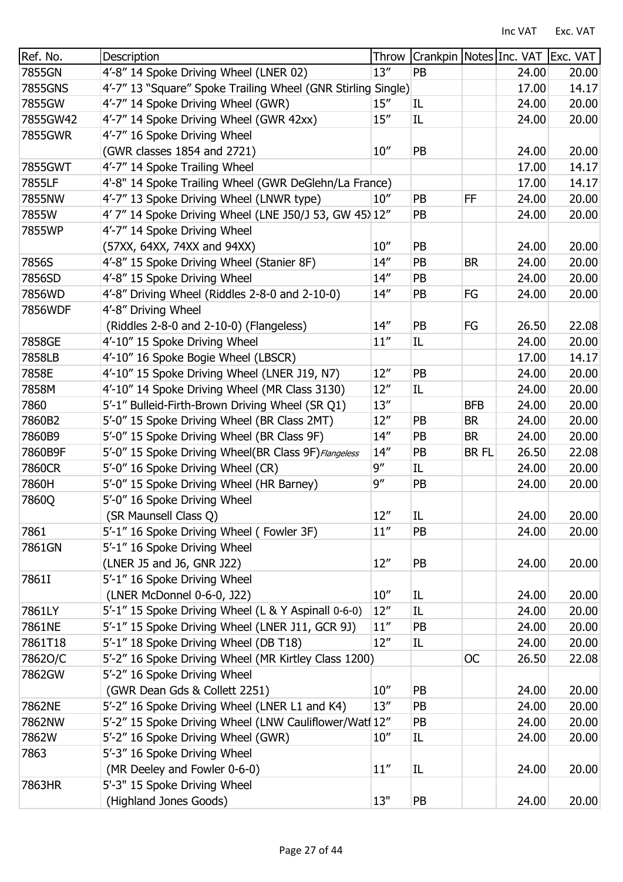| Ref. No. | Description | Throw | Crankpin | Notes | Inc. VAT | Exc. VAT |
|---|---|---|---|---|---|---|
| 7855GN | 4'-8" 14 Spoke Driving Wheel (LNER 02) | 13" | PB | | 24.00 | 20.00 |
| 7855GNS | 4'-7" 13 "Square" Spoke Trailing Wheel (GNR Stirling Single) | | | | 17.00 | 14.17 |
| 7855GW | 4'-7" 14 Spoke Driving Wheel (GWR) | 15" | IL | | 24.00 | 20.00 |
| 7855GW42 | 4'-7" 14 Spoke Driving Wheel (GWR 42xx) | 15" | IL | | 24.00 | 20.00 |
| 7855GWR | 4'-7" 16 Spoke Driving Wheel (GWR classes 1854 and 2721) | 10" | PB | | 24.00 | 20.00 |
| 7855GWT | 4'-7" 14 Spoke Trailing Wheel | | | | 17.00 | 14.17 |
| 7855LF | 4'-8" 14 Spoke Trailing Wheel (GWR DeGlehn/La France) | | | | 17.00 | 14.17 |
| 7855NW | 4'-7" 13 Spoke Driving Wheel (LNWR type) | 10" | PB | FF | 24.00 | 20.00 |
| 7855W | 4' 7" 14 Spoke Driving Wheel (LNE J50/J 53, GW 45) | 12" | PB | | 24.00 | 20.00 |
| 7855WP | 4'-7" 14 Spoke Driving Wheel (57XX, 64XX, 74XX and 94XX) | 10" | PB | | 24.00 | 20.00 |
| 7856S | 4'-8" 15 Spoke Driving Wheel (Stanier 8F) | 14" | PB | BR | 24.00 | 20.00 |
| 7856SD | 4'-8" 15 Spoke Driving Wheel | 14" | PB | | 24.00 | 20.00 |
| 7856WD | 4'-8" Driving Wheel (Riddles 2-8-0 and 2-10-0) | 14" | PB | FG | 24.00 | 20.00 |
| 7856WDF | 4'-8" Driving Wheel (Riddles 2-8-0 and 2-10-0) (Flangeless) | 14" | PB | FG | 26.50 | 22.08 |
| 7858GE | 4'-10" 15 Spoke Driving Wheel | 11" | IL | | 24.00 | 20.00 |
| 7858LB | 4'-10" 16 Spoke Bogie Wheel (LBSCR) | | | | 17.00 | 14.17 |
| 7858E | 4'-10" 15 Spoke Driving Wheel (LNER J19, N7) | 12" | PB | | 24.00 | 20.00 |
| 7858M | 4'-10" 14 Spoke Driving Wheel (MR Class 3130) | 12" | IL | | 24.00 | 20.00 |
| 7860 | 5'-1" Bulleid-Firth-Brown Driving Wheel (SR Q1) | 13" | | BFB | 24.00 | 20.00 |
| 7860B2 | 5'-0" 15 Spoke Driving Wheel (BR Class 2MT) | 12" | PB | BR | 24.00 | 20.00 |
| 7860B9 | 5'-0" 15 Spoke Driving Wheel (BR Class 9F) | 14" | PB | BR | 24.00 | 20.00 |
| 7860B9F | 5'-0" 15 Spoke Driving Wheel(BR Class 9F) *Flangeless* | 14" | PB | BR FL | 26.50 | 22.08 |
| 7860CR | 5'-0" 16 Spoke Driving Wheel (CR) | 9" | IL | | 24.00 | 20.00 |
| 7860H | 5'-0" 15 Spoke Driving Wheel (HR Barney) | 9" | PB | | 24.00 | 20.00 |
| 7860Q | 5'-0" 16 Spoke Driving Wheel (SR Maunsell Class Q) | 12" | IL | | 24.00 | 20.00 |
| 7861 | 5'-1" 16 Spoke Driving Wheel ( Fowler 3F) | 11" | PB | | 24.00 | 20.00 |
| 7861GN | 5'-1" 16 Spoke Driving Wheel (LNER J5 and J6, GNR J22) | 12" | PB | | 24.00 | 20.00 |
| 7861I | 5'-1" 16 Spoke Driving Wheel (LNER McDonnel 0-6-0, J22) | 10" | IL | | 24.00 | 20.00 |
| 7861LY | 5'-1" 15 Spoke Driving Wheel (L & Y Aspinall 0-6-0) | 12" | IL | | 24.00 | 20.00 |
| 7861NE | 5'-1" 15 Spoke Driving Wheel (LNER J11, GCR 9J) | 11" | PB | | 24.00 | 20.00 |
| 7861T18 | 5'-1" 18 Spoke Driving Wheel (DB T18) | 12" | IL | | 24.00 | 20.00 |
| 7862O/C | 5'-2" 16 Spoke Driving Wheel (MR Kirtley Class 1200) | | | OC | 26.50 | 22.08 |
| 7862GW | 5'-2" 16 Spoke Driving Wheel (GWR Dean Gds & Collett 2251) | 10" | PB | | 24.00 | 20.00 |
| 7862NE | 5'-2" 16 Spoke Driving Wheel (LNER L1 and K4) | 13" | PB | | 24.00 | 20.00 |
| 7862NW | 5'-2" 15 Spoke Driving Wheel (LNW Cauliflower/Watf | 12" | PB | | 24.00 | 20.00 |
| 7862W | 5'-2" 16 Spoke Driving Wheel (GWR) | 10" | IL | | 24.00 | 20.00 |
| 7863 | 5'-3" 16 Spoke Driving Wheel (MR Deeley and Fowler 0-6-0) | 11" | IL | | 24.00 | 20.00 |
| 7863HR | 5'-3" 15 Spoke Driving Wheel (Highland Jones Goods) | 13" | PB | | 24.00 | 20.00 |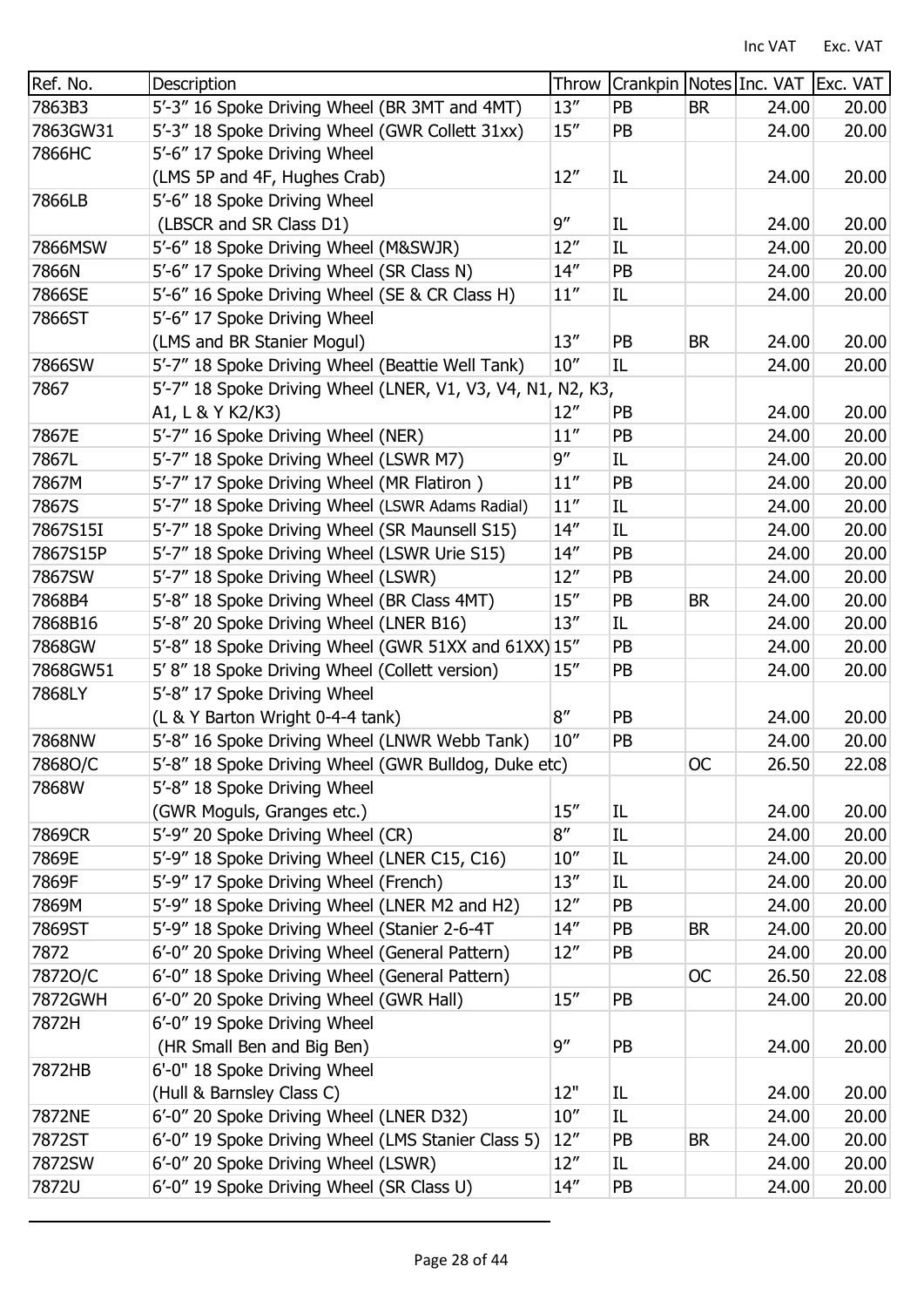| Ref. No. | Description | Throw | Crankpin | Notes | Inc. VAT | Exc. VAT |
|---|---|---|---|---|---|---|
| 7863B3 | 5'-3" 16 Spoke Driving Wheel (BR 3MT and 4MT) | 13" | PB | BR | 24.00 | 20.00 |
| 7863GW31 | 5'-3" 18 Spoke Driving Wheel (GWR Collett 31xx) | 15" | PB | | 24.00 | 20.00 |
| 7866HC | 5'-6" 17 Spoke Driving Wheel (LMS 5P and 4F, Hughes Crab) | 12" | IL | | 24.00 | 20.00 |
| 7866LB | 5'-6" 18 Spoke Driving Wheel (LBSCR and SR Class D1) | 9" | IL | | 24.00 | 20.00 |
| 7866MSW | 5'-6" 18 Spoke Driving Wheel (M&SWJR) | 12" | IL | | 24.00 | 20.00 |
| 7866N | 5'-6" 17 Spoke Driving Wheel (SR Class N) | 14" | PB | | 24.00 | 20.00 |
| 7866SE | 5'-6" 16 Spoke Driving Wheel (SE & CR Class H) | 11" | IL | | 24.00 | 20.00 |
| 7866ST | 5'-6" 17 Spoke Driving Wheel (LMS and BR Stanier Mogul) | 13" | PB | BR | 24.00 | 20.00 |
| 7866SW | 5'-7" 18 Spoke Driving Wheel (Beattie Well Tank) | 10" | IL | | 24.00 | 20.00 |
| 7867 | 5'-7" 18 Spoke Driving Wheel (LNER, V1, V3, V4, N1, N2, K3, A1, L & Y K2/K3) | 12" | PB | | 24.00 | 20.00 |
| 7867E | 5'-7" 16 Spoke Driving Wheel (NER) | 11" | PB | | 24.00 | 20.00 |
| 7867L | 5'-7" 18 Spoke Driving Wheel (LSWR M7) | 9" | IL | | 24.00 | 20.00 |
| 7867M | 5'-7" 17 Spoke Driving Wheel (MR Flatiron ) | 11" | PB | | 24.00 | 20.00 |
| 7867S | 5'-7" 18 Spoke Driving Wheel (LSWR Adams Radial) | 11" | IL | | 24.00 | 20.00 |
| 7867S15I | 5'-7" 18 Spoke Driving Wheel (SR Maunsell S15) | 14" | IL | | 24.00 | 20.00 |
| 7867S15P | 5'-7" 18 Spoke Driving Wheel (LSWR Urie S15) | 14" | PB | | 24.00 | 20.00 |
| 7867SW | 5'-7" 18 Spoke Driving Wheel (LSWR) | 12" | PB | | 24.00 | 20.00 |
| 7868B4 | 5'-8" 18 Spoke Driving Wheel (BR Class 4MT) | 15" | PB | BR | 24.00 | 20.00 |
| 7868B16 | 5'-8" 20 Spoke Driving Wheel (LNER B16) | 13" | IL | | 24.00 | 20.00 |
| 7868GW | 5'-8" 18 Spoke Driving Wheel (GWR 51XX and 61XX) | 15" | PB | | 24.00 | 20.00 |
| 7868GW51 | 5' 8" 18 Spoke Driving Wheel (Collett version) | 15" | PB | | 24.00 | 20.00 |
| 7868LY | 5'-8" 17 Spoke Driving Wheel (L & Y Barton Wright 0-4-4 tank) | 8" | PB | | 24.00 | 20.00 |
| 7868NW | 5'-8" 16 Spoke Driving Wheel (LNWR Webb Tank) | 10" | PB | | 24.00 | 20.00 |
| 7868O/C | 5'-8" 18 Spoke Driving Wheel (GWR Bulldog, Duke etc) | | | OC | 26.50 | 22.08 |
| 7868W | 5'-8" 18 Spoke Driving Wheel (GWR Moguls, Granges etc.) | 15" | IL | | 24.00 | 20.00 |
| 7869CR | 5'-9" 20 Spoke Driving Wheel (CR) | 8" | IL | | 24.00 | 20.00 |
| 7869E | 5'-9" 18 Spoke Driving Wheel (LNER C15, C16) | 10" | IL | | 24.00 | 20.00 |
| 7869F | 5'-9" 17 Spoke Driving Wheel (French) | 13" | IL | | 24.00 | 20.00 |
| 7869M | 5'-9" 18 Spoke Driving Wheel (LNER M2 and H2) | 12" | PB | | 24.00 | 20.00 |
| 7869ST | 5'-9" 18 Spoke Driving Wheel (Stanier 2-6-4T | 14" | PB | BR | 24.00 | 20.00 |
| 7872 | 6'-0" 20 Spoke Driving Wheel (General Pattern) | 12" | PB | | 24.00 | 20.00 |
| 7872O/C | 6'-0" 18 Spoke Driving Wheel (General Pattern) | | | OC | 26.50 | 22.08 |
| 7872GWH | 6'-0" 20 Spoke Driving Wheel (GWR Hall) | 15" | PB | | 24.00 | 20.00 |
| 7872H | 6'-0" 19 Spoke Driving Wheel (HR Small Ben and Big Ben) | 9" | PB | | 24.00 | 20.00 |
| 7872HB | 6'-0" 18 Spoke Driving Wheel (Hull & Barnsley Class C) | 12" | IL | | 24.00 | 20.00 |
| 7872NE | 6'-0" 20 Spoke Driving Wheel (LNER D32) | 10" | IL | | 24.00 | 20.00 |
| 7872ST | 6'-0" 19 Spoke Driving Wheel (LMS Stanier Class 5) | 12" | PB | BR | 24.00 | 20.00 |
| 7872SW | 6'-0" 20 Spoke Driving Wheel (LSWR) | 12" | IL | | 24.00 | 20.00 |
| 7872U | 6'-0" 19 Spoke Driving Wheel (SR Class U) | 14" | PB | | 24.00 | 20.00 |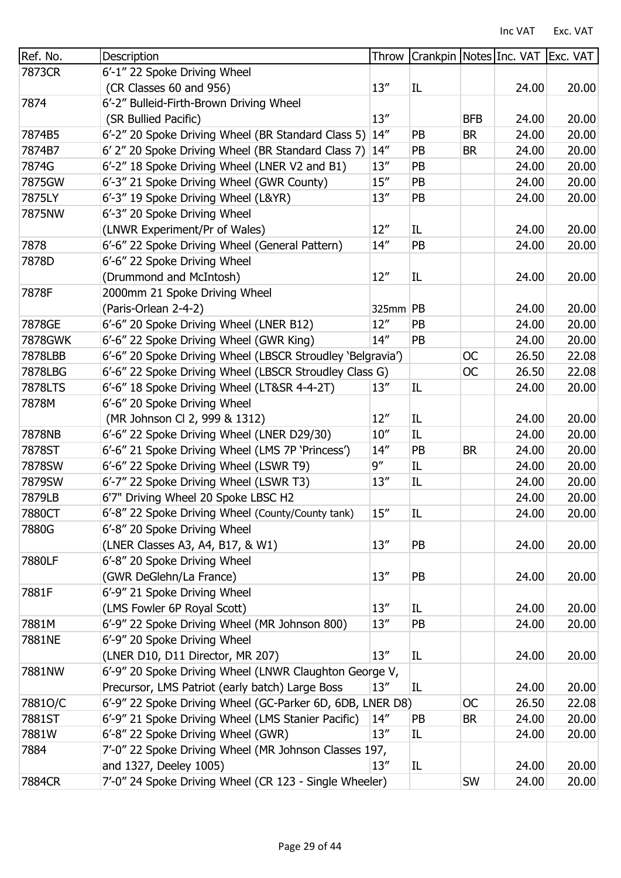| Ref. No. | Description | Throw | Crankpin | Notes | Inc. VAT | Exc. VAT |
|---|---|---|---|---|---|---|
| 7873CR | 6'-1" 22 Spoke Driving Wheel (CR Classes 60 and 956) | 13" | IL | | 24.00 | 20.00 |
| 7874 | 6'-2" Bulleid-Firth-Brown Driving Wheel (SR Bullied Pacific) | 13" | | BFB | 24.00 | 20.00 |
| 7874B5 | 6'-2" 20 Spoke Driving Wheel (BR Standard Class 5) | 14" | PB | BR | 24.00 | 20.00 |
| 7874B7 | 6' 2" 20 Spoke Driving Wheel (BR Standard Class 7) | 14" | PB | BR | 24.00 | 20.00 |
| 7874G | 6'-2" 18 Spoke Driving Wheel (LNER V2 and B1) | 13" | PB | | 24.00 | 20.00 |
| 7875GW | 6'-3" 21 Spoke Driving Wheel (GWR County) | 15" | PB | | 24.00 | 20.00 |
| 7875LY | 6'-3" 19 Spoke Driving Wheel (L&YR) | 13" | PB | | 24.00 | 20.00 |
| 7875NW | 6'-3" 20 Spoke Driving Wheel (LNWR Experiment/Pr of Wales) | 12" | IL | | 24.00 | 20.00 |
| 7878 | 6'-6" 22 Spoke Driving Wheel (General Pattern) | 14" | PB | | 24.00 | 20.00 |
| 7878D | 6'-6" 22 Spoke Driving Wheel (Drummond and McIntosh) | 12" | IL | | 24.00 | 20.00 |
| 7878F | 2000mm 21 Spoke Driving Wheel (Paris-Orlean 2-4-2) | 325mm | PB | | 24.00 | 20.00 |
| 7878GE | 6'-6" 20 Spoke Driving Wheel (LNER B12) | 12" | PB | | 24.00 | 20.00 |
| 7878GWK | 6'-6" 22 Spoke Driving Wheel (GWR King) | 14" | PB | | 24.00 | 20.00 |
| 7878LBB | 6'-6" 20 Spoke Driving Wheel (LBSCR Stroudley 'Belgravia') | | | OC | 26.50 | 22.08 |
| 7878LBG | 6'-6" 22 Spoke Driving Wheel (LBSCR Stroudley Class G) | | | OC | 26.50 | 22.08 |
| 7878LTS | 6'-6" 18 Spoke Driving Wheel (LT&SR 4-4-2T) | 13" | IL | | 24.00 | 20.00 |
| 7878M | 6'-6" 20 Spoke Driving Wheel (MR Johnson Cl 2, 999 & 1312) | 12" | IL | | 24.00 | 20.00 |
| 7878NB | 6'-6" 22 Spoke Driving Wheel (LNER D29/30) | 10" | IL | | 24.00 | 20.00 |
| 7878ST | 6'-6" 21 Spoke Driving Wheel (LMS 7P 'Princess') | 14" | PB | BR | 24.00 | 20.00 |
| 7878SW | 6'-6" 22 Spoke Driving Wheel (LSWR T9) | 9" | IL | | 24.00 | 20.00 |
| 7879SW | 6'-7" 22 Spoke Driving Wheel (LSWR T3) | 13" | IL | | 24.00 | 20.00 |
| 7879LB | 6'7" Driving Wheel 20 Spoke LBSC H2 | | | | 24.00 | 20.00 |
| 7880CT | 6'-8" 22 Spoke Driving Wheel (County/County tank) | 15" | IL | | 24.00 | 20.00 |
| 7880G | 6'-8" 20 Spoke Driving Wheel (LNER Classes A3, A4, B17, & W1) | 13" | PB | | 24.00 | 20.00 |
| 7880LF | 6'-8" 20 Spoke Driving Wheel (GWR DeGlehn/La France) | 13" | PB | | 24.00 | 20.00 |
| 7881F | 6'-9" 21 Spoke Driving Wheel (LMS Fowler 6P Royal Scott) | 13" | IL | | 24.00 | 20.00 |
| 7881M | 6'-9" 22 Spoke Driving Wheel (MR Johnson 800) | 13" | PB | | 24.00 | 20.00 |
| 7881NE | 6'-9" 20 Spoke Driving Wheel (LNER D10, D11 Director, MR 207) | 13" | IL | | 24.00 | 20.00 |
| 7881NW | 6'-9" 20 Spoke Driving Wheel (LNWR Claughton George V, Precursor, LMS Patriot (early batch) Large Boss | 13" | IL | | 24.00 | 20.00 |
| 7881O/C | 6'-9" 22 Spoke Driving Wheel (GC-Parker 6D, 6DB, LNER D8) | | | OC | 26.50 | 22.08 |
| 7881ST | 6'-9" 21 Spoke Driving Wheel (LMS Stanier Pacific) | 14" | PB | BR | 24.00 | 20.00 |
| 7881W | 6'-8" 22 Spoke Driving Wheel (GWR) | 13" | IL | | 24.00 | 20.00 |
| 7884 | 7'-0" 22 Spoke Driving Wheel (MR Johnson Classes 197, and 1327, Deeley 1005) | 13" | IL | | 24.00 | 20.00 |
| 7884CR | 7'-0" 24 Spoke Driving Wheel (CR 123 - Single Wheeler) | | | SW | 24.00 | 20.00 |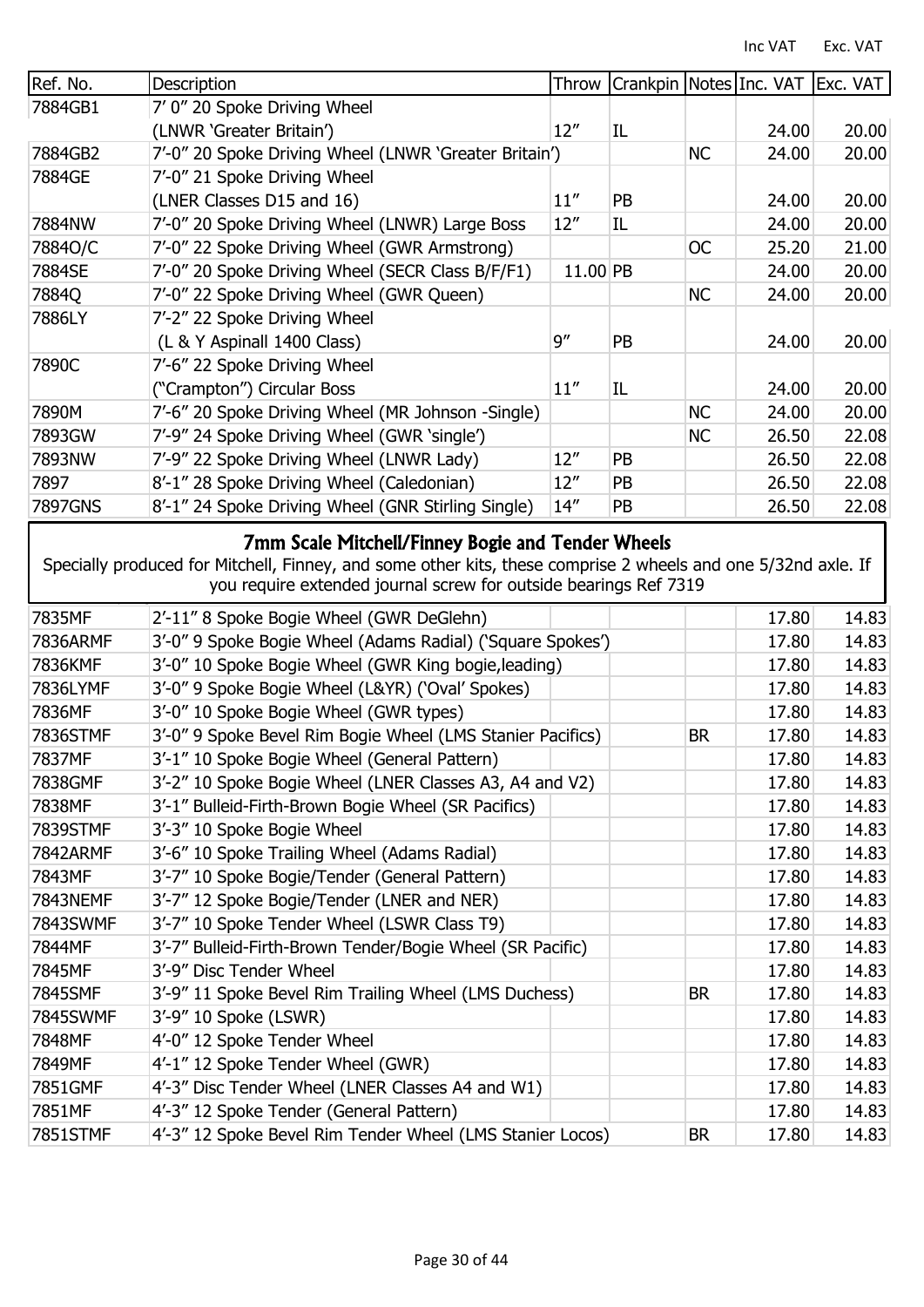| Ref. No. | Description | Throw | Crankpin | Notes | Inc. VAT | Exc. VAT |
|---|---|---|---|---|---|---|
| 7884GB1 | 7′ 0″ 20 Spoke Driving Wheel (LNWR 'Greater Britain') | 12″ | IL | | 24.00 | 20.00 |
| 7884GB2 | 7′-0″ 20 Spoke Driving Wheel (LNWR 'Greater Britain') | | | NC | 24.00 | 20.00 |
| 7884GE | 7′-0″ 21 Spoke Driving Wheel (LNER Classes D15 and 16) | 11″ | PB | | 24.00 | 20.00 |
| 7884NW | 7′-0″ 20 Spoke Driving Wheel (LNWR) Large Boss | 12″ | IL | | 24.00 | 20.00 |
| 7884O/C | 7′-0″ 22 Spoke Driving Wheel (GWR Armstrong) | | | OC | 25.20 | 21.00 |
| 7884SE | 7′-0″ 20 Spoke Driving Wheel (SECR Class B/F/F1) | 11.00 | PB | | 24.00 | 20.00 |
| 7884Q | 7′-0″ 22 Spoke Driving Wheel (GWR Queen) | | | NC | 24.00 | 20.00 |
| 7886LY | 7′-2″ 22 Spoke Driving Wheel (L & Y Aspinall 1400 Class) | 9″ | PB | | 24.00 | 20.00 |
| 7890C | 7′-6″ 22 Spoke Driving Wheel ("Crampton") Circular Boss | 11″ | IL | | 24.00 | 20.00 |
| 7890M | 7′-6″ 20 Spoke Driving Wheel (MR Johnson -Single) | | | NC | 24.00 | 20.00 |
| 7893GW | 7′-9″ 24 Spoke Driving Wheel (GWR 'single') | | | NC | 26.50 | 22.08 |
| 7893NW | 7′-9″ 22 Spoke Driving Wheel (LNWR Lady) | 12″ | PB | | 26.50 | 22.08 |
| 7897 | 8′-1″ 28 Spoke Driving Wheel (Caledonian) | 12″ | PB | | 26.50 | 22.08 |
| 7897GNS | 8′-1″ 24 Spoke Driving Wheel (GNR Stirling Single) | 14″ | PB | | 26.50 | 22.08 |

## 7mm Scale Mitchell/Finney Bogie and Tender Wheels

Specially produced for Mitchell, Finney, and some other kits, these comprise 2 wheels and one 5/32nd axle. If you require extended journal screw for outside bearings Ref 7319

| Ref. No. | Description | Throw | Crankpin | Notes | Inc. VAT | Exc. VAT |
|---|---|---|---|---|---|---|
| 7835MF | 2′-11″ 8 Spoke Bogie Wheel (GWR DeGlehn) | | | | 17.80 | 14.83 |
| 7836ARMF | 3′-0″ 9 Spoke Bogie Wheel (Adams Radial) ('Square Spokes') | | | | 17.80 | 14.83 |
| 7836KMF | 3′-0″ 10 Spoke Bogie Wheel (GWR King bogie,leading) | | | | 17.80 | 14.83 |
| 7836LYMF | 3′-0″ 9 Spoke Bogie Wheel (L&YR) ('Oval' Spokes) | | | | 17.80 | 14.83 |
| 7836MF | 3′-0″ 10 Spoke Bogie Wheel (GWR types) | | | | 17.80 | 14.83 |
| 7836STMF | 3′-0″ 9 Spoke Bevel Rim Bogie Wheel (LMS Stanier Pacifics) | | | BR | 17.80 | 14.83 |
| 7837MF | 3′-1″ 10 Spoke Bogie Wheel (General Pattern) | | | | 17.80 | 14.83 |
| 7838GMF | 3′-2″ 10 Spoke Bogie Wheel (LNER Classes A3, A4 and V2) | | | | 17.80 | 14.83 |
| 7838MF | 3′-1″ Bulleid-Firth-Brown Bogie Wheel (SR Pacifics) | | | | 17.80 | 14.83 |
| 7839STMF | 3′-3″ 10 Spoke Bogie Wheel | | | | 17.80 | 14.83 |
| 7842ARMF | 3′-6″ 10 Spoke Trailing Wheel (Adams Radial) | | | | 17.80 | 14.83 |
| 7843MF | 3′-7″ 10 Spoke Bogie/Tender (General Pattern) | | | | 17.80 | 14.83 |
| 7843NEMF | 3′-7″ 12 Spoke Bogie/Tender (LNER and NER) | | | | 17.80 | 14.83 |
| 7843SWMF | 3′-7″ 10 Spoke Tender Wheel (LSWR Class T9) | | | | 17.80 | 14.83 |
| 7844MF | 3′-7″ Bulleid-Firth-Brown Tender/Bogie Wheel (SR Pacific) | | | | 17.80 | 14.83 |
| 7845MF | 3′-9″ Disc Tender Wheel | | | | 17.80 | 14.83 |
| 7845SMF | 3′-9″ 11 Spoke Bevel Rim Trailing Wheel (LMS Duchess) | | | BR | 17.80 | 14.83 |
| 7845SWMF | 3′-9″ 10 Spoke (LSWR) | | | | 17.80 | 14.83 |
| 7848MF | 4′-0″ 12 Spoke Tender Wheel | | | | 17.80 | 14.83 |
| 7849MF | 4′-1″ 12 Spoke Tender Wheel (GWR) | | | | 17.80 | 14.83 |
| 7851GMF | 4′-3″ Disc Tender Wheel (LNER Classes A4 and W1) | | | | 17.80 | 14.83 |
| 7851MF | 4′-3″ 12 Spoke Tender (General Pattern) | | | | 17.80 | 14.83 |
| 7851STMF | 4′-3″ 12 Spoke Bevel Rim Tender Wheel (LMS Stanier Locos) | | | BR | 17.80 | 14.83 |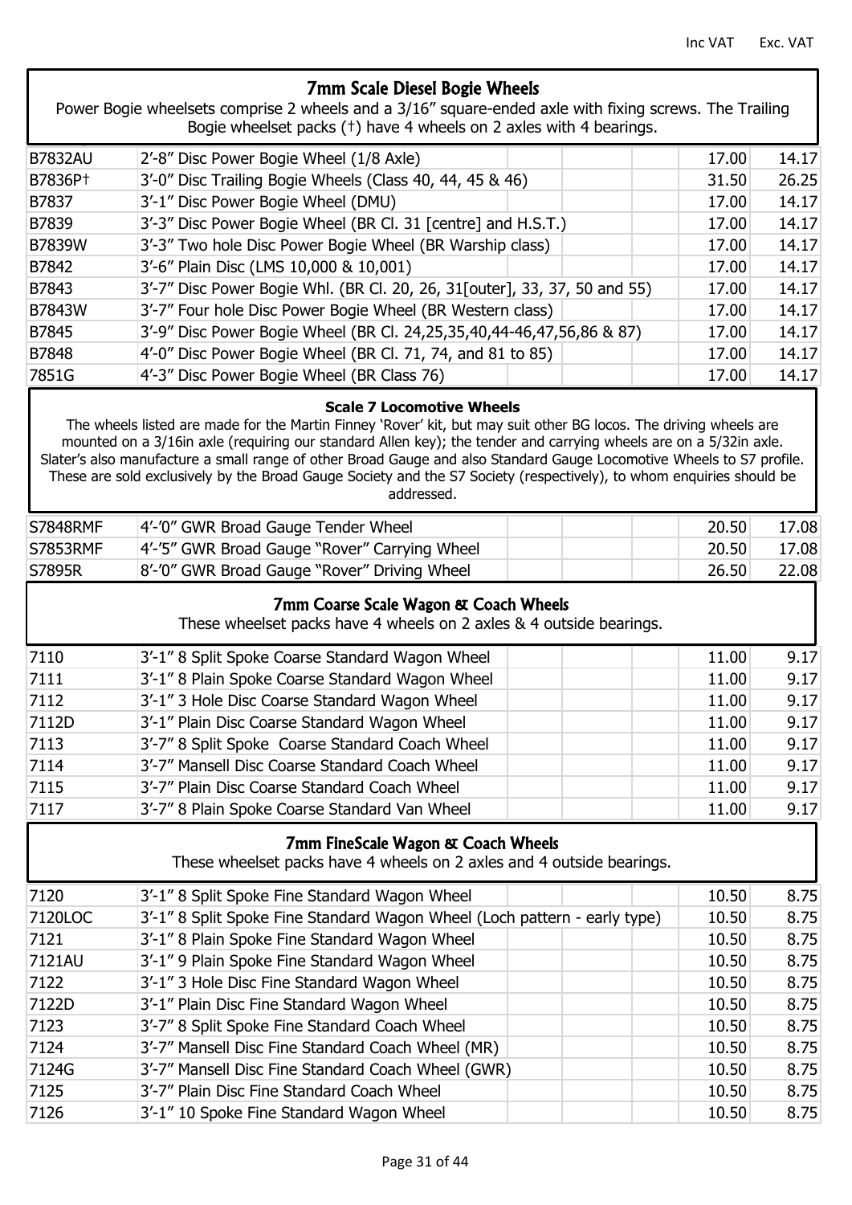| | | Inc VAT | Exc. VAT |
|---|---|---|---|

## 7mm Scale Diesel Bogie Wheels

Power Bogie wheelsets comprise 2 wheels and a 3/16" square-ended axle with fixing screws. The Trailing Bogie wheelset packs (†) have 4 wheels on 2 axles with 4 bearings.

| Code | Description | Inc VAT | Exc. VAT |
|---|---|---|---|
| B7832AU | 2'-8" Disc Power Bogie Wheel (1/8 Axle) | 17.00 | 14.17 |
| B7836P† | 3'-0" Disc Trailing Bogie Wheels (Class 40, 44, 45 & 46) | 31.50 | 26.25 |
| B7837 | 3'-1" Disc Power Bogie Wheel (DMU) | 17.00 | 14.17 |
| B7839 | 3'-3" Disc Power Bogie Wheel (BR Cl. 31 [centre] and H.S.T.) | 17.00 | 14.17 |
| B7839W | 3'-3" Two hole Disc Power Bogie Wheel (BR Warship class) | 17.00 | 14.17 |
| B7842 | 3'-6" Plain Disc (LMS 10,000 & 10,001) | 17.00 | 14.17 |
| B7843 | 3'-7" Disc Power Bogie Whl. (BR Cl. 20, 26, 31[outer], 33, 37, 50 and 55) | 17.00 | 14.17 |
| B7843W | 3'-7" Four hole Disc Power Bogie Wheel (BR Western class) | 17.00 | 14.17 |
| B7845 | 3'-9" Disc Power Bogie Wheel (BR Cl. 24,25,35,40,44-46,47,56,86 & 87) | 17.00 | 14.17 |
| B7848 | 4'-0" Disc Power Bogie Wheel (BR Cl. 71, 74, and 81 to 85) | 17.00 | 14.17 |
| 7851G | 4'-3" Disc Power Bogie Wheel (BR Class 76) | 17.00 | 14.17 |

### Scale 7 Locomotive Wheels

The wheels listed are made for the Martin Finney 'Rover' kit, but may suit other BG locos. The driving wheels are mounted on a 3/16in axle (requiring our standard Allen key); the tender and carrying wheels are on a 5/32in axle. Slater's also manufacture a small range of other Broad Gauge and also Standard Gauge Locomotive Wheels to S7 profile. These are sold exclusively by the Broad Gauge Society and the S7 Society (respectively), to whom enquiries should be addressed.

| Code | Description | Inc VAT | Exc. VAT |
|---|---|---|---|
| S7848RMF | 4'-'0" GWR Broad Gauge Tender Wheel | 20.50 | 17.08 |
| S7853RMF | 4'-'5" GWR Broad Gauge "Rover" Carrying Wheel | 20.50 | 17.08 |
| S7895R | 8'-'0" GWR Broad Gauge "Rover" Driving Wheel | 26.50 | 22.08 |

## 7mm Coarse Scale Wagon & Coach Wheels

These wheelset packs have 4 wheels on 2 axles & 4 outside bearings.

| Code | Description | Inc VAT | Exc. VAT |
|---|---|---|---|
| 7110 | 3'-1" 8 Split Spoke Coarse Standard Wagon Wheel | 11.00 | 9.17 |
| 7111 | 3'-1" 8 Plain Spoke Coarse Standard Wagon Wheel | 11.00 | 9.17 |
| 7112 | 3'-1" 3 Hole Disc Coarse Standard Wagon Wheel | 11.00 | 9.17 |
| 7112D | 3'-1" Plain Disc Coarse Standard Wagon Wheel | 11.00 | 9.17 |
| 7113 | 3'-7" 8 Split Spoke Coarse Standard Coach Wheel | 11.00 | 9.17 |
| 7114 | 3'-7" Mansell Disc Coarse Standard Coach Wheel | 11.00 | 9.17 |
| 7115 | 3'-7" Plain Disc Coarse Standard Coach Wheel | 11.00 | 9.17 |
| 7117 | 3'-7" 8 Plain Spoke Coarse Standard Van Wheel | 11.00 | 9.17 |

## 7mm FineScale Wagon & Coach Wheels

These wheelset packs have 4 wheels on 2 axles and 4 outside bearings.

| Code | Description | Inc VAT | Exc. VAT |
|---|---|---|---|
| 7120 | 3'-1" 8 Split Spoke Fine Standard Wagon Wheel | 10.50 | 8.75 |
| 7120LOC | 3'-1" 8 Split Spoke Fine Standard Wagon Wheel (Loch pattern - early type) | 10.50 | 8.75 |
| 7121 | 3'-1" 8 Plain Spoke Fine Standard Wagon Wheel | 10.50 | 8.75 |
| 7121AU | 3'-1" 9 Plain Spoke Fine Standard Wagon Wheel | 10.50 | 8.75 |
| 7122 | 3'-1" 3 Hole Disc Fine Standard Wagon Wheel | 10.50 | 8.75 |
| 7122D | 3'-1" Plain Disc Fine Standard Wagon Wheel | 10.50 | 8.75 |
| 7123 | 3'-7" 8 Split Spoke Fine Standard Coach Wheel | 10.50 | 8.75 |
| 7124 | 3'-7" Mansell Disc Fine Standard Coach Wheel (MR) | 10.50 | 8.75 |
| 7124G | 3'-7" Mansell Disc Fine Standard Coach Wheel (GWR) | 10.50 | 8.75 |
| 7125 | 3'-7" Plain Disc Fine Standard Coach Wheel | 10.50 | 8.75 |
| 7126 | 3'-1" 10 Spoke Fine Standard Wagon Wheel | 10.50 | 8.75 |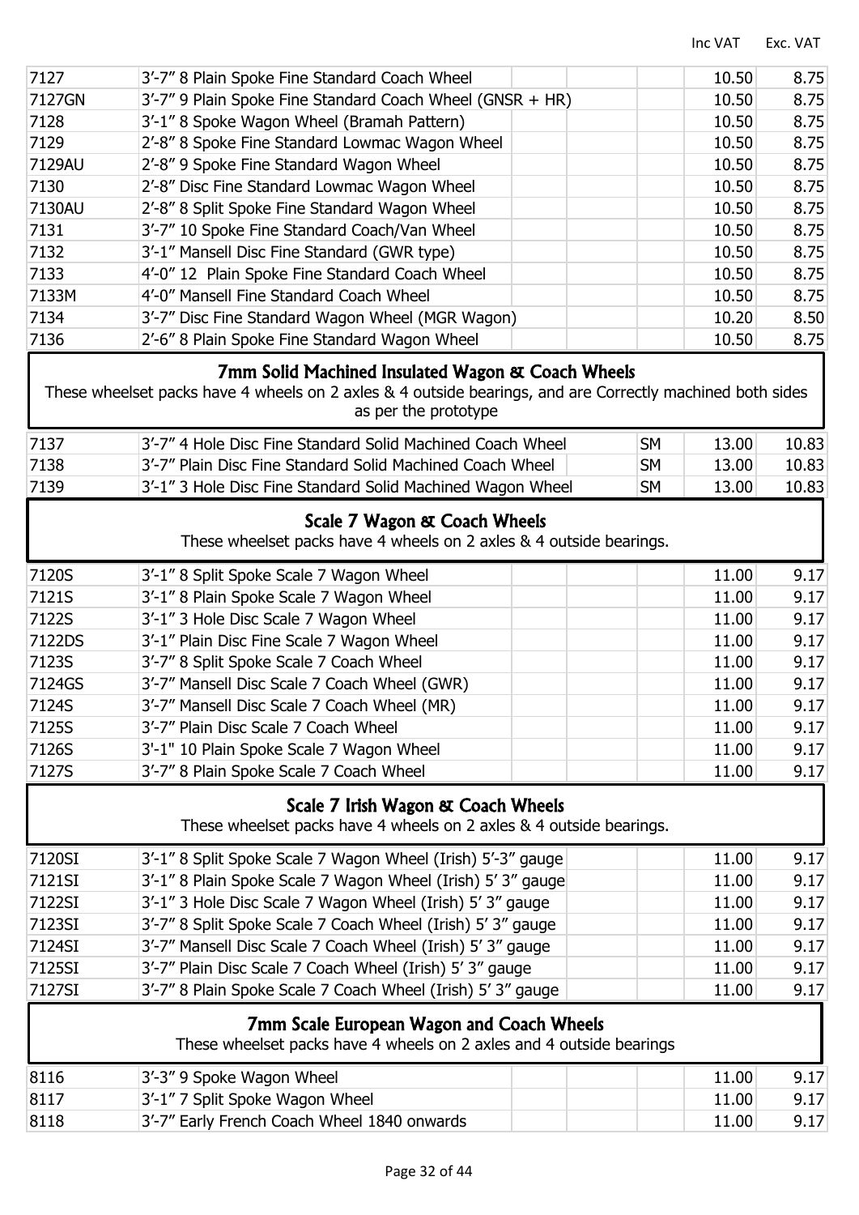| | | | | | Inc VAT | Exc. VAT |
|---|---|---|---|---|---|---|
| 7127 | 3'-7" 8 Plain Spoke Fine Standard Coach Wheel | | | | 10.50 | 8.75 |
| 7127GN | 3'-7" 9 Plain Spoke Fine Standard Coach Wheel (GNSR + HR) | | | | 10.50 | 8.75 |
| 7128 | 3'-1" 8 Spoke Wagon Wheel (Bramah Pattern) | | | | 10.50 | 8.75 |
| 7129 | 2'-8" 8 Spoke Fine Standard Lowmac Wagon Wheel | | | | 10.50 | 8.75 |
| 7129AU | 2'-8" 9 Spoke Fine Standard Wagon Wheel | | | | 10.50 | 8.75 |
| 7130 | 2'-8" Disc Fine Standard Lowmac Wagon Wheel | | | | 10.50 | 8.75 |
| 7130AU | 2'-8" 8 Split Spoke Fine Standard Wagon Wheel | | | | 10.50 | 8.75 |
| 7131 | 3'-7" 10 Spoke Fine Standard Coach/Van Wheel | | | | 10.50 | 8.75 |
| 7132 | 3'-1" Mansell Disc Fine Standard (GWR type) | | | | 10.50 | 8.75 |
| 7133 | 4'-0" 12 Plain Spoke Fine Standard Coach Wheel | | | | 10.50 | 8.75 |
| 7133M | 4'-0" Mansell Fine Standard Coach Wheel | | | | 10.50 | 8.75 |
| 7134 | 3'-7" Disc Fine Standard Wagon Wheel (MGR Wagon) | | | | 10.20 | 8.50 |
| 7136 | 2'-6" 8 Plain Spoke Fine Standard Wagon Wheel | | | | 10.50 | 8.75 |

## 7mm Solid Machined Insulated Wagon & Coach Wheels

These wheelset packs have 4 wheels on 2 axles & 4 outside bearings, and are Correctly machined both sides as per the prototype

| | | | | | | |
|---|---|---|---|---|---|---|
| 7137 | 3'-7" 4 Hole Disc Fine Standard Solid Machined Coach Wheel | | | SM | 13.00 | 10.83 |
| 7138 | 3'-7" Plain Disc Fine Standard Solid Machined Coach Wheel | | | SM | 13.00 | 10.83 |
| 7139 | 3'-1" 3 Hole Disc Fine Standard Solid Machined Wagon Wheel | | | SM | 13.00 | 10.83 |

## Scale 7 Wagon & Coach Wheels

These wheelset packs have 4 wheels on 2 axles & 4 outside bearings.

| | | | | | | |
|---|---|---|---|---|---|---|
| 7120S | 3'-1" 8 Split Spoke Scale 7 Wagon Wheel | | | | 11.00 | 9.17 |
| 7121S | 3'-1" 8 Plain Spoke Scale 7 Wagon Wheel | | | | 11.00 | 9.17 |
| 7122S | 3'-1" 3 Hole Disc Scale 7 Wagon Wheel | | | | 11.00 | 9.17 |
| 7122DS | 3'-1" Plain Disc Fine Scale 7 Wagon Wheel | | | | 11.00 | 9.17 |
| 7123S | 3'-7" 8 Split Spoke Scale 7 Coach Wheel | | | | 11.00 | 9.17 |
| 7124GS | 3'-7" Mansell Disc Scale 7 Coach Wheel (GWR) | | | | 11.00 | 9.17 |
| 7124S | 3'-7" Mansell Disc Scale 7 Coach Wheel (MR) | | | | 11.00 | 9.17 |
| 7125S | 3'-7" Plain Disc Scale 7 Coach Wheel | | | | 11.00 | 9.17 |
| 7126S | 3'-1" 10 Plain Spoke Scale 7 Wagon Wheel | | | | 11.00 | 9.17 |
| 7127S | 3'-7" 8 Plain Spoke Scale 7 Coach Wheel | | | | 11.00 | 9.17 |

## Scale 7 Irish Wagon & Coach Wheels

These wheelset packs have 4 wheels on 2 axles & 4 outside bearings.

| | | | | | | |
|---|---|---|---|---|---|---|
| 7120SI | 3'-1" 8 Split Spoke Scale 7 Wagon Wheel (Irish) 5'-3" gauge | | | | 11.00 | 9.17 |
| 7121SI | 3'-1" 8 Plain Spoke Scale 7 Wagon Wheel (Irish) 5' 3" gauge | | | | 11.00 | 9.17 |
| 7122SI | 3'-1" 3 Hole Disc Scale 7 Wagon Wheel (Irish) 5' 3" gauge | | | | 11.00 | 9.17 |
| 7123SI | 3'-7" 8 Split Spoke Scale 7 Coach Wheel (Irish) 5' 3" gauge | | | | 11.00 | 9.17 |
| 7124SI | 3'-7" Mansell Disc Scale 7 Coach Wheel (Irish) 5' 3" gauge | | | | 11.00 | 9.17 |
| 7125SI | 3'-7" Plain Disc Scale 7 Coach Wheel (Irish) 5' 3" gauge | | | | 11.00 | 9.17 |
| 7127SI | 3'-7" 8 Plain Spoke Scale 7 Coach Wheel (Irish) 5' 3" gauge | | | | 11.00 | 9.17 |

## 7mm Scale European Wagon and Coach Wheels

These wheelset packs have 4 wheels on 2 axles and 4 outside bearings

| | | | | | | |
|---|---|---|---|---|---|---|
| 8116 | 3'-3" 9 Spoke Wagon Wheel | | | | 11.00 | 9.17 |
| 8117 | 3'-1" 7 Split Spoke Wagon Wheel | | | | 11.00 | 9.17 |
| 8118 | 3'-7" Early French Coach Wheel 1840 onwards | | | | 11.00 | 9.17 |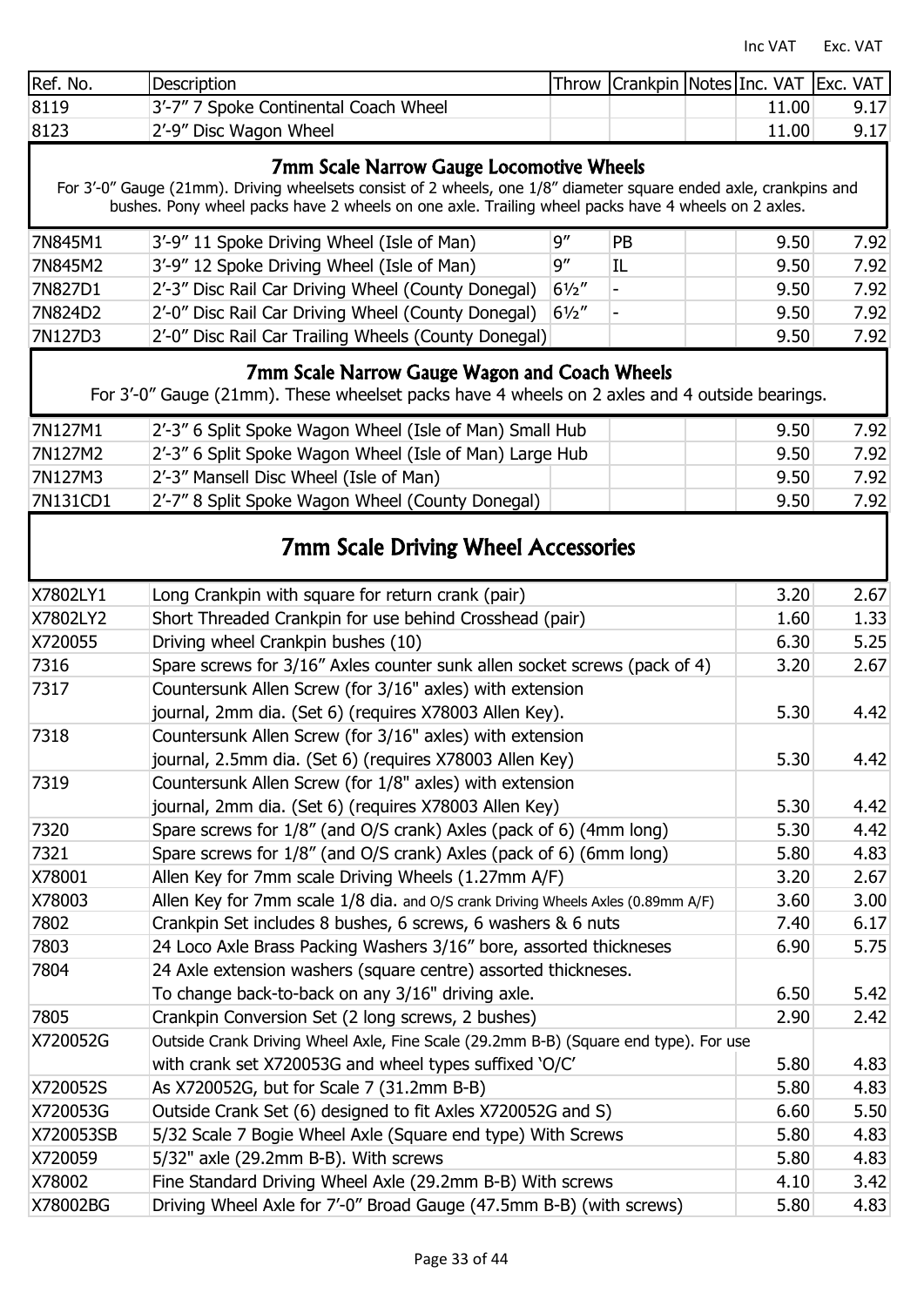| Ref. No. | Description | Throw | Crankpin | Notes | Inc. VAT | Exc. VAT |
|---|---|---|---|---|---|---|
| 8119 | 3'-7" 7 Spoke Continental Coach Wheel | | | | 11.00 | 9.17 |
| 8123 | 2'-9" Disc Wagon Wheel | | | | 11.00 | 9.17 |

## 7mm Scale Narrow Gauge Locomotive Wheels

For 3'-0" Gauge (21mm). Driving wheelsets consist of 2 wheels, one 1/8" diameter square ended axle, crankpins and bushes. Pony wheel packs have 2 wheels on one axle. Trailing wheel packs have 4 wheels on 2 axles.

| Ref. No. | Description | Throw | Crankpin | Notes | Inc. VAT | Exc. VAT |
|---|---|---|---|---|---|---|
| 7N845M1 | 3'-9" 11 Spoke Driving Wheel (Isle of Man) | 9" | PB | | 9.50 | 7.92 |
| 7N845M2 | 3'-9" 12 Spoke Driving Wheel (Isle of Man) | 9" | IL | | 9.50 | 7.92 |
| 7N827D1 | 2'-3" Disc Rail Car Driving Wheel (County Donegal) | 6½" | - | | 9.50 | 7.92 |
| 7N824D2 | 2'-0" Disc Rail Car Driving Wheel (County Donegal) | 6½" | - | | 9.50 | 7.92 |
| 7N127D3 | 2'-0" Disc Rail Car Trailing Wheels (County Donegal) | | | | 9.50 | 7.92 |

## 7mm Scale Narrow Gauge Wagon and Coach Wheels

For 3'-0" Gauge (21mm). These wheelset packs have 4 wheels on 2 axles and 4 outside bearings.

| Ref. No. | Description | Throw | Crankpin | Notes | Inc. VAT | Exc. VAT |
|---|---|---|---|---|---|---|
| 7N127M1 | 2'-3" 6 Split Spoke Wagon Wheel (Isle of Man) Small Hub | | | | 9.50 | 7.92 |
| 7N127M2 | 2'-3" 6 Split Spoke Wagon Wheel (Isle of Man) Large Hub | | | | 9.50 | 7.92 |
| 7N127M3 | 2'-3" Mansell Disc Wheel (Isle of Man) | | | | 9.50 | 7.92 |
| 7N131CD1 | 2'-7" 8 Split Spoke Wagon Wheel (County Donegal) | | | | 9.50 | 7.92 |

## 7mm Scale Driving Wheel Accessories

| Ref. No. | Description | Inc. VAT | Exc. VAT |
|---|---|---|---|
| X7802LY1 | Long Crankpin with square for return crank (pair) | 3.20 | 2.67 |
| X7802LY2 | Short Threaded Crankpin for use behind Crosshead (pair) | 1.60 | 1.33 |
| X720055 | Driving wheel Crankpin bushes (10) | 6.30 | 5.25 |
| 7316 | Spare screws for 3/16" Axles counter sunk allen socket screws (pack of 4) | 3.20 | 2.67 |
| 7317 | Countersunk Allen Screw (for 3/16" axles) with extension journal, 2mm dia. (Set 6) (requires X78003 Allen Key). | 5.30 | 4.42 |
| 7318 | Countersunk Allen Screw (for 3/16" axles) with extension journal, 2.5mm dia. (Set 6) (requires X78003 Allen Key) | 5.30 | 4.42 |
| 7319 | Countersunk Allen Screw (for 1/8" axles) with extension journal, 2mm dia. (Set 6) (requires X78003 Allen Key) | 5.30 | 4.42 |
| 7320 | Spare screws for 1/8" (and O/S crank) Axles (pack of 6) (4mm long) | 5.30 | 4.42 |
| 7321 | Spare screws for 1/8" (and O/S crank) Axles (pack of 6) (6mm long) | 5.80 | 4.83 |
| X78001 | Allen Key for 7mm scale Driving Wheels (1.27mm A/F) | 3.20 | 2.67 |
| X78003 | Allen Key for 7mm scale 1/8 dia. and O/S crank Driving Wheels Axles (0.89mm A/F) | 3.60 | 3.00 |
| 7802 | Crankpin Set includes 8 bushes, 6 screws, 6 washers & 6 nuts | 7.40 | 6.17 |
| 7803 | 24 Loco Axle Brass Packing Washers 3/16" bore, assorted thicknesses | 6.90 | 5.75 |
| 7804 | 24 Axle extension washers (square centre) assorted thicknesses. To change back-to-back on any 3/16" driving axle. | 6.50 | 5.42 |
| 7805 | Crankpin Conversion Set (2 long screws, 2 bushes) | 2.90 | 2.42 |
| X720052G | Outside Crank Driving Wheel Axle, Fine Scale (29.2mm B-B) (Square end type). For use with crank set X720053G and wheel types suffixed 'O/C' | 5.80 | 4.83 |
| X720052S | As X720052G, but for Scale 7 (31.2mm B-B) | 5.80 | 4.83 |
| X720053G | Outside Crank Set (6) designed to fit Axles X720052G and S) | 6.60 | 5.50 |
| X720053SB | 5/32 Scale 7 Bogie Wheel Axle (Square end type) With Screws | 5.80 | 4.83 |
| X720059 | 5/32" axle (29.2mm B-B). With screws | 5.80 | 4.83 |
| X78002 | Fine Standard Driving Wheel Axle (29.2mm B-B) With screws | 4.10 | 3.42 |
| X78002BG | Driving Wheel Axle for 7'-0" Broad Gauge (47.5mm B-B) (with screws) | 5.80 | 4.83 |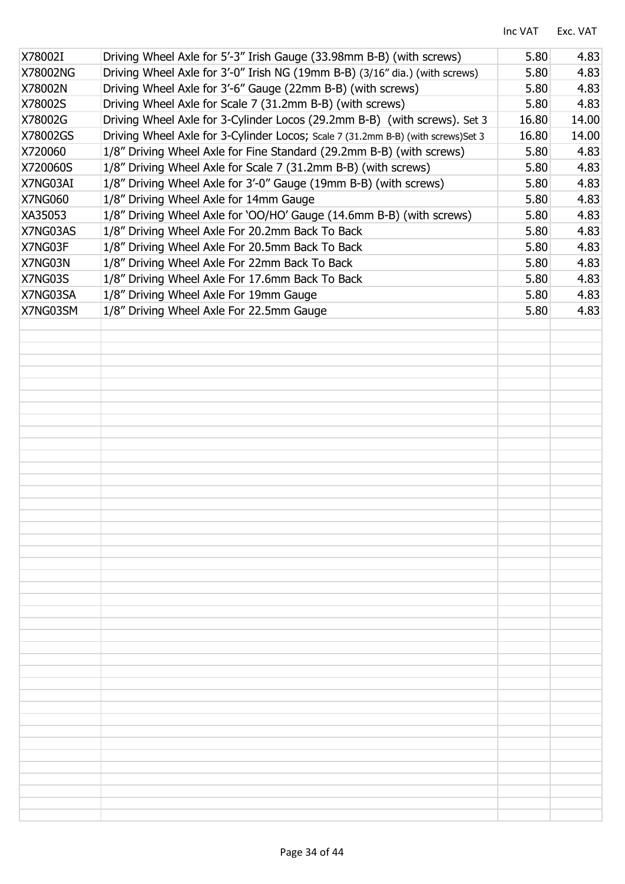| | | Inc VAT | Exc. VAT |
|---|---|---|---|
| X78002I | Driving Wheel Axle for 5'-3" Irish Gauge (33.98mm B-B) (with screws) | 5.80 | 4.83 |
| X78002NG | Driving Wheel Axle for 3'-0" Irish NG (19mm B-B) (3/16" dia.) (with screws) | 5.80 | 4.83 |
| X78002N | Driving Wheel Axle for 3'-6" Gauge (22mm B-B) (with screws) | 5.80 | 4.83 |
| X78002S | Driving Wheel Axle for Scale 7 (31.2mm B-B) (with screws) | 5.80 | 4.83 |
| X78002G | Driving Wheel Axle for 3-Cylinder Locos (29.2mm B-B) (with screws). Set 3 | 16.80 | 14.00 |
| X78002GS | Driving Wheel Axle for 3-Cylinder Locos; Scale 7 (31.2mm B-B) (with screws)Set 3 | 16.80 | 14.00 |
| X720060 | 1/8" Driving Wheel Axle for Fine Standard (29.2mm B-B) (with screws) | 5.80 | 4.83 |
| X720060S | 1/8" Driving Wheel Axle for Scale 7 (31.2mm B-B) (with screws) | 5.80 | 4.83 |
| X7NG03AI | 1/8" Driving Wheel Axle for 3'-0" Gauge (19mm B-B) (with screws) | 5.80 | 4.83 |
| X7NG060 | 1/8" Driving Wheel Axle for 14mm Gauge | 5.80 | 4.83 |
| XA35053 | 1/8" Driving Wheel Axle for 'OO/HO' Gauge (14.6mm B-B) (with screws) | 5.80 | 4.83 |
| X7NG03AS | 1/8" Driving Wheel Axle For 20.2mm Back To Back | 5.80 | 4.83 |
| X7NG03F | 1/8" Driving Wheel Axle For 20.5mm Back To Back | 5.80 | 4.83 |
| X7NG03N | 1/8" Driving Wheel Axle For 22mm Back To Back | 5.80 | 4.83 |
| X7NG03S | 1/8" Driving Wheel Axle For 17.6mm Back To Back | 5.80 | 4.83 |
| X7NG03SA | 1/8" Driving Wheel Axle For 19mm Gauge | 5.80 | 4.83 |
| X7NG03SM | 1/8" Driving Wheel Axle For 22.5mm Gauge | 5.80 | 4.83 |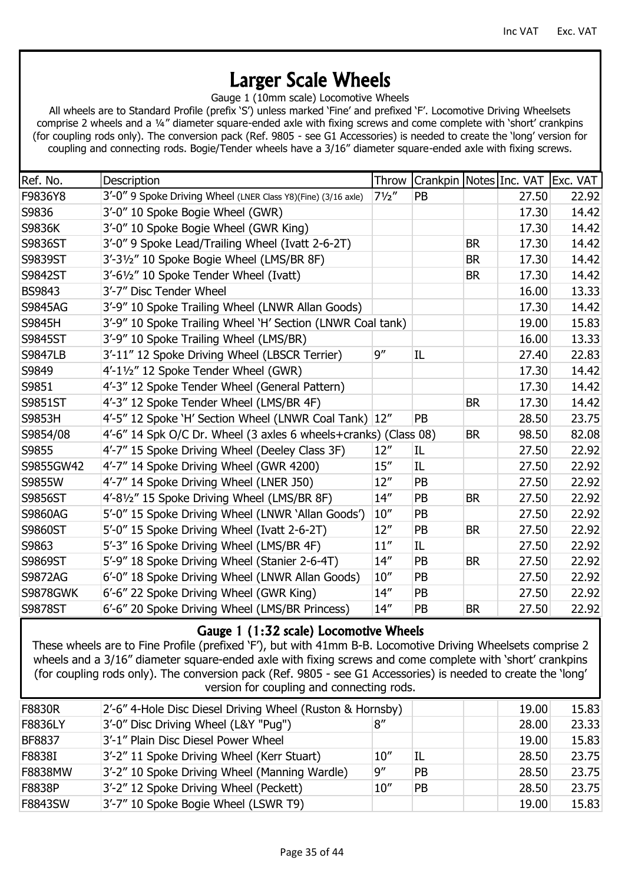Inc VAT Exc. VAT

# Larger Scale Wheels

Gauge 1 (10mm scale) Locomotive Wheels

All wheels are to Standard Profile (prefix 'S') unless marked 'Fine' and prefixed 'F'. Locomotive Driving Wheelsets comprise 2 wheels and a ¼" diameter square-ended axle with fixing screws and come complete with 'short' crankpins (for coupling rods only). The conversion pack (Ref. 9805 - see G1 Accessories) is needed to create the 'long' version for coupling and connecting rods. Bogie/Tender wheels have a 3/16" diameter square-ended axle with fixing screws.

| Ref. No. | Description | Throw | Crankpin | Notes | Inc. VAT | Exc. VAT |
|---|---|---|---|---|---|---|
| F9836Y8 | 3'-0" 9 Spoke Driving Wheel (LNER Class Y8)(Fine) (3/16 axle) | 7½" | PB | | 27.50 | 22.92 |
| S9836 | 3'-0" 10 Spoke Bogie Wheel (GWR) | | | | 17.30 | 14.42 |
| S9836K | 3'-0" 10 Spoke Bogie Wheel (GWR King) | | | | 17.30 | 14.42 |
| S9836ST | 3'-0" 9 Spoke Lead/Trailing Wheel (Ivatt 2-6-2T) | | | BR | 17.30 | 14.42 |
| S9839ST | 3'-3½" 10 Spoke Bogie Wheel (LMS/BR 8F) | | | BR | 17.30 | 14.42 |
| S9842ST | 3'-6½" 10 Spoke Tender Wheel (Ivatt) | | | BR | 17.30 | 14.42 |
| BS9843 | 3'-7" Disc Tender Wheel | | | | 16.00 | 13.33 |
| S9845AG | 3'-9" 10 Spoke Trailing Wheel (LNWR Allan Goods) | | | | 17.30 | 14.42 |
| S9845H | 3'-9" 10 Spoke Trailing Wheel 'H' Section (LNWR Coal tank) | | | | 19.00 | 15.83 |
| S9845ST | 3'-9" 10 Spoke Trailing Wheel (LMS/BR) | | | | 16.00 | 13.33 |
| S9847LB | 3'-11" 12 Spoke Driving Wheel (LBSCR Terrier) | 9" | IL | | 27.40 | 22.83 |
| S9849 | 4'-1½" 12 Spoke Tender Wheel (GWR) | | | | 17.30 | 14.42 |
| S9851 | 4'-3" 12 Spoke Tender Wheel (General Pattern) | | | | 17.30 | 14.42 |
| S9851ST | 4'-3" 12 Spoke Tender Wheel (LMS/BR 4F) | | | BR | 17.30 | 14.42 |
| S9853H | 4'-5" 12 Spoke 'H' Section Wheel (LNWR Coal Tank) | 12" | PB | | 28.50 | 23.75 |
| S9854/08 | 4'-6" 14 Spk O/C Dr. Wheel (3 axles 6 wheels+cranks) (Class 08) | | | BR | 98.50 | 82.08 |
| S9855 | 4'-7" 15 Spoke Driving Wheel (Deeley Class 3F) | 12" | IL | | 27.50 | 22.92 |
| S9855GW42 | 4'-7" 14 Spoke Driving Wheel (GWR 4200) | 15" | IL | | 27.50 | 22.92 |
| S9855W | 4'-7" 14 Spoke Driving Wheel (LNER J50) | 12" | PB | | 27.50 | 22.92 |
| S9856ST | 4'-8½" 15 Spoke Driving Wheel (LMS/BR 8F) | 14" | PB | BR | 27.50 | 22.92 |
| S9860AG | 5'-0" 15 Spoke Driving Wheel (LNWR 'Allan Goods') | 10" | PB | | 27.50 | 22.92 |
| S9860ST | 5'-0" 15 Spoke Driving Wheel (Ivatt 2-6-2T) | 12" | PB | BR | 27.50 | 22.92 |
| S9863 | 5'-3" 16 Spoke Driving Wheel (LMS/BR 4F) | 11" | IL | | 27.50 | 22.92 |
| S9869ST | 5'-9" 18 Spoke Driving Wheel (Stanier 2-6-4T) | 14" | PB | BR | 27.50 | 22.92 |
| S9872AG | 6'-0" 18 Spoke Driving Wheel (LNWR Allan Goods) | 10" | PB | | 27.50 | 22.92 |
| S9878GWK | 6'-6" 22 Spoke Driving Wheel (GWR King) | 14" | PB | | 27.50 | 22.92 |
| S9878ST | 6'-6" 20 Spoke Driving Wheel (LMS/BR Princess) | 14" | PB | BR | 27.50 | 22.92 |

## Gauge 1 (1:32 scale) Locomotive Wheels

These wheels are to Fine Profile (prefixed 'F'), but with 41mm B-B. Locomotive Driving Wheelsets comprise 2 wheels and a 3/16" diameter square-ended axle with fixing screws and come complete with 'short' crankpins (for coupling rods only). The conversion pack (Ref. 9805 - see G1 Accessories) is needed to create the 'long' version for coupling and connecting rods.

| Ref. No. | Description | Throw | Crankpin | Notes | Inc. VAT | Exc. VAT |
|---|---|---|---|---|---|---|
| F8830R | 2'-6" 4-Hole Disc Diesel Driving Wheel (Ruston & Hornsby) | | | | 19.00 | 15.83 |
| F8836LY | 3'-0" Disc Driving Wheel (L&Y "Pug") | 8" | | | 28.00 | 23.33 |
| BF8837 | 3'-1" Plain Disc Diesel Power Wheel | | | | 19.00 | 15.83 |
| F8838I | 3'-2" 11 Spoke Driving Wheel (Kerr Stuart) | 10" | IL | | 28.50 | 23.75 |
| F8838MW | 3'-2" 10 Spoke Driving Wheel (Manning Wardle) | 9" | PB | | 28.50 | 23.75 |
| F8838P | 3'-2" 12 Spoke Driving Wheel (Peckett) | 10" | PB | | 28.50 | 23.75 |
| F8843SW | 3'-7" 10 Spoke Bogie Wheel (LSWR T9) | | | | 19.00 | 15.83 |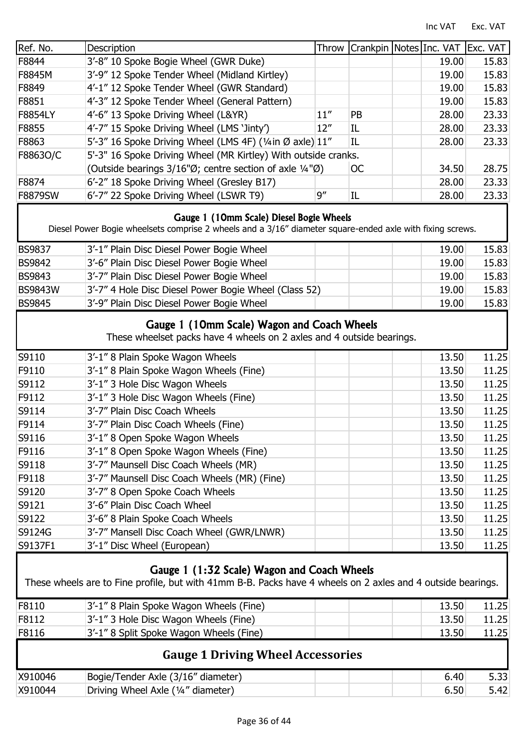| Ref. No. | Description | Throw | Crankpin | Notes | Inc. VAT | Exc. VAT |
|---|---|---|---|---|---|---|
| F8844 | 3'-8" 10 Spoke Bogie Wheel (GWR Duke) | | | | 19.00 | 15.83 |
| F8845M | 3'-9" 12 Spoke Tender Wheel (Midland Kirtley) | | | | 19.00 | 15.83 |
| F8849 | 4'-1" 12 Spoke Tender Wheel (GWR Standard) | | | | 19.00 | 15.83 |
| F8851 | 4'-3" 12 Spoke Tender Wheel (General Pattern) | | | | 19.00 | 15.83 |
| F8854LY | 4'-6" 13 Spoke Driving Wheel (L&YR) | 11" | PB | | 28.00 | 23.33 |
| F8855 | 4'-7" 15 Spoke Driving Wheel (LMS 'Jinty') | 12" | IL | | 28.00 | 23.33 |
| F8863 | 5'-3" 16 Spoke Driving Wheel (LMS 4F) (¼in Ø axle) | 11" | IL | | 28.00 | 23.33 |
| F8863O/C | 5'-3" 16 Spoke Driving Wheel (MR Kirtley) With outside cranks. (Outside bearings 3/16"Ø; centre section of axle ¼"Ø) | | OC | | 34.50 | 28.75 |
| F8874 | 6'-2" 18 Spoke Driving Wheel (Gresley B17) | | | | 28.00 | 23.33 |
| F8879SW | 6'-7" 22 Spoke Driving Wheel (LSWR T9) | 9" | IL | | 28.00 | 23.33 |

## Gauge 1 (10mm Scale) Diesel Bogie Wheels

Diesel Power Bogie wheelsets comprise 2 wheels and a 3/16" diameter square-ended axle with fixing screws.

| Ref. No. | Description | Throw | Crankpin | Notes | Inc. VAT | Exc. VAT |
|---|---|---|---|---|---|---|
| BS9837 | 3'-1" Plain Disc Diesel Power Bogie Wheel | | | | 19.00 | 15.83 |
| BS9842 | 3'-6" Plain Disc Diesel Power Bogie Wheel | | | | 19.00 | 15.83 |
| BS9843 | 3'-7" Plain Disc Diesel Power Bogie Wheel | | | | 19.00 | 15.83 |
| BS9843W | 3'-7" 4 Hole Disc Diesel Power Bogie Wheel (Class 52) | | | | 19.00 | 15.83 |
| BS9845 | 3'-9" Plain Disc Diesel Power Bogie Wheel | | | | 19.00 | 15.83 |

## Gauge 1 (10mm Scale) Wagon and Coach Wheels

These wheelset packs have 4 wheels on 2 axles and 4 outside bearings.

| Ref. No. | Description | Throw | Crankpin | Notes | Inc. VAT | Exc. VAT |
|---|---|---|---|---|---|---|
| S9110 | 3'-1" 8 Plain Spoke Wagon Wheels | | | | 13.50 | 11.25 |
| F9110 | 3'-1" 8 Plain Spoke Wagon Wheels (Fine) | | | | 13.50 | 11.25 |
| S9112 | 3'-1" 3 Hole Disc Wagon Wheels | | | | 13.50 | 11.25 |
| F9112 | 3'-1" 3 Hole Disc Wagon Wheels (Fine) | | | | 13.50 | 11.25 |
| S9114 | 3'-7" Plain Disc Coach Wheels | | | | 13.50 | 11.25 |
| F9114 | 3'-7" Plain Disc Coach Wheels (Fine) | | | | 13.50 | 11.25 |
| S9116 | 3'-1" 8 Open Spoke Wagon Wheels | | | | 13.50 | 11.25 |
| F9116 | 3'-1" 8 Open Spoke Wagon Wheels (Fine) | | | | 13.50 | 11.25 |
| S9118 | 3'-7" Maunsell Disc Coach Wheels (MR) | | | | 13.50 | 11.25 |
| F9118 | 3'-7" Maunsell Disc Coach Wheels (MR) (Fine) | | | | 13.50 | 11.25 |
| S9120 | 3'-7" 8 Open Spoke Coach Wheels | | | | 13.50 | 11.25 |
| S9121 | 3'-6" Plain Disc Coach Wheel | | | | 13.50 | 11.25 |
| S9122 | 3'-6" 8 Plain Spoke Coach Wheels | | | | 13.50 | 11.25 |
| S9124G | 3'-7" Mansell Disc Coach Wheel (GWR/LNWR) | | | | 13.50 | 11.25 |
| S9137F1 | 3'-1" Disc Wheel (European) | | | | 13.50 | 11.25 |

## Gauge 1 (1:32 Scale) Wagon and Coach Wheels

These wheels are to Fine profile, but with 41mm B-B. Packs have 4 wheels on 2 axles and 4 outside bearings.

| Ref. No. | Description | Throw | Crankpin | Notes | Inc. VAT | Exc. VAT |
|---|---|---|---|---|---|---|
| F8110 | 3'-1" 8 Plain Spoke Wagon Wheels (Fine) | | | | 13.50 | 11.25 |
| F8112 | 3'-1" 3 Hole Disc Wagon Wheels (Fine) | | | | 13.50 | 11.25 |
| F8116 | 3'-1" 8 Split Spoke Wagon Wheels (Fine) | | | | 13.50 | 11.25 |

## Gauge 1 Driving Wheel Accessories

| Ref. No. | Description | Throw | Crankpin | Notes | Inc. VAT | Exc. VAT |
|---|---|---|---|---|---|---|
| X910046 | Bogie/Tender Axle (3/16" diameter) | | | | 6.40 | 5.33 |
| X910044 | Driving Wheel Axle (¼" diameter) | | | | 6.50 | 5.42 |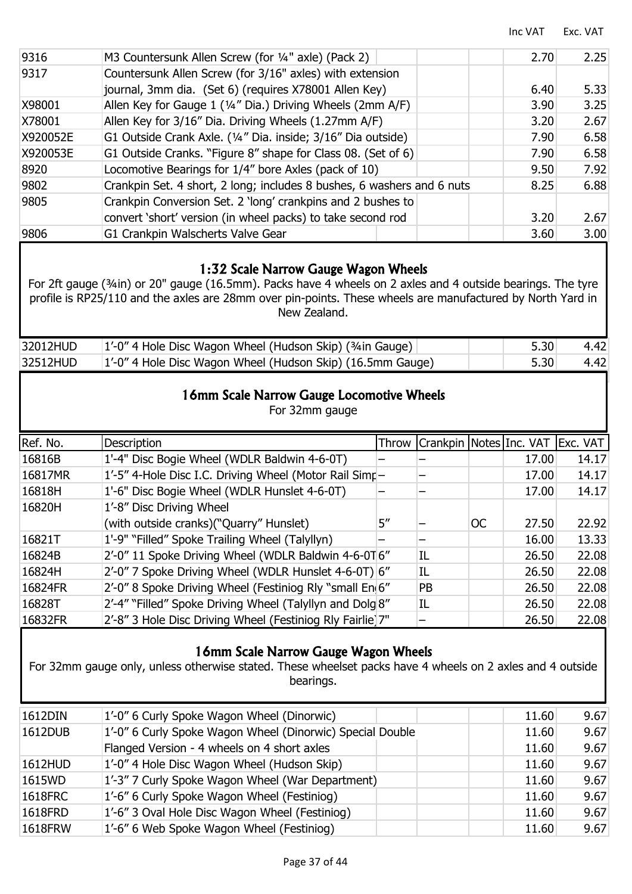| | | Inc VAT | Exc. VAT |
|---|---|---|---|
| 9316 | M3 Countersunk Allen Screw (for ¼" axle) (Pack 2) | 2.70 | 2.25 |
| 9317 | Countersunk Allen Screw (for 3/16" axles) with extension journal, 3mm dia. (Set 6) (requires X78001 Allen Key) | 6.40 | 5.33 |
| X98001 | Allen Key for Gauge 1 (¼" Dia.) Driving Wheels (2mm A/F) | 3.90 | 3.25 |
| X78001 | Allen Key for 3/16" Dia. Driving Wheels (1.27mm A/F) | 3.20 | 2.67 |
| X920052E | G1 Outside Crank Axle. (¼" Dia. inside; 3/16" Dia outside) | 7.90 | 6.58 |
| X920053E | G1 Outside Cranks. "Figure 8" shape for Class 08. (Set of 6) | 7.90 | 6.58 |
| 8920 | Locomotive Bearings for 1/4" bore Axles (pack of 10) | 9.50 | 7.92 |
| 9802 | Crankpin Set. 4 short, 2 long; includes 8 bushes, 6 washers and 6 nuts | 8.25 | 6.88 |
| 9805 | Crankpin Conversion Set. 2 'long' crankpins and 2 bushes to convert 'short' version (in wheel packs) to take second rod | 3.20 | 2.67 |
| 9806 | G1 Crankpin Walscherts Valve Gear | 3.60 | 3.00 |

## 1:32 Scale Narrow Gauge Wagon Wheels

For 2ft gauge (¾in) or 20" gauge (16.5mm). Packs have 4 wheels on 2 axles and 4 outside bearings. The tyre profile is RP25/110 and the axles are 28mm over pin-points. These wheels are manufactured by North Yard in New Zealand.

| | | Inc VAT | Exc. VAT |
|---|---|---|---|
| 32012HUD | 1'-0" 4 Hole Disc Wagon Wheel (Hudson Skip) (¾in Gauge) | 5.30 | 4.42 |
| 32512HUD | 1'-0" 4 Hole Disc Wagon Wheel (Hudson Skip) (16.5mm Gauge) | 5.30 | 4.42 |

## 16mm Scale Narrow Gauge Locomotive Wheels

For 32mm gauge

| Ref. No. | Description | Throw | Crankpin | Notes | Inc. VAT | Exc. VAT |
|---|---|---|---|---|---|---|
| 16816B | 1'-4" Disc Bogie Wheel (WDLR Baldwin 4-6-0T) | – | – | | 17.00 | 14.17 |
| 16817MR | 1'-5" 4-Hole Disc I.C. Driving Wheel (Motor Rail Simp | – | – | | 17.00 | 14.17 |
| 16818H | 1'-6" Disc Bogie Wheel (WDLR Hunslet 4-6-0T) | – | – | | 17.00 | 14.17 |
| 16820H | 1'-8" Disc Driving Wheel (with outside cranks)("Quarry" Hunslet) | 5" | – | OC | 27.50 | 22.92 |
| 16821T | 1'-9" "Filled" Spoke Trailing Wheel (Talyllyn) | – | – | | 16.00 | 13.33 |
| 16824B | 2'-0" 11 Spoke Driving Wheel (WDLR Baldwin 4-6-0T | 6" | IL | | 26.50 | 22.08 |
| 16824H | 2'-0" 7 Spoke Driving Wheel (WDLR Hunslet 4-6-0T) | 6" | IL | | 26.50 | 22.08 |
| 16824FR | 2'-0" 8 Spoke Driving Wheel (Festiniog Rly "small En | 6" | PB | | 26.50 | 22.08 |
| 16828T | 2'-4" "Filled" Spoke Driving Wheel (Talyllyn and Dolg | 8" | IL | | 26.50 | 22.08 |
| 16832FR | 2'-8" 3 Hole Disc Driving Wheel (Festiniog Rly Fairlie) | 7" | – | | 26.50 | 22.08 |

## 16mm Scale Narrow Gauge Wagon Wheels

For 32mm gauge only, unless otherwise stated. These wheelset packs have 4 wheels on 2 axles and 4 outside bearings.

| | | Inc VAT | Exc. VAT |
|---|---|---|---|
| 1612DIN | 1'-0" 6 Curly Spoke Wagon Wheel (Dinorwic) | 11.60 | 9.67 |
| 1612DUB | 1'-0" 6 Curly Spoke Wagon Wheel (Dinorwic) Special Double | 11.60 | 9.67 |
| | Flanged Version - 4 wheels on 4 short axles | 11.60 | 9.67 |
| 1612HUD | 1'-0" 4 Hole Disc Wagon Wheel (Hudson Skip) | 11.60 | 9.67 |
| 1615WD | 1'-3" 7 Curly Spoke Wagon Wheel (War Department) | 11.60 | 9.67 |
| 1618FRC | 1'-6" 6 Curly Spoke Wagon Wheel (Festiniog) | 11.60 | 9.67 |
| 1618FRD | 1'-6" 3 Oval Hole Disc Wagon Wheel (Festiniog) | 11.60 | 9.67 |
| 1618FRW | 1'-6" 6 Web Spoke Wagon Wheel (Festiniog) | 11.60 | 9.67 |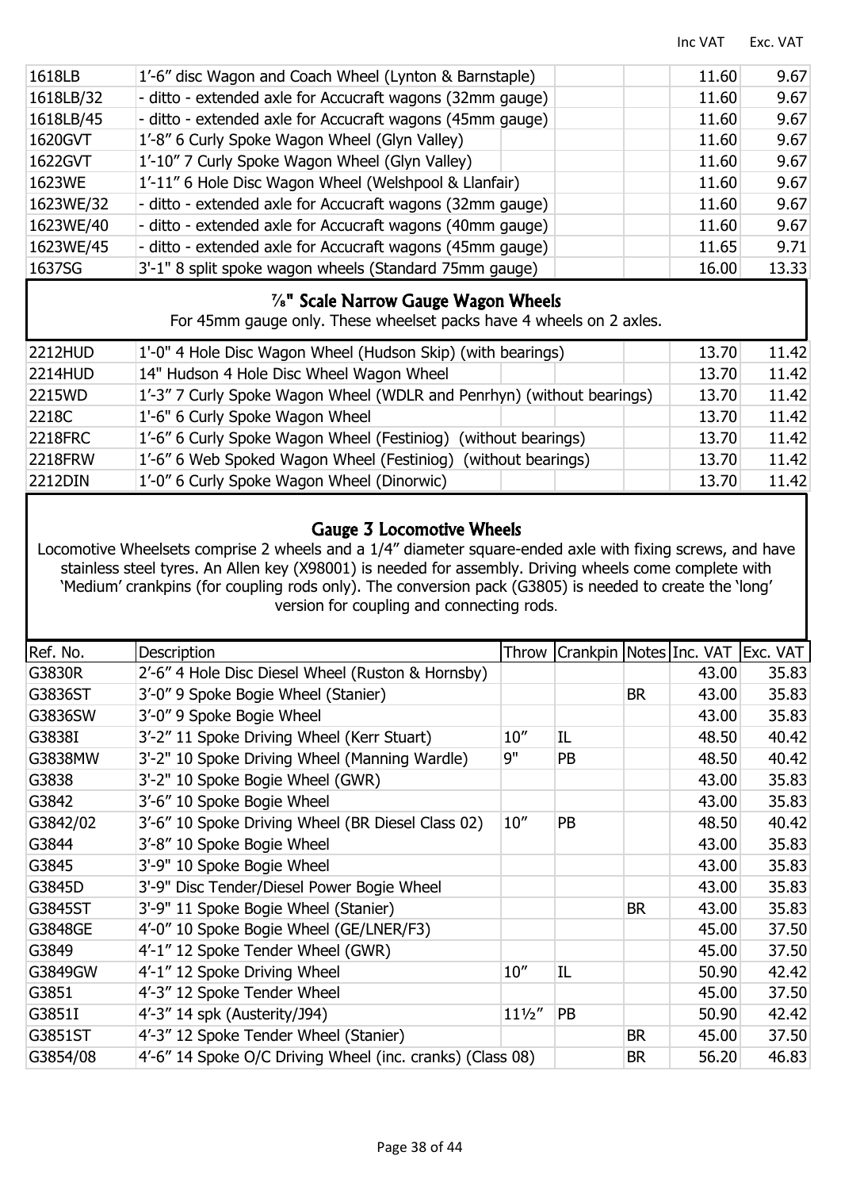| | | Inc VAT | Exc. VAT |
|---|---|---|---|
| 1618LB | 1'-6" disc Wagon and Coach Wheel (Lynton & Barnstaple) | 11.60 | 9.67 |
| 1618LB/32 | - ditto - extended axle for Accucraft wagons (32mm gauge) | 11.60 | 9.67 |
| 1618LB/45 | - ditto - extended axle for Accucraft wagons (45mm gauge) | 11.60 | 9.67 |
| 1620GVT | 1'-8" 6 Curly Spoke Wagon Wheel (Glyn Valley) | 11.60 | 9.67 |
| 1622GVT | 1'-10" 7 Curly Spoke Wagon Wheel (Glyn Valley) | 11.60 | 9.67 |
| 1623WE | 1'-11" 6 Hole Disc Wagon Wheel (Welshpool & Llanfair) | 11.60 | 9.67 |
| 1623WE/32 | - ditto - extended axle for Accucraft wagons (32mm gauge) | 11.60 | 9.67 |
| 1623WE/40 | - ditto - extended axle for Accucraft wagons (40mm gauge) | 11.60 | 9.67 |
| 1623WE/45 | - ditto - extended axle for Accucraft wagons (45mm gauge) | 11.65 | 9.71 |
| 1637SG | 3'-1" 8 split spoke wagon wheels (Standard 75mm gauge) | 16.00 | 13.33 |

## ⅞" Scale Narrow Gauge Wagon Wheels

For 45mm gauge only. These wheelset packs have 4 wheels on 2 axles.

| | | Inc VAT | Exc. VAT |
|---|---|---|---|
| 2212HUD | 1'-0" 4 Hole Disc Wagon Wheel (Hudson Skip) (with bearings) | 13.70 | 11.42 |
| 2214HUD | 14" Hudson 4 Hole Disc Wheel Wagon Wheel | 13.70 | 11.42 |
| 2215WD | 1'-3" 7 Curly Spoke Wagon Wheel (WDLR and Penrhyn) (without bearings) | 13.70 | 11.42 |
| 2218C | 1'-6" 6 Curly Spoke Wagon Wheel | 13.70 | 11.42 |
| 2218FRC | 1'-6" 6 Curly Spoke Wagon Wheel (Festiniog) (without bearings) | 13.70 | 11.42 |
| 2218FRW | 1'-6" 6 Web Spoked Wagon Wheel (Festiniog) (without bearings) | 13.70 | 11.42 |
| 2212DIN | 1'-0" 6 Curly Spoke Wagon Wheel (Dinorwic) | 13.70 | 11.42 |

## Gauge 3 Locomotive Wheels

Locomotive Wheelsets comprise 2 wheels and a 1/4" diameter square-ended axle with fixing screws, and have stainless steel tyres. An Allen key (X98001) is needed for assembly. Driving wheels come complete with 'Medium' crankpins (for coupling rods only). The conversion pack (G3805) is needed to create the 'long' version for coupling and connecting rods.

| Ref. No. | Description | Throw | Crankpin | Notes | Inc. VAT | Exc. VAT |
|---|---|---|---|---|---|---|
| G3830R | 2'-6" 4 Hole Disc Diesel Wheel (Ruston & Hornsby) | | | | 43.00 | 35.83 |
| G3836ST | 3'-0" 9 Spoke Bogie Wheel (Stanier) | | | BR | 43.00 | 35.83 |
| G3836SW | 3'-0" 9 Spoke Bogie Wheel | | | | 43.00 | 35.83 |
| G3838I | 3'-2" 11 Spoke Driving Wheel (Kerr Stuart) | 10" | IL | | 48.50 | 40.42 |
| G3838MW | 3'-2" 10 Spoke Driving Wheel (Manning Wardle) | 9" | PB | | 48.50 | 40.42 |
| G3838 | 3'-2" 10 Spoke Bogie Wheel (GWR) | | | | 43.00 | 35.83 |
| G3842 | 3'-6" 10 Spoke Bogie Wheel | | | | 43.00 | 35.83 |
| G3842/02 | 3'-6" 10 Spoke Driving Wheel (BR Diesel Class 02) | 10" | PB | | 48.50 | 40.42 |
| G3844 | 3'-8" 10 Spoke Bogie Wheel | | | | 43.00 | 35.83 |
| G3845 | 3'-9" 10 Spoke Bogie Wheel | | | | 43.00 | 35.83 |
| G3845D | 3'-9" Disc Tender/Diesel Power Bogie Wheel | | | | 43.00 | 35.83 |
| G3845ST | 3'-9" 11 Spoke Bogie Wheel (Stanier) | | | BR | 43.00 | 35.83 |
| G3848GE | 4'-0" 10 Spoke Bogie Wheel (GE/LNER/F3) | | | | 45.00 | 37.50 |
| G3849 | 4'-1" 12 Spoke Tender Wheel (GWR) | | | | 45.00 | 37.50 |
| G3849GW | 4'-1" 12 Spoke Driving Wheel | 10" | IL | | 50.90 | 42.42 |
| G3851 | 4'-3" 12 Spoke Tender Wheel | | | | 45.00 | 37.50 |
| G3851I | 4'-3" 14 spk (Austerity/J94) | 11½" | PB | | 50.90 | 42.42 |
| G3851ST | 4'-3" 12 Spoke Tender Wheel (Stanier) | | | BR | 45.00 | 37.50 |
| G3854/08 | 4'-6" 14 Spoke O/C Driving Wheel (inc. cranks) (Class 08) | | | BR | 56.20 | 46.83 |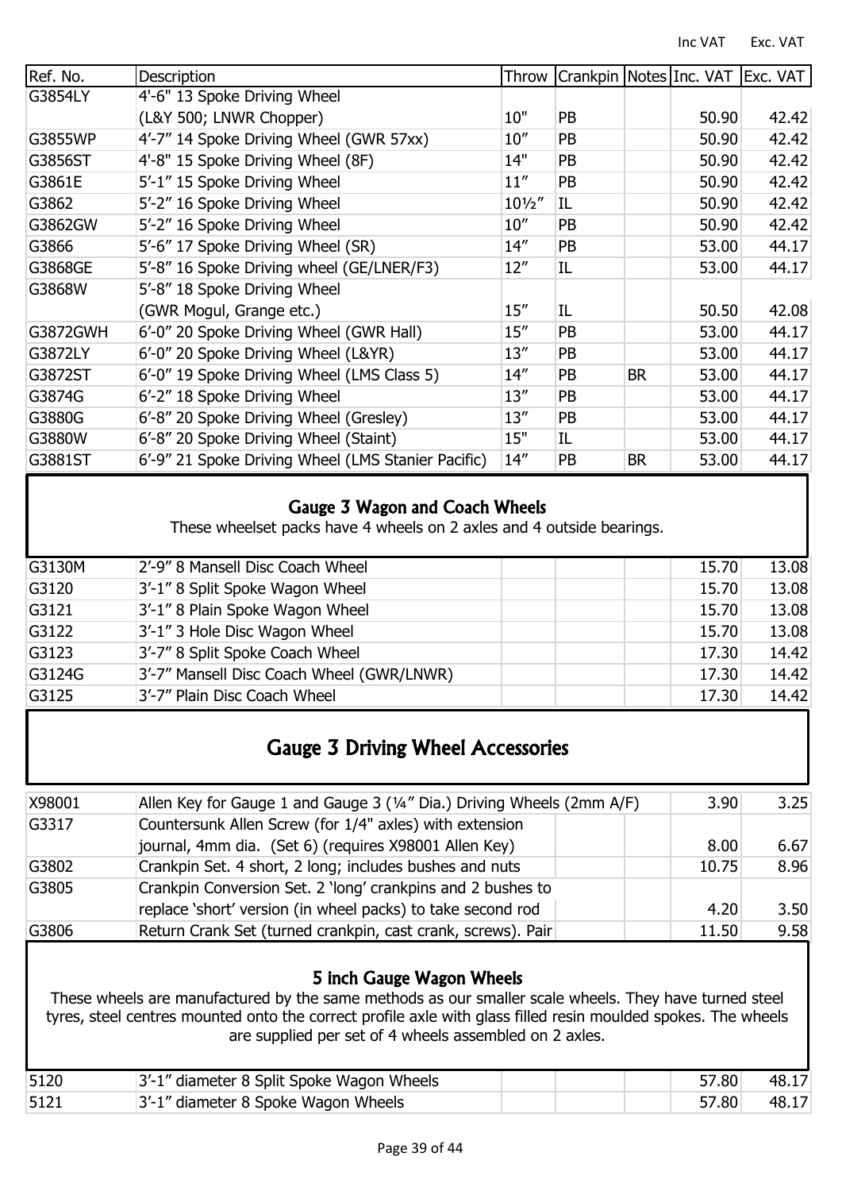| Ref. No. | Description | Throw | Crankpin | Notes | Inc. VAT | Exc. VAT |
|---|---|---|---|---|---|---|
| G3854LY | 4'-6" 13 Spoke Driving Wheel (L&Y 500; LNWR Chopper) | 10" | PB | | 50.90 | 42.42 |
| G3855WP | 4'-7" 14 Spoke Driving Wheel (GWR 57xx) | 10" | PB | | 50.90 | 42.42 |
| G3856ST | 4'-8" 15 Spoke Driving Wheel (8F) | 14" | PB | | 50.90 | 42.42 |
| G3861E | 5'-1" 15 Spoke Driving Wheel | 11" | PB | | 50.90 | 42.42 |
| G3862 | 5'-2" 16 Spoke Driving Wheel | 10½" | IL | | 50.90 | 42.42 |
| G3862GW | 5'-2" 16 Spoke Driving Wheel | 10" | PB | | 50.90 | 42.42 |
| G3866 | 5'-6" 17 Spoke Driving Wheel (SR) | 14" | PB | | 53.00 | 44.17 |
| G3868GE | 5'-8" 16 Spoke Driving wheel (GE/LNER/F3) | 12" | IL | | 53.00 | 44.17 |
| G3868W | 5'-8" 18 Spoke Driving Wheel (GWR Mogul, Grange etc.) | 15" | IL | | 50.50 | 42.08 |
| G3872GWH | 6'-0" 20 Spoke Driving Wheel (GWR Hall) | 15" | PB | | 53.00 | 44.17 |
| G3872LY | 6'-0" 20 Spoke Driving Wheel (L&YR) | 13" | PB | | 53.00 | 44.17 |
| G3872ST | 6'-0" 19 Spoke Driving Wheel (LMS Class 5) | 14" | PB | BR | 53.00 | 44.17 |
| G3874G | 6'-2" 18 Spoke Driving Wheel | 13" | PB | | 53.00 | 44.17 |
| G3880G | 6'-8" 20 Spoke Driving Wheel (Gresley) | 13" | PB | | 53.00 | 44.17 |
| G3880W | 6'-8" 20 Spoke Driving Wheel (Staint) | 15" | IL | | 53.00 | 44.17 |
| G3881ST | 6'-9" 21 Spoke Driving Wheel (LMS Stanier Pacific) | 14" | PB | BR | 53.00 | 44.17 |

## Gauge 3 Wagon and Coach Wheels

These wheelset packs have 4 wheels on 2 axles and 4 outside bearings.

| Ref. No. | Description | Inc. VAT | Exc. VAT |
|---|---|---|---|
| G3130M | 2'-9" 8 Mansell Disc Coach Wheel | 15.70 | 13.08 |
| G3120 | 3'-1" 8 Split Spoke Wagon Wheel | 15.70 | 13.08 |
| G3121 | 3'-1" 8 Plain Spoke Wagon Wheel | 15.70 | 13.08 |
| G3122 | 3'-1" 3 Hole Disc Wagon Wheel | 15.70 | 13.08 |
| G3123 | 3'-7" 8 Split Spoke Coach Wheel | 17.30 | 14.42 |
| G3124G | 3'-7" Mansell Disc Coach Wheel (GWR/LNWR) | 17.30 | 14.42 |
| G3125 | 3'-7" Plain Disc Coach Wheel | 17.30 | 14.42 |

## Gauge 3 Driving Wheel Accessories

| Ref. No. | Description | Inc. VAT | Exc. VAT |
|---|---|---|---|
| X98001 | Allen Key for Gauge 1 and Gauge 3 (¼" Dia.) Driving Wheels (2mm A/F) | 3.90 | 3.25 |
| G3317 | Countersunk Allen Screw (for 1/4" axles) with extension journal, 4mm dia. (Set 6) (requires X98001 Allen Key) | 8.00 | 6.67 |
| G3802 | Crankpin Set. 4 short, 2 long; includes bushes and nuts | 10.75 | 8.96 |
| G3805 | Crankpin Conversion Set. 2 'long' crankpins and 2 bushes to replace 'short' version (in wheel packs) to take second rod | 4.20 | 3.50 |
| G3806 | Return Crank Set (turned crankpin, cast crank, screws). Pair | 11.50 | 9.58 |

## 5 inch Gauge Wagon Wheels

These wheels are manufactured by the same methods as our smaller scale wheels. They have turned steel tyres, steel centres mounted onto the correct profile axle with glass filled resin moulded spokes. The wheels are supplied per set of 4 wheels assembled on 2 axles.

| Ref. No. | Description | Inc. VAT | Exc. VAT |
|---|---|---|---|
| 5120 | 3'-1" diameter 8 Split Spoke Wagon Wheels | 57.80 | 48.17 |
| 5121 | 3'-1" diameter 8 Spoke Wagon Wheels | 57.80 | 48.17 |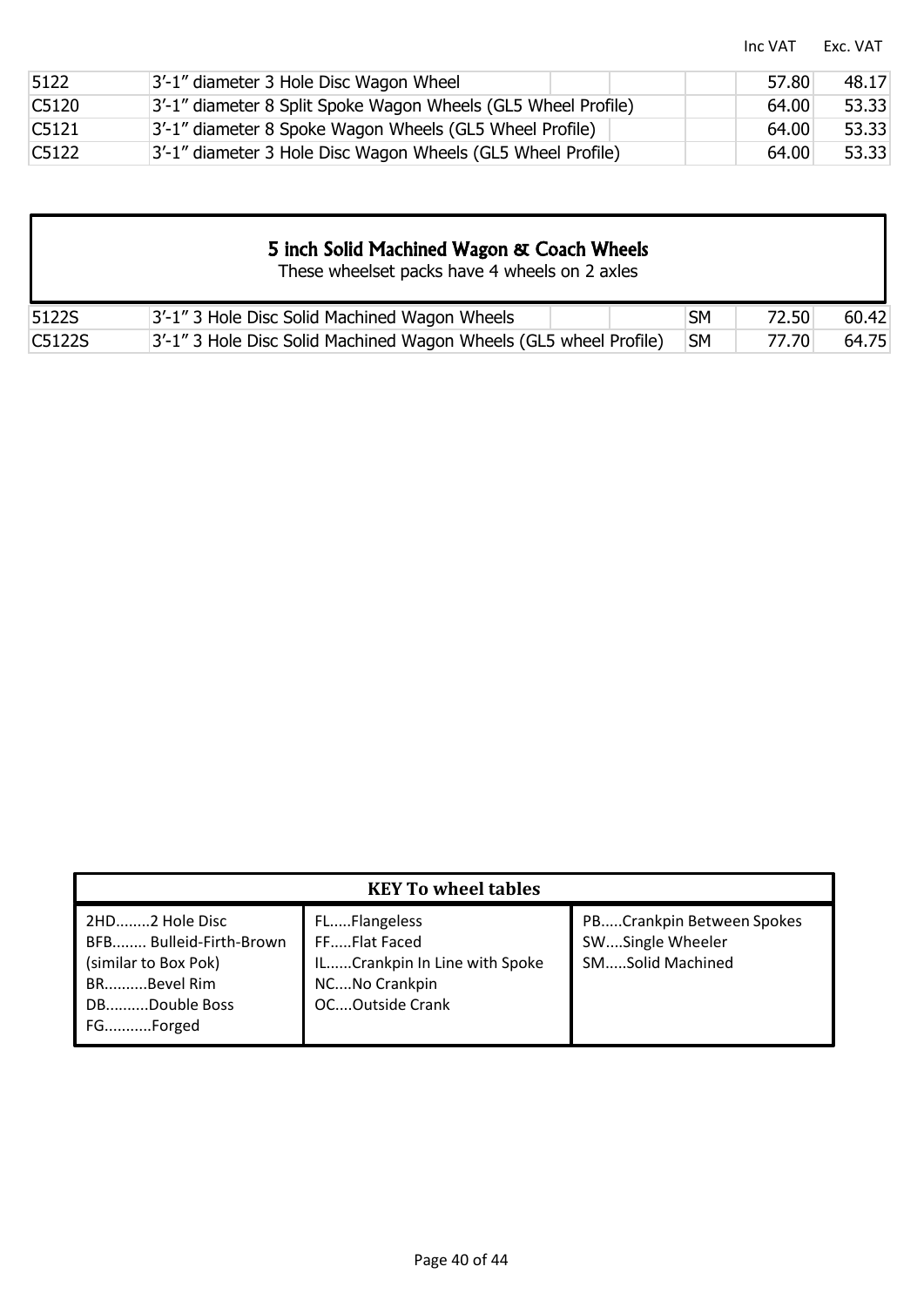| | | | | | Inc VAT | Exc. VAT |
|---|---|---|---|---|---|---|
| 5122 | 3'-1" diameter 3 Hole Disc Wagon Wheel | | | | 57.80 | 48.17 |
| C5120 | 3'-1" diameter 8 Split Spoke Wagon Wheels (GL5 Wheel Profile) | | | | 64.00 | 53.33 |
| C5121 | 3'-1" diameter 8 Spoke Wagon Wheels (GL5 Wheel Profile) | | | | 64.00 | 53.33 |
| C5122 | 3'-1" diameter 3 Hole Disc Wagon Wheels (GL5 Wheel Profile) | | | | 64.00 | 53.33 |

## 5 inch Solid Machined Wagon & Coach Wheels

These wheelset packs have 4 wheels on 2 axles

| | | | | | | |
|---|---|---|---|---|---|---|
| 5122S | 3'-1" 3 Hole Disc Solid Machined Wagon Wheels | | | SM | 72.50 | 60.42 |
| C5122S | 3'-1" 3 Hole Disc Solid Machined Wagon Wheels (GL5 wheel Profile) | | | SM | 77.70 | 64.75 |

| KEY To wheel tables | | |
|---|---|---|
| 2HD........2 Hole Disc<br>BFB........ Bulleid-Firth-Brown (similar to Box Pok)<br>BR..........Bevel Rim<br>DB..........Double Boss<br>FG...........Forged | FL.....Flangeless<br>FF.....Flat Faced<br>IL......Crankpin In Line with Spoke<br>NC....No Crankpin<br>OC....Outside Crank | PB.....Crankpin Between Spokes<br>SW....Single Wheeler<br>SM.....Solid Machined |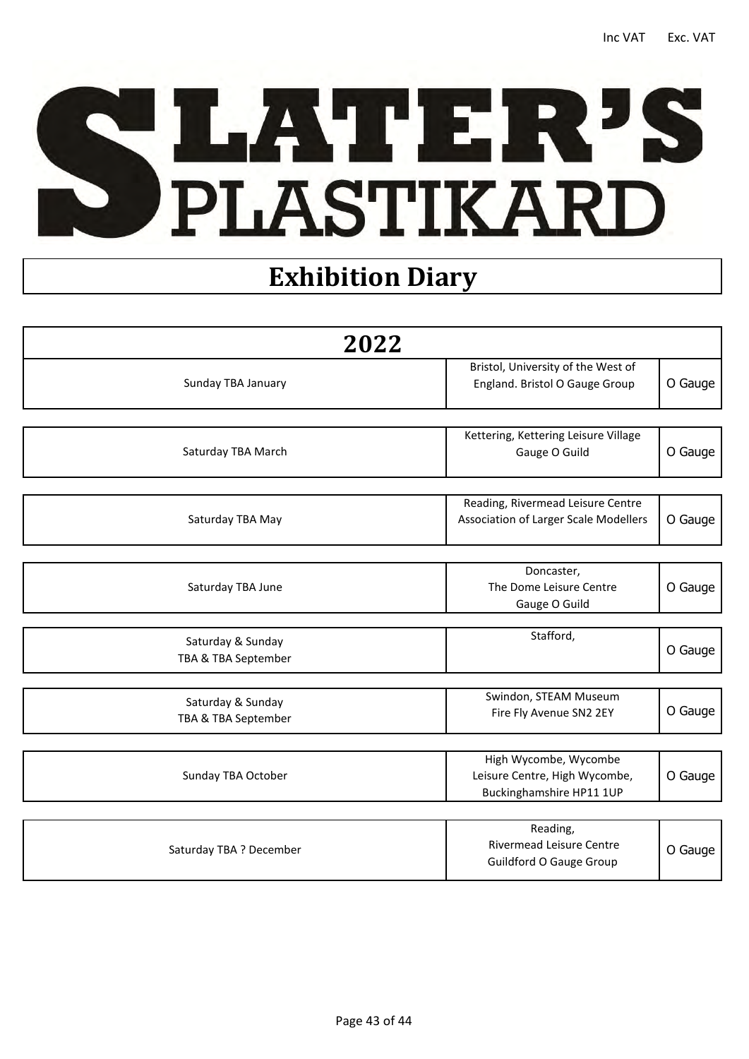Inc VAT Exc. VAT

# SLATER'S PLASTIKARD

## Exhibition Diary

| 2022 | | |
|---|---|---|
| Sunday TBA January | Bristol, University of the West of England. Bristol O Gauge Group | O Gauge |
| Saturday TBA March | Kettering, Kettering Leisure Village Gauge O Guild | O Gauge |
| Saturday TBA May | Reading, Rivermead Leisure Centre Association of Larger Scale Modellers | O Gauge |
| Saturday TBA June | Doncaster, The Dome Leisure Centre Gauge O Guild | O Gauge |
| Saturday & Sunday TBA & TBA September | Stafford, | O Gauge |
| Saturday & Sunday TBA & TBA September | Swindon, STEAM Museum Fire Fly Avenue SN2 2EY | O Gauge |
| Sunday TBA October | High Wycombe, Wycombe Leisure Centre, High Wycombe, Buckinghamshire HP11 1UP | O Gauge |
| Saturday TBA ? December | Reading, Rivermead Leisure Centre Guildford O Gauge Group | O Gauge |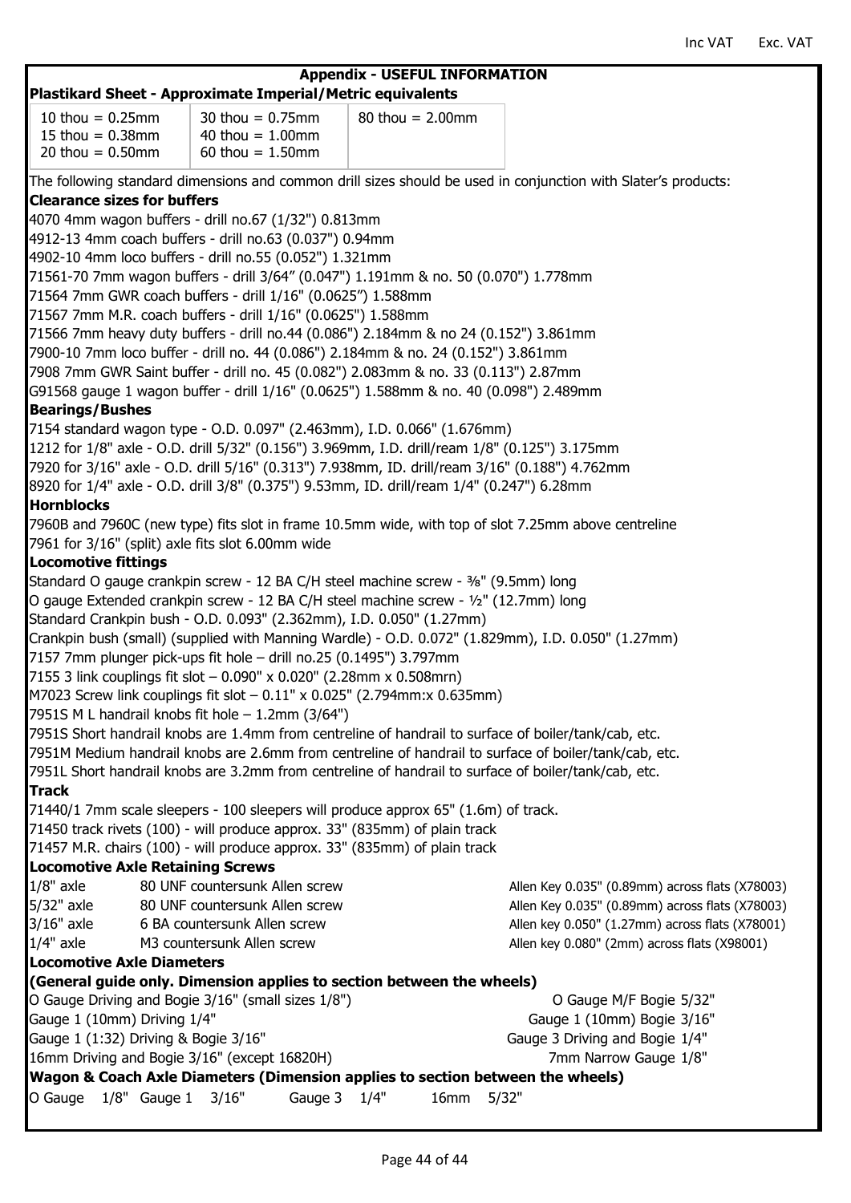Inc VAT Exc. VAT

## Appendix - USEFUL INFORMATION

**Plastikard Sheet - Approximate Imperial/Metric equivalents**

| | | |
|---|---|---|
| 10 thou = 0.25mm<br>15 thou = 0.38mm<br>20 thou = 0.50mm | 30 thou = 0.75mm<br>40 thou = 1.00mm<br>60 thou = 1.50mm | 80 thou = 2.00mm |

The following standard dimensions and common drill sizes should be used in conjunction with Slater's products:

**Clearance sizes for buffers**

4070 4mm wagon buffers - drill no.67 (1/32") 0.813mm
4912-13 4mm coach buffers - drill no.63 (0.037") 0.94mm
4902-10 4mm loco buffers - drill no.55 (0.052") 1.321mm
71561-70 7mm wagon buffers - drill 3/64" (0.047") 1.191mm & no. 50 (0.070") 1.778mm
71564 7mm GWR coach buffers - drill 1/16" (0.0625") 1.588mm
71567 7mm M.R. coach buffers - drill 1/16" (0.0625") 1.588mm
71566 7mm heavy duty buffers - drill no.44 (0.086") 2.184mm & no 24 (0.152") 3.861mm
7900-10 7mm loco buffer - drill no. 44 (0.086") 2.184mm & no. 24 (0.152") 3.861mm
7908 7mm GWR Saint buffer - drill no. 45 (0.082") 2.083mm & no. 33 (0.113") 2.87mm
G91568 gauge 1 wagon buffer - drill 1/16" (0.0625") 1.588mm & no. 40 (0.098") 2.489mm

**Bearings/Bushes**

7154 standard wagon type - O.D. 0.097" (2.463mm), I.D. 0.066" (1.676mm)
1212 for 1/8" axle - O.D. drill 5/32" (0.156") 3.969mm, I.D. drill/ream 1/8" (0.125") 3.175mm
7920 for 3/16" axle - O.D. drill 5/16" (0.313") 7.938mm, ID. drill/ream 3/16" (0.188") 4.762mm
8920 for 1/4" axle - O.D. drill 3/8" (0.375") 9.53mm, ID. drill/ream 1/4" (0.247") 6.28mm

**Hornblocks**

7960B and 7960C (new type) fits slot in frame 10.5mm wide, with top of slot 7.25mm above centreline
7961 for 3/16" (split) axle fits slot 6.00mm wide

**Locomotive fittings**

Standard O gauge crankpin screw - 12 BA C/H steel machine screw - ⅜" (9.5mm) long
O gauge Extended crankpin screw - 12 BA C/H steel machine screw - ½" (12.7mm) long
Standard Crankpin bush - O.D. 0.093" (2.362mm), I.D. 0.050" (1.27mm)
Crankpin bush (small) (supplied with Manning Wardle) - O.D. 0.072" (1.829mm), I.D. 0.050" (1.27mm)
7157 7mm plunger pick-ups fit hole – drill no.25 (0.1495") 3.797mm
7155 3 link couplings fit slot – 0.090" x 0.020" (2.28mm x 0.508mrn)
M7023 Screw link couplings fit slot – 0.11" x 0.025" (2.794mm:x 0.635mm)
7951S M L handrail knobs fit hole – 1.2mm (3/64")
7951S Short handrail knobs are 1.4mm from centreline of handrail to surface of boiler/tank/cab, etc.
7951M Medium handrail knobs are 2.6mm from centreline of handrail to surface of boiler/tank/cab, etc.
7951L Short handrail knobs are 3.2mm from centreline of handrail to surface of boiler/tank/cab, etc.

**Track**

71440/1 7mm scale sleepers - 100 sleepers will produce approx 65" (1.6m) of track.
71450 track rivets (100) - will produce approx. 33" (835mm) of plain track
71457 M.R. chairs (100) - will produce approx. 33" (835mm) of plain track

**Locomotive Axle Retaining Screws**

| | | |
|---|---|---|
| 1/8" axle | 80 UNF countersunk Allen screw | Allen Key 0.035" (0.89mm) across flats (X78003) |
| 5/32" axle | 80 UNF countersunk Allen screw | Allen Key 0.035" (0.89mm) across flats (X78003) |
| 3/16" axle | 6 BA countersunk Allen screw | Allen key 0.050" (1.27mm) across flats (X78001) |
| 1/4" axle | M3 countersunk Allen screw | Allen key 0.080" (2mm) across flats (X98001) |

**Locomotive Axle Diameters**

**(General guide only. Dimension applies to section between the wheels)**

| | |
|---|---|
| O Gauge Driving and Bogie 3/16" (small sizes 1/8") | O Gauge M/F Bogie 5/32" |
| Gauge 1 (10mm) Driving 1/4" | Gauge 1 (10mm) Bogie 3/16" |
| Gauge 1 (1:32) Driving & Bogie 3/16" | Gauge 3 Driving and Bogie 1/4" |
| 16mm Driving and Bogie 3/16" (except 16820H) | 7mm Narrow Gauge 1/8" |

**Wagon & Coach Axle Diameters (Dimension applies to section between the wheels)**

O Gauge 1/8" Gauge 1 3/16" Gauge 3 1/4" 16mm 5/32"